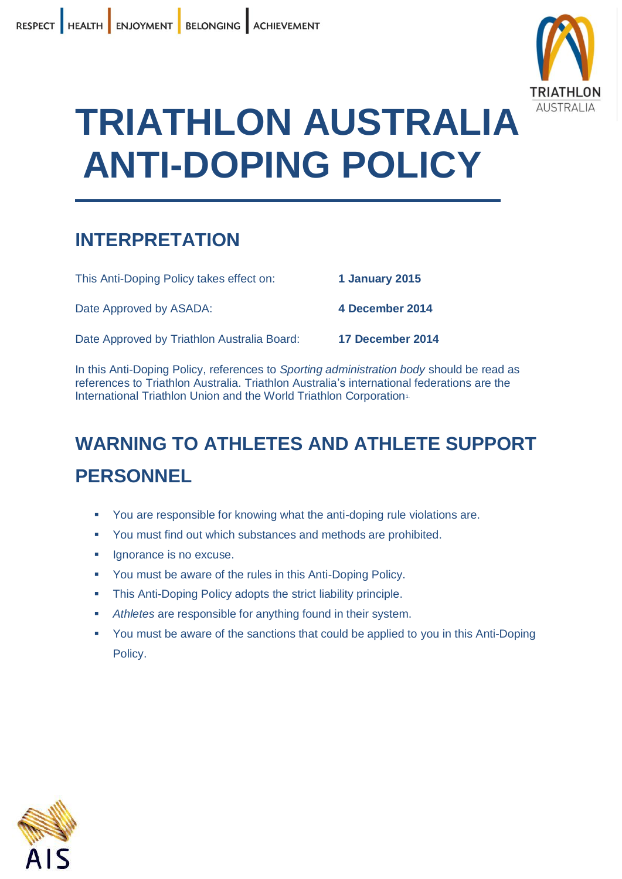RESPECT | HEALTH | ENJOYMENT | BELONGING | ACHIEVEMENT

# TRIATHLON AUSTRALIA ANTI-DOPING POLICY

## INTERPRETATION

| | |
|---|---|
| This Anti-Doping Policy takes effect on: | **1 January 2015** |
| Date Approved by ASADA: | **4 December 2014** |
| Date Approved by Triathlon Australia Board: | **17 December 2014** |

In this Anti-Doping Policy, references to *Sporting administration body* should be read as references to Triathlon Australia. Triathlon Australia's international federations are the International Triathlon Union and the World Triathlon Corporation[1]

## WARNING TO ATHLETES AND ATHLETE SUPPORT PERSONNEL

- You are responsible for knowing what the anti-doping rule violations are.
- You must find out which substances and methods are prohibited.
- Ignorance is no excuse.
- You must be aware of the rules in this Anti-Doping Policy.
- This Anti-Doping Policy adopts the strict liability principle.
- *Athletes* are responsible for anything found in their system.
- You must be aware of the sanctions that could be applied to you in this Anti-Doping Policy.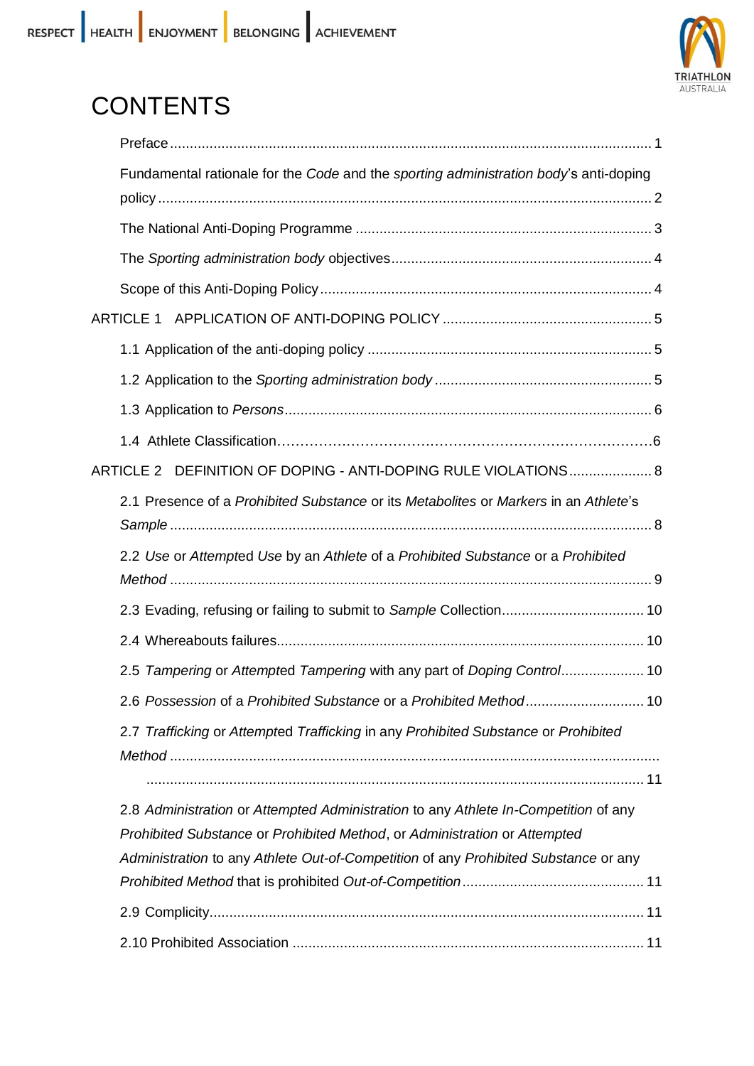# CONTENTS

Preface ... 1

Fundamental rationale for the *Code* and the *sporting administration body*'s anti-doping policy ... 2

The National Anti-Doping Programme ... 3

The *Sporting administration body* objectives ... 4

Scope of this Anti-Doping Policy ... 4

ARTICLE 1 APPLICATION OF ANTI-DOPING POLICY ... 5

1.1 Application of the anti-doping policy ... 5

1.2 Application to the *Sporting administration body* ... 5

1.3 Application to *Persons* ... 6

1.4 Athlete Classification ... 6

ARTICLE 2 DEFINITION OF DOPING - ANTI-DOPING RULE VIOLATIONS ... 8

2.1 Presence of a *Prohibited Substance* or its *Metabolites* or *Markers* in an *Athlete*'s *Sample* ... 8

2.2 *Use* or *Attempt*ed *Use* by an *Athlete* of a *Prohibited Substance* or a *Prohibited Method* ... 9

2.3 Evading, refusing or failing to submit to *Sample* Collection ... 10

2.4 Whereabouts failures ... 10

2.5 *Tampering* or *Attempt*ed *Tampering* with any part of *Doping Control* ... 10

2.6 *Possession* of a *Prohibited Substance* or a *Prohibited Method* ... 10

2.7 *Trafficking* or *Attempt*ed *Trafficking* in any *Prohibited Substance* or *Prohibited Method* ... 11

2.8 *Administration* or *Attempted Administration* to any *Athlete In-Competition* of any *Prohibited Substance* or *Prohibited Method*, or *Administration* or *Attempted Administration* to any *Athlete Out-of-Competition* of any *Prohibited Substance* or any *Prohibited Method* that is prohibited *Out-of-Competition* ... 11

2.9 Complicity ... 11

2.10 Prohibited Association ... 11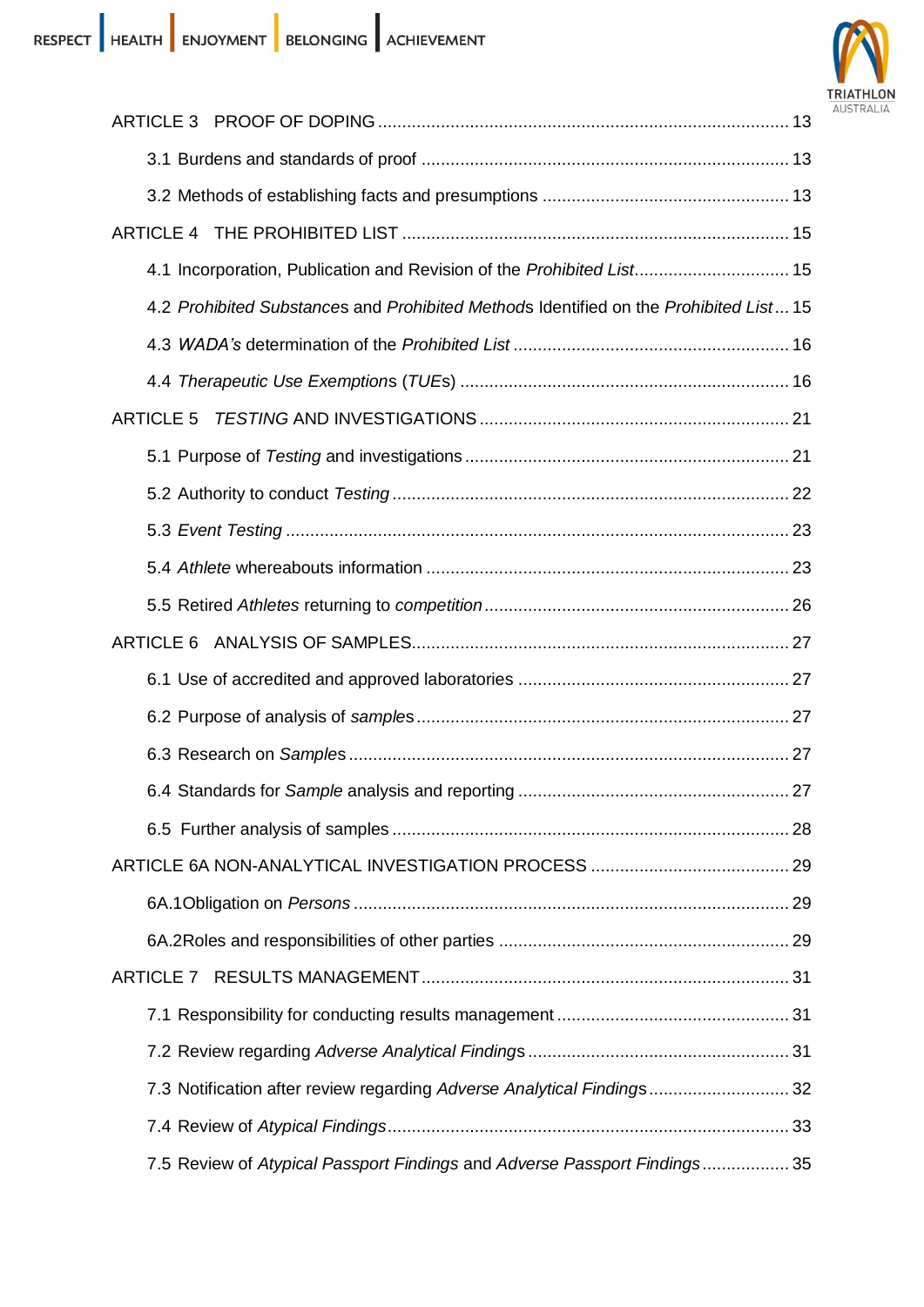ARTICLE 3 PROOF OF DOPING ..... 13

3.1 Burdens and standards of proof ..... 13

3.2 Methods of establishing facts and presumptions ..... 13

ARTICLE 4 THE PROHIBITED LIST ..... 15

4.1 Incorporation, Publication and Revision of the *Prohibited List* ..... 15

4.2 *Prohibited Substance*s and *Prohibited Method*s Identified on the *Prohibited List* ... 15

4.3 *WADA's* determination of the *Prohibited List* ..... 16

4.4 *Therapeutic Use Exemptions* (*TUE*s) ..... 16

ARTICLE 5 *TESTING* AND INVESTIGATIONS ..... 21

5.1 Purpose of *Testing* and investigations ..... 21

5.2 Authority to conduct *Testing* ..... 22

5.3 *Event Testing* ..... 23

5.4 *Athlete* whereabouts information ..... 23

5.5 Retired *Athletes* returning to *competition* ..... 26

ARTICLE 6 ANALYSIS OF SAMPLES ..... 27

6.1 Use of accredited and approved laboratories ..... 27

6.2 Purpose of analysis of *samples* ..... 27

6.3 Research on *Samples* ..... 27

6.4 Standards for *Sample* analysis and reporting ..... 27

6.5 Further analysis of samples ..... 28

ARTICLE 6A NON-ANALYTICAL INVESTIGATION PROCESS ..... 29

6A.1Obligation on *Persons* ..... 29

6A.2Roles and responsibilities of other parties ..... 29

ARTICLE 7 RESULTS MANAGEMENT ..... 31

7.1 Responsibility for conducting results management ..... 31

7.2 Review regarding *Adverse Analytical Finding*s ..... 31

7.3 Notification after review regarding *Adverse Analytical Finding*s ..... 32

7.4 Review of *Atypical Findings* ..... 33

7.5 Review of *Atypical Passport Findings* and *Adverse Passport Findings* ..... 35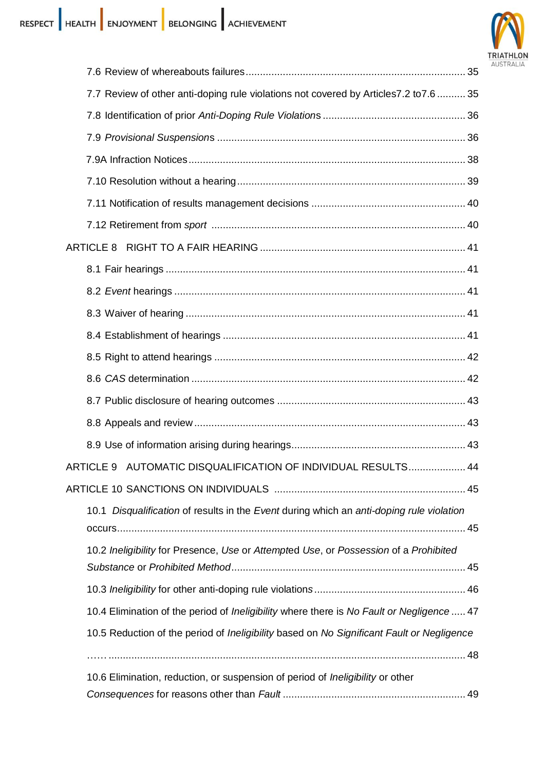7.6 Review of whereabouts failures ........................................................................... 35

7.7 Review of other anti-doping rule violations not covered by Articles7.2 to7.6 .......... 35

7.8 Identification of prior *Anti-Doping Rule Violations* ................................................. 36

7.9 *Provisional Suspensions* ...................................................................................... 36

7.9A Infraction Notices ................................................................................................ 38

7.10 Resolution without a hearing ............................................................................... 39

7.11 Notification of results management decisions ..................................................... 40

7.12 Retirement from *sport* ........................................................................................ 40

ARTICLE 8 RIGHT TO A FAIR HEARING ....................................................................... 41

8.1 Fair hearings ........................................................................................................ 41

8.2 *Event* hearings ..................................................................................................... 41

8.3 Waiver of hearing ................................................................................................. 41

8.4 Establishment of hearings .................................................................................... 41

8.5 Right to attend hearings ....................................................................................... 42

8.6 *CAS* determination ............................................................................................... 42

8.7 Public disclosure of hearing outcomes ................................................................. 43

8.8 Appeals and review .............................................................................................. 43

8.9 Use of information arising during hearings ............................................................ 43

ARTICLE 9 AUTOMATIC DISQUALIFICATION OF INDIVIDUAL RESULTS .................... 44

ARTICLE 10 SANCTIONS ON INDIVIDUALS ................................................................. 45

10.1 *Disqualification* of results in the *Event* during which an *anti-doping rule violation* occurs ......................................................................................................................... 45

10.2 *Ineligibility* for Presence, *Use* or *Attempt*ed *Use*, or *Possession* of a *Prohibited Substance* or *Prohibited Method* ................................................................................ 45

10.3 *Ineligibility* for other anti-doping rule violations .................................................... 46

10.4 Elimination of the period of *Ineligibility* where there is *No Fault or Negligence* ..... 47

10.5 Reduction of the period of *Ineligibility* based on *No Significant Fault or Negligence* …… ........................................................................................................................... 48

10.6 Elimination, reduction, or suspension of period of *Ineligibility* or other *Consequences* for reasons other than *Fault* ............................................................... 49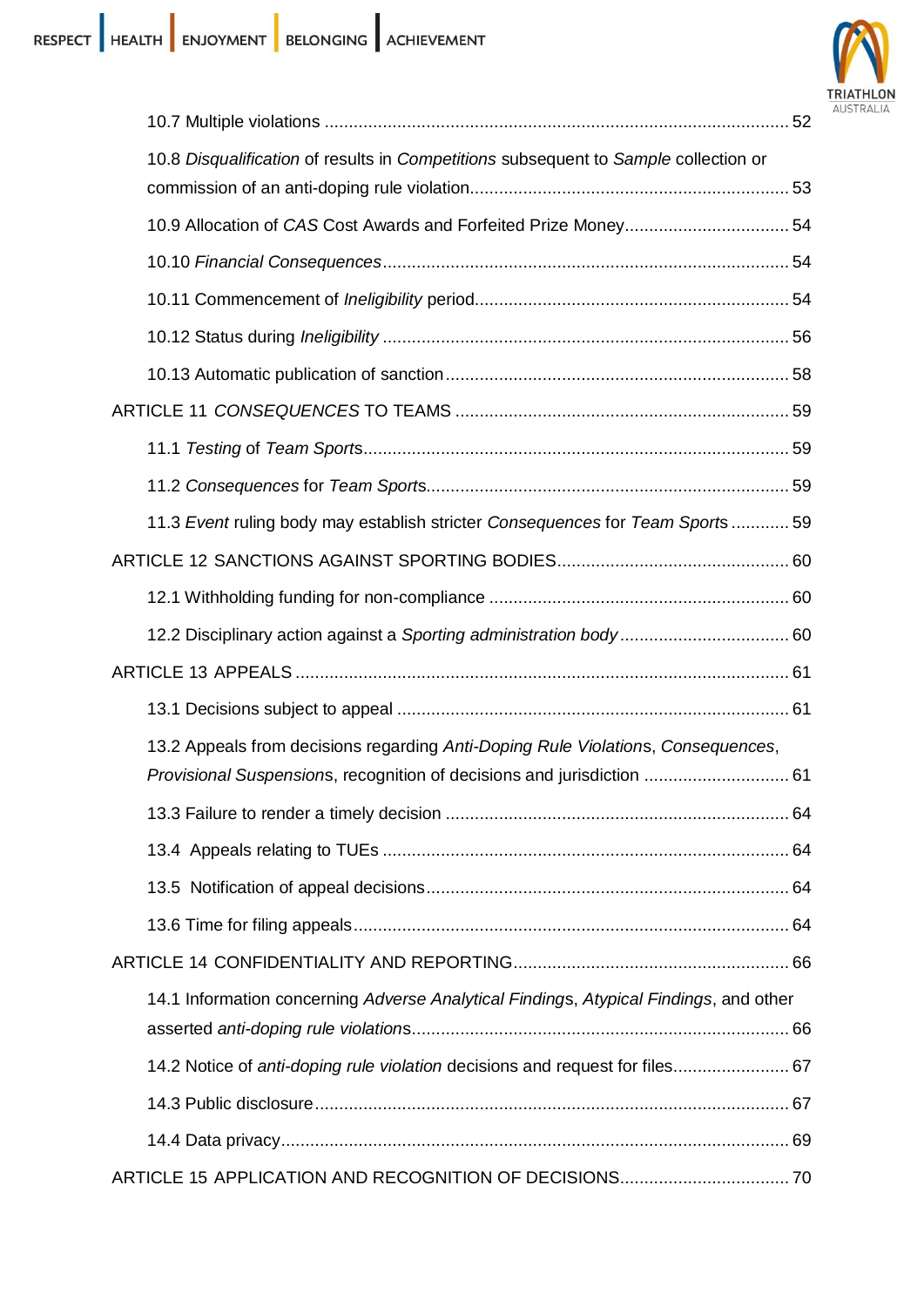10.7 Multiple violations ..................................................................................................... 52

10.8 *Disqualification* of results in *Competitions* subsequent to *Sample* collection or commission of an anti-doping rule violation................................................................................. 53

10.9 Allocation of *CAS* Cost Awards and Forfeited Prize Money.................................. 54

10.10 *Financial Consequences*................................................................................... 54

10.11 Commencement of *Ineligibility* period................................................................ 54

10.12 Status during *Ineligibility* .................................................................................... 56

10.13 Automatic publication of sanction....................................................................... 58

ARTICLE 11 *CONSEQUENCES* TO TEAMS ..................................................................... 59

11.1 *Testing* of *Team Sports*....................................................................................... 59

11.2 *Consequences* for *Team Sports*.......................................................................... 59

11.3 *Event* ruling body may establish stricter *Consequences* for *Team Sports* ............ 59

ARTICLE 12 SANCTIONS AGAINST SPORTING BODIES................................................ 60

12.1 Withholding funding for non-compliance ............................................................. 60

12.2 Disciplinary action against a *Sporting administration body* .................................. 60

ARTICLE 13 APPEALS ..................................................................................................... 61

13.1 Decisions subject to appeal ................................................................................ 61

13.2 Appeals from decisions regarding *Anti-Doping Rule Violations*, *Consequences*, *Provisional Suspensions*, recognition of decisions and jurisdiction .............................. 61

13.3 Failure to render a timely decision ...................................................................... 64

13.4 Appeals relating to TUEs .................................................................................... 64

13.5 Notification of appeal decisions........................................................................... 64

13.6 Time for filing appeals.......................................................................................... 64

ARTICLE 14 CONFIDENTIALITY AND REPORTING......................................................... 66

14.1 Information concerning *Adverse Analytical Findings*, *Atypical Findings*, and other asserted *anti-doping rule violations*.............................................................................. 66

14.2 Notice of *anti-doping rule violation* decisions and request for files........................ 67

14.3 Public disclosure.................................................................................................. 67

14.4 Data privacy......................................................................................................... 69

ARTICLE 15 APPLICATION AND RECOGNITION OF DECISIONS.................................. 70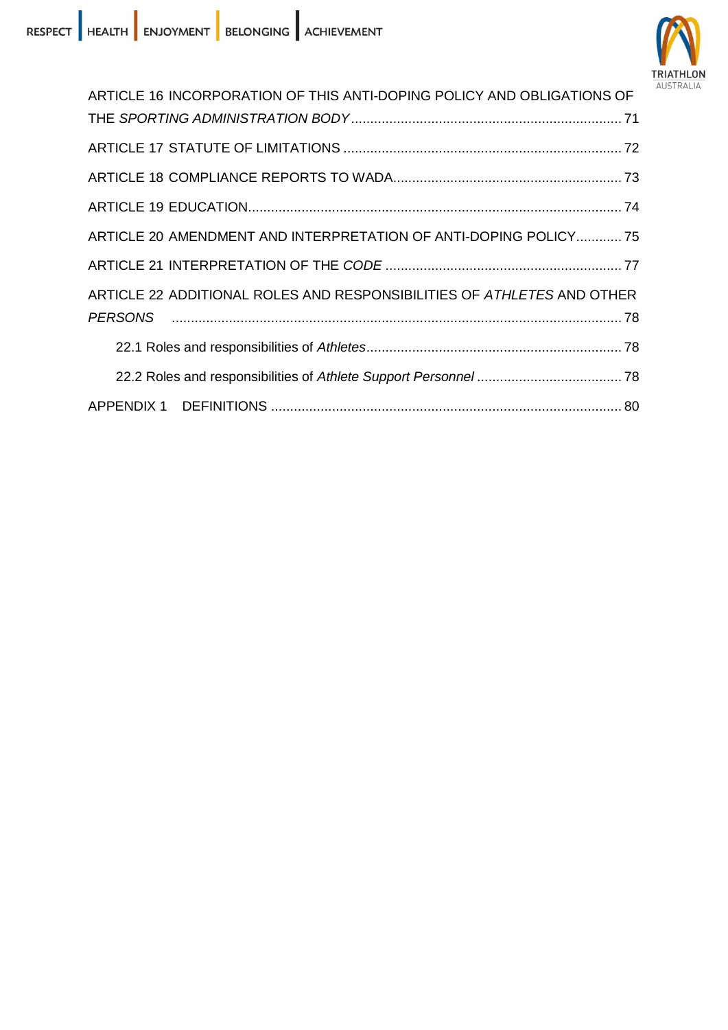ARTICLE 16 INCORPORATION OF THIS ANTI-DOPING POLICY AND OBLIGATIONS OF THE *SPORTING ADMINISTRATION BODY* ....................................................................... 71

ARTICLE 17 STATUTE OF LIMITATIONS ......................................................................... 72

ARTICLE 18 COMPLIANCE REPORTS TO WADA............................................................ 73

ARTICLE 19 EDUCATION.................................................................................................. 74

ARTICLE 20 AMENDMENT AND INTERPRETATION OF ANTI-DOPING POLICY............ 75

ARTICLE 21 INTERPRETATION OF THE *CODE* .............................................................. 77

ARTICLE 22 ADDITIONAL ROLES AND RESPONSIBILITIES OF *ATHLETES* AND OTHER *PERSONS* ...................................................................................................................... 78

- 22.1 Roles and responsibilities of *Athletes*.................................................................... 78
- 22.2 Roles and responsibilities of *Athlete Support Personnel* ...................................... 78

APPENDIX 1 DEFINITIONS ............................................................................................ 80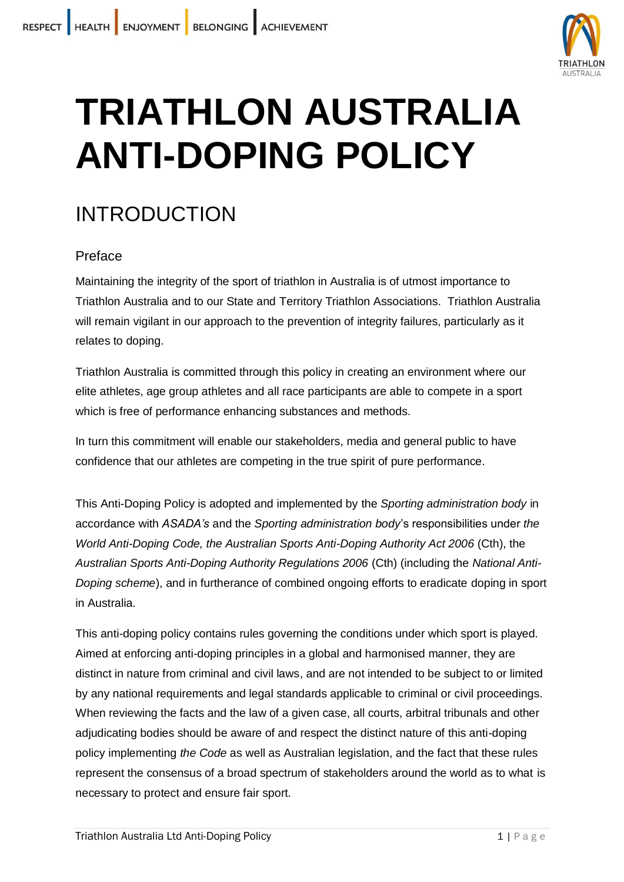# TRIATHLON AUSTRALIA ANTI-DOPING POLICY

## INTRODUCTION

### Preface

Maintaining the integrity of the sport of triathlon in Australia is of utmost importance to Triathlon Australia and to our State and Territory Triathlon Associations. Triathlon Australia will remain vigilant in our approach to the prevention of integrity failures, particularly as it relates to doping.

Triathlon Australia is committed through this policy in creating an environment where our elite athletes, age group athletes and all race participants are able to compete in a sport which is free of performance enhancing substances and methods.

In turn this commitment will enable our stakeholders, media and general public to have confidence that our athletes are competing in the true spirit of pure performance.

This Anti-Doping Policy is adopted and implemented by the *Sporting administration body* in accordance with *ASADA's* and the *Sporting administration body*'s responsibilities under *the World Anti-Doping Code, the Australian Sports Anti-Doping Authority Act 2006* (Cth), the *Australian Sports Anti-Doping Authority Regulations 2006* (Cth) (including the *National Anti-Doping scheme*), and in furtherance of combined ongoing efforts to eradicate doping in sport in Australia.

This anti-doping policy contains rules governing the conditions under which sport is played. Aimed at enforcing anti-doping principles in a global and harmonised manner, they are distinct in nature from criminal and civil laws, and are not intended to be subject to or limited by any national requirements and legal standards applicable to criminal or civil proceedings. When reviewing the facts and the law of a given case, all courts, arbitral tribunals and other adjudicating bodies should be aware of and respect the distinct nature of this anti-doping policy implementing *the Code* as well as Australian legislation, and the fact that these rules represent the consensus of a broad spectrum of stakeholders around the world as to what is necessary to protect and ensure fair sport.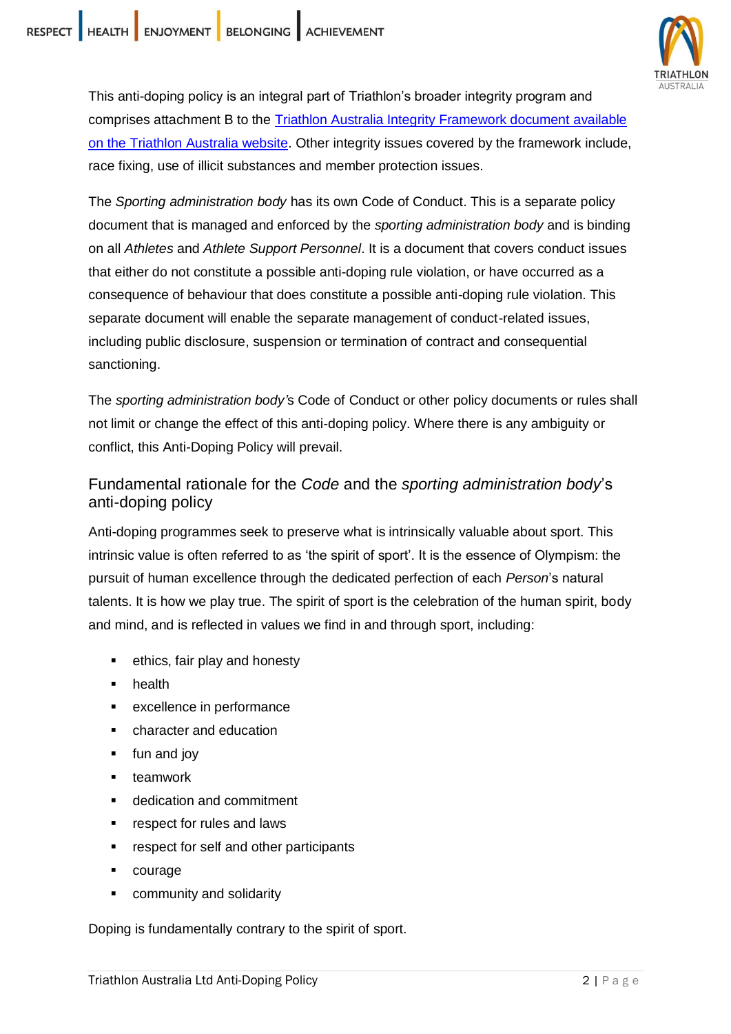This anti-doping policy is an integral part of Triathlon's broader integrity program and comprises attachment B to the [Triathlon Australia Integrity Framework document available on the Triathlon Australia website](). Other integrity issues covered by the framework include, race fixing, use of illicit substances and member protection issues.

The *Sporting administration body* has its own Code of Conduct. This is a separate policy document that is managed and enforced by the *sporting administration body* and is binding on all *Athletes* and *Athlete Support Personnel*. It is a document that covers conduct issues that either do not constitute a possible anti-doping rule violation, or have occurred as a consequence of behaviour that does constitute a possible anti-doping rule violation. This separate document will enable the separate management of conduct-related issues, including public disclosure, suspension or termination of contract and consequential sanctioning.

The *sporting administration body'*s Code of Conduct or other policy documents or rules shall not limit or change the effect of this anti-doping policy. Where there is any ambiguity or conflict, this Anti-Doping Policy will prevail.

## Fundamental rationale for the *Code* and the *sporting administration body*'s anti-doping policy

Anti-doping programmes seek to preserve what is intrinsically valuable about sport. This intrinsic value is often referred to as 'the spirit of sport'. It is the essence of Olympism: the pursuit of human excellence through the dedicated perfection of each *Person*'s natural talents. It is how we play true. The spirit of sport is the celebration of the human spirit, body and mind, and is reflected in values we find in and through sport, including:

- ethics, fair play and honesty
- health
- excellence in performance
- character and education
- fun and joy
- teamwork
- dedication and commitment
- respect for rules and laws
- respect for self and other participants
- courage
- community and solidarity

Doping is fundamentally contrary to the spirit of sport.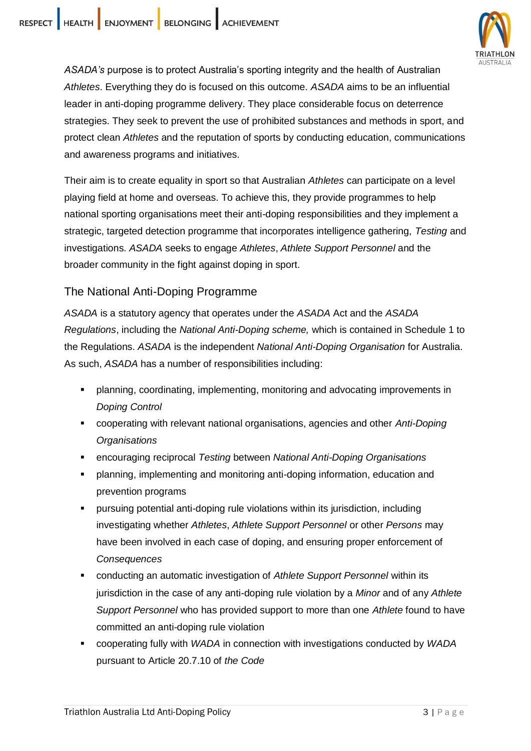*ASADA's* purpose is to protect Australia's sporting integrity and the health of Australian *Athletes*. Everything they do is focused on this outcome. *ASADA* aims to be an influential leader in anti-doping programme delivery. They place considerable focus on deterrence strategies. They seek to prevent the use of prohibited substances and methods in sport, and protect clean *Athletes* and the reputation of sports by conducting education, communications and awareness programs and initiatives.

Their aim is to create equality in sport so that Australian *Athletes* can participate on a level playing field at home and overseas. To achieve this, they provide programmes to help national sporting organisations meet their anti-doping responsibilities and they implement a strategic, targeted detection programme that incorporates intelligence gathering, *Testing* and investigations. *ASADA* seeks to engage *Athletes*, *Athlete Support Personnel* and the broader community in the fight against doping in sport.

## The National Anti-Doping Programme

*ASADA* is a statutory agency that operates under the *ASADA* Act and the *ASADA Regulations*, including the *National Anti-Doping scheme,* which is contained in Schedule 1 to the Regulations. *ASADA* is the independent *National Anti-Doping Organisation* for Australia. As such, *ASADA* has a number of responsibilities including:

- planning, coordinating, implementing, monitoring and advocating improvements in *Doping Control*
- cooperating with relevant national organisations, agencies and other *Anti-Doping Organisations*
- encouraging reciprocal *Testing* between *National Anti-Doping Organisations*
- planning, implementing and monitoring anti-doping information, education and prevention programs
- pursuing potential anti-doping rule violations within its jurisdiction, including investigating whether *Athletes*, *Athlete Support Personnel* or other *Persons* may have been involved in each case of doping, and ensuring proper enforcement of *Consequences*
- conducting an automatic investigation of *Athlete Support Personnel* within its jurisdiction in the case of any anti-doping rule violation by a *Minor* and of any *Athlete Support Personnel* who has provided support to more than one *Athlete* found to have committed an anti-doping rule violation
- cooperating fully with *WADA* in connection with investigations conducted by *WADA* pursuant to Article 20.7.10 of *the Code*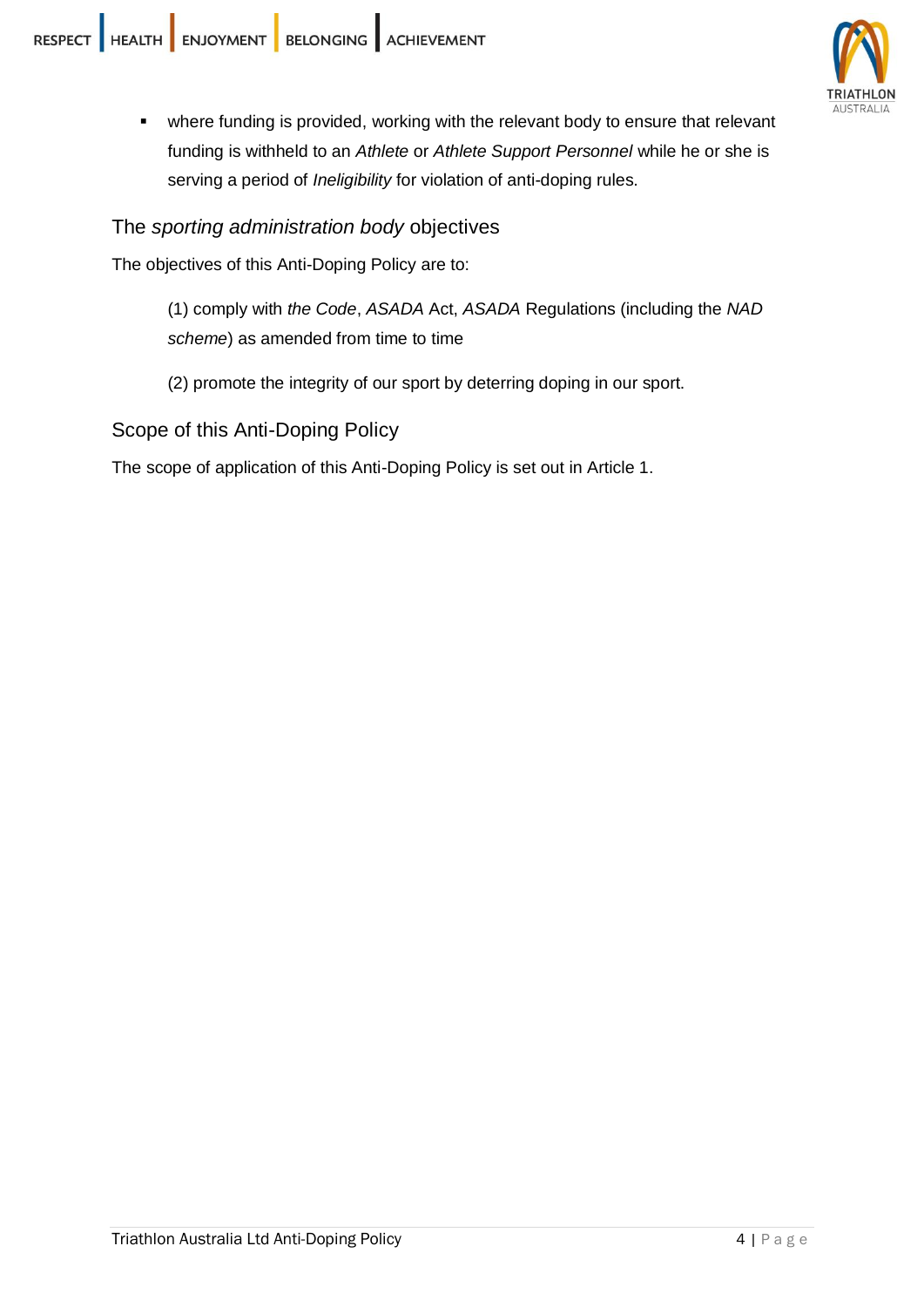- where funding is provided, working with the relevant body to ensure that relevant funding is withheld to an *Athlete* or *Athlete Support Personnel* while he or she is serving a period of *Ineligibility* for violation of anti-doping rules.

## The *sporting administration body* objectives

The objectives of this Anti-Doping Policy are to:

(1) comply with *the Code*, *ASADA* Act, *ASADA* Regulations (including the *NAD scheme*) as amended from time to time

(2) promote the integrity of our sport by deterring doping in our sport.

## Scope of this Anti-Doping Policy

The scope of application of this Anti-Doping Policy is set out in Article 1.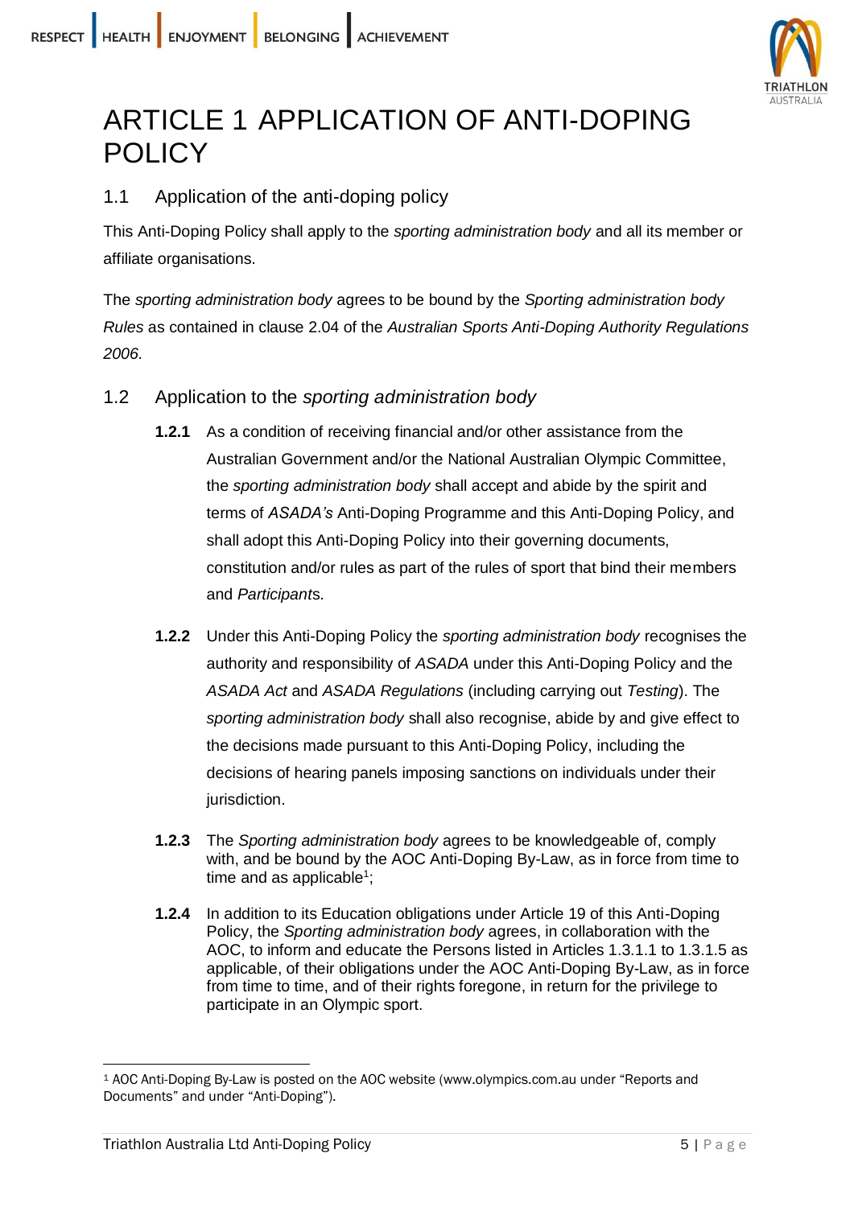# ARTICLE 1 APPLICATION OF ANTI-DOPING POLICY

## 1.1 Application of the anti-doping policy

This Anti-Doping Policy shall apply to the *sporting administration body* and all its member or affiliate organisations.

The *sporting administration body* agrees to be bound by the *Sporting administration body Rules* as contained in clause 2.04 of the *Australian Sports Anti-Doping Authority Regulations 2006.*

## 1.2 Application to the *sporting administration body*

**1.2.1** As a condition of receiving financial and/or other assistance from the Australian Government and/or the National Australian Olympic Committee, the *sporting administration body* shall accept and abide by the spirit and terms of *ASADA's* Anti-Doping Programme and this Anti-Doping Policy, and shall adopt this Anti-Doping Policy into their governing documents, constitution and/or rules as part of the rules of sport that bind their members and *Participants*.

**1.2.2** Under this Anti-Doping Policy the *sporting administration body* recognises the authority and responsibility of *ASADA* under this Anti-Doping Policy and the *ASADA Act* and *ASADA Regulations* (including carrying out *Testing*). The *sporting administration body* shall also recognise, abide by and give effect to the decisions made pursuant to this Anti-Doping Policy, including the decisions of hearing panels imposing sanctions on individuals under their jurisdiction.

**1.2.3** The *Sporting administration body* agrees to be knowledgeable of, comply with, and be bound by the AOC Anti-Doping By-Law, as in force from time to time and as applicable[1];

**1.2.4** In addition to its Education obligations under Article 19 of this Anti-Doping Policy, the *Sporting administration body* agrees, in collaboration with the AOC, to inform and educate the Persons listed in Articles 1.3.1.1 to 1.3.1.5 as applicable, of their obligations under the AOC Anti-Doping By-Law, as in force from time to time, and of their rights foregone, in return for the privilege to participate in an Olympic sport.

[1] AOC Anti-Doping By-Law is posted on the AOC website (www.olympics.com.au under "Reports and Documents" and under "Anti-Doping").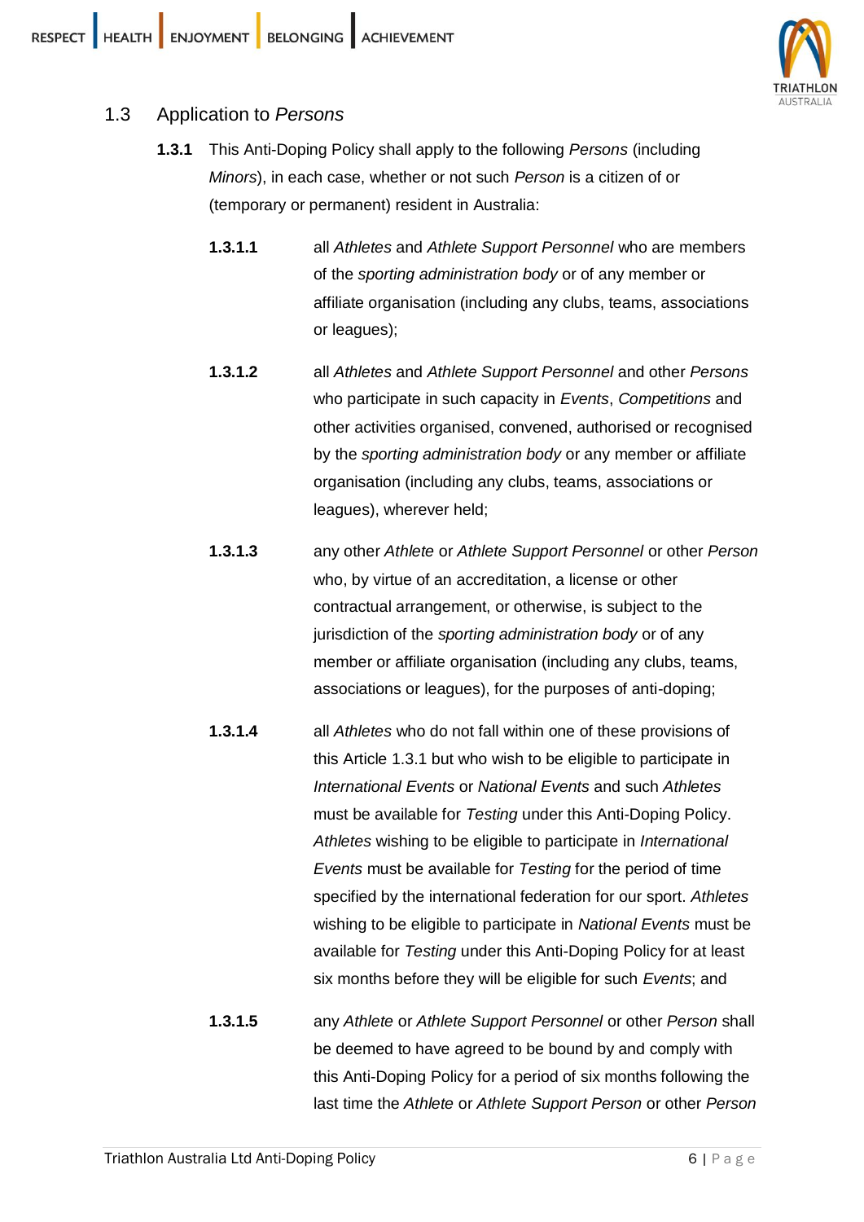## 1.3 Application to *Persons*

**1.3.1** This Anti-Doping Policy shall apply to the following *Persons* (including *Minors*), in each case, whether or not such *Person* is a citizen of or (temporary or permanent) resident in Australia:

**1.3.1.1** all *Athletes* and *Athlete Support Personnel* who are members of the *sporting administration body* or of any member or affiliate organisation (including any clubs, teams, associations or leagues);

**1.3.1.2** all *Athletes* and *Athlete Support Personnel* and other *Persons* who participate in such capacity in *Events*, *Competitions* and other activities organised, convened, authorised or recognised by the *sporting administration body* or any member or affiliate organisation (including any clubs, teams, associations or leagues), wherever held;

**1.3.1.3** any other *Athlete* or *Athlete Support Personnel* or other *Person* who, by virtue of an accreditation, a license or other contractual arrangement, or otherwise, is subject to the jurisdiction of the *sporting administration body* or of any member or affiliate organisation (including any clubs, teams, associations or leagues), for the purposes of anti-doping;

**1.3.1.4** all *Athletes* who do not fall within one of these provisions of this Article 1.3.1 but who wish to be eligible to participate in *International Events* or *National Events* and such *Athletes* must be available for *Testing* under this Anti-Doping Policy. *Athletes* wishing to be eligible to participate in *International Events* must be available for *Testing* for the period of time specified by the international federation for our sport. *Athletes* wishing to be eligible to participate in *National Events* must be available for *Testing* under this Anti-Doping Policy for at least six months before they will be eligible for such *Events*; and

**1.3.1.5** any *Athlete* or *Athlete Support Personnel* or other *Person* shall be deemed to have agreed to be bound by and comply with this Anti-Doping Policy for a period of six months following the last time the *Athlete* or *Athlete Support Person* or other *Person*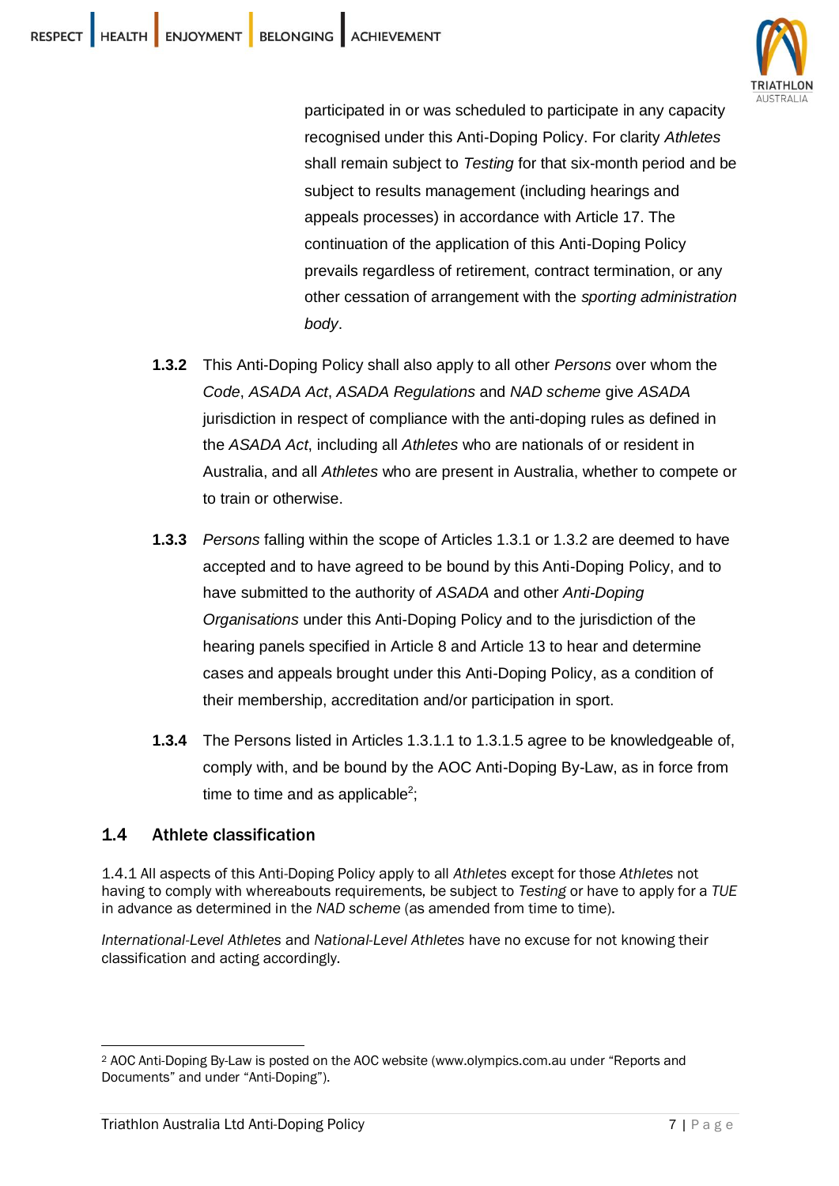participated in or was scheduled to participate in any capacity recognised under this Anti-Doping Policy. For clarity *Athletes* shall remain subject to *Testing* for that six-month period and be subject to results management (including hearings and appeals processes) in accordance with Article 17. The continuation of the application of this Anti-Doping Policy prevails regardless of retirement, contract termination, or any other cessation of arrangement with the *sporting administration body*.

**1.3.2** This Anti-Doping Policy shall also apply to all other *Persons* over whom the *Code*, *ASADA Act*, *ASADA Regulations* and *NAD scheme* give *ASADA* jurisdiction in respect of compliance with the anti-doping rules as defined in the *ASADA Act*, including all *Athletes* who are nationals of or resident in Australia, and all *Athletes* who are present in Australia, whether to compete or to train or otherwise.

**1.3.3** *Persons* falling within the scope of Articles 1.3.1 or 1.3.2 are deemed to have accepted and to have agreed to be bound by this Anti-Doping Policy, and to have submitted to the authority of *ASADA* and other *Anti-Doping Organisations* under this Anti-Doping Policy and to the jurisdiction of the hearing panels specified in Article 8 and Article 13 to hear and determine cases and appeals brought under this Anti-Doping Policy, as a condition of their membership, accreditation and/or participation in sport.

**1.3.4** The Persons listed in Articles 1.3.1.1 to 1.3.1.5 agree to be knowledgeable of, comply with, and be bound by the AOC Anti-Doping By-Law, as in force from time to time and as applicable[2];

## 1.4 Athlete classification

1.4.1 All aspects of this Anti-Doping Policy apply to all *Athletes* except for those *Athletes* not having to comply with whereabouts requirements, be subject to *Testing* or have to apply for a *TUE* in advance as determined in the *NAD scheme* (as amended from time to time).

*International-Level Athletes* and *National-Level Athletes* have no excuse for not knowing their classification and acting accordingly.

---

[2] AOC Anti-Doping By-Law is posted on the AOC website (www.olympics.com.au under "Reports and Documents" and under "Anti-Doping").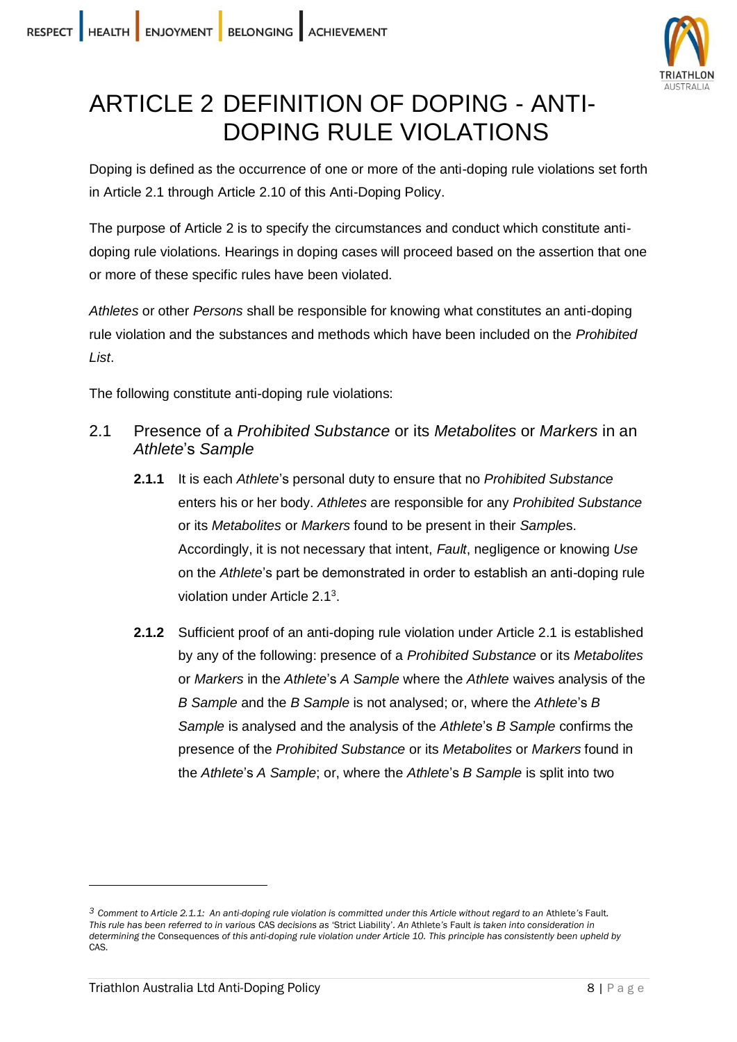# ARTICLE 2 DEFINITION OF DOPING - ANTI-DOPING RULE VIOLATIONS

Doping is defined as the occurrence of one or more of the anti-doping rule violations set forth in Article 2.1 through Article 2.10 of this Anti-Doping Policy.

The purpose of Article 2 is to specify the circumstances and conduct which constitute anti-doping rule violations. Hearings in doping cases will proceed based on the assertion that one or more of these specific rules have been violated.

*Athletes* or other *Persons* shall be responsible for knowing what constitutes an anti-doping rule violation and the substances and methods which have been included on the *Prohibited List*.

The following constitute anti-doping rule violations:

## 2.1 Presence of a *Prohibited Substance* or its *Metabolites* or *Markers* in an *Athlete*'s *Sample*

**2.1.1** It is each *Athlete*'s personal duty to ensure that no *Prohibited Substance* enters his or her body. *Athletes* are responsible for any *Prohibited Substance* or its *Metabolites* or *Markers* found to be present in their *Sample*s. Accordingly, it is not necessary that intent, *Fault*, negligence or knowing *Use* on the *Athlete*'s part be demonstrated in order to establish an anti-doping rule violation under Article 2.1[3].

**2.1.2** Sufficient proof of an anti-doping rule violation under Article 2.1 is established by any of the following: presence of a *Prohibited Substance* or its *Metabolites* or *Markers* in the *Athlete*'s *A Sample* where the *Athlete* waives analysis of the *B Sample* and the *B Sample* is not analysed; or, where the *Athlete*'s *B Sample* is analysed and the analysis of the *Athlete*'s *B Sample* confirms the presence of the *Prohibited Substance* or its *Metabolites* or *Markers* found in the *Athlete*'s *A Sample*; or, where the *Athlete*'s *B Sample* is split into two

---

[3] *Comment to Article 2.1.1: An anti-doping rule violation is committed under this Article without regard to an* Athlete's Fault*. This rule has been referred to in various* CAS *decisions as* 'Strict Liability'*. An* Athlete's Fault *is taken into consideration in determining the* Consequences *of this anti-doping rule violation under Article 10. This principle has consistently been upheld by* CAS.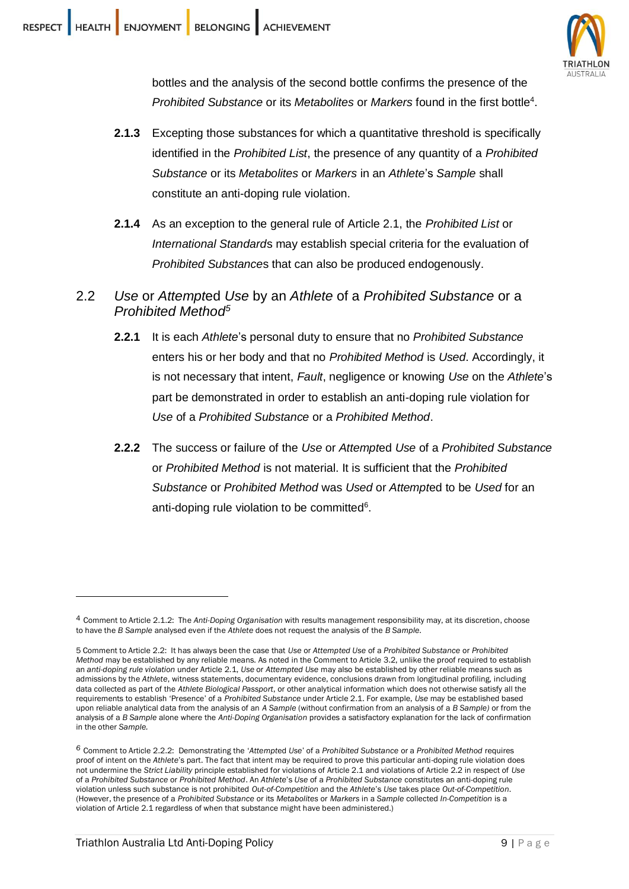bottles and the analysis of the second bottle confirms the presence of the *Prohibited Substance* or its *Metabolites* or *Markers* found in the first bottle[4].

**2.1.3** Excepting those substances for which a quantitative threshold is specifically identified in the *Prohibited List*, the presence of any quantity of a *Prohibited Substance* or its *Metabolites* or *Markers* in an *Athlete*'s *Sample* shall constitute an anti-doping rule violation.

**2.1.4** As an exception to the general rule of Article 2.1, the *Prohibited List* or *International Standard*s may establish special criteria for the evaluation of *Prohibited Substance*s that can also be produced endogenously.

## 2.2 *Use* or *Attempt*ed *Use* by an *Athlete* of a *Prohibited Substance* or a *Prohibited Method*[5]

**2.2.1** It is each *Athlete*'s personal duty to ensure that no *Prohibited Substance* enters his or her body and that no *Prohibited Method* is *Used*. Accordingly, it is not necessary that intent, *Fault*, negligence or knowing *Use* on the *Athlete*'s part be demonstrated in order to establish an anti-doping rule violation for *Use* of a *Prohibited Substance* or a *Prohibited Method*.

**2.2.2** The success or failure of the *Use* or *Attempt*ed *Use* of a *Prohibited Substance* or *Prohibited Method* is not material. It is sufficient that the *Prohibited Substance* or *Prohibited Method* was *Used* or *Attempt*ed to be *Used* for an anti-doping rule violation to be committed[6].

---

[4] Comment to Article 2.1.2: The *Anti-Doping Organisation* with results management responsibility may, at its discretion, choose to have the *B Sample* analysed even if the *Athlete* does not request the analysis of the *B Sample*.

[5] Comment to Article 2.2: It has always been the case that *Use* or *Attempted Use* of a *Prohibited Substance* or *Prohibited Method* may be established by any reliable means. As noted in the Comment to Article 3.2, unlike the proof required to establish an *anti-doping rule violation* under Article 2.1, *Use* or *Attempted Use* may also be established by other reliable means such as admissions by the *Athlete*, witness statements, documentary evidence, conclusions drawn from longitudinal profiling, including data collected as part of the *Athlete Biological Passport*, or other analytical information which does not otherwise satisfy all the requirements to establish 'Presence' of a *Prohibited Substance* under Article 2.1. For example, *Use* may be established based upon reliable analytical data from the analysis of an *A Sample* (without confirmation from an analysis of a *B Sample)* or from the analysis of a *B Sample* alone where the *Anti-Doping Organisation* provides a satisfactory explanation for the lack of confirmation in the other *Sample.*

[6] Comment to Article 2.2.2: Demonstrating the '*Attempted Use*' of a *Prohibited Substance* or a *Prohibited Method* requires proof of intent on the *Athlete*'s part. The fact that intent may be required to prove this particular anti-doping rule violation does not undermine the *Strict Liability* principle established for violations of Article 2.1 and violations of Article 2.2 in respect of *Use* of a *Prohibited Substance* or *Prohibited Method*. An *Athlete*'s *Use* of a *Prohibited Substance* constitutes an anti-doping rule violation unless such substance is not prohibited *Out-of-Competition* and the *Athlete*'s *Use* takes place *Out-of-Competition*. (However, the presence of a *Prohibited Substance* or its *Metabolites* or *Markers* in a *Sample* collected *In-Competition* is a violation of Article 2.1 regardless of when that substance might have been administered.)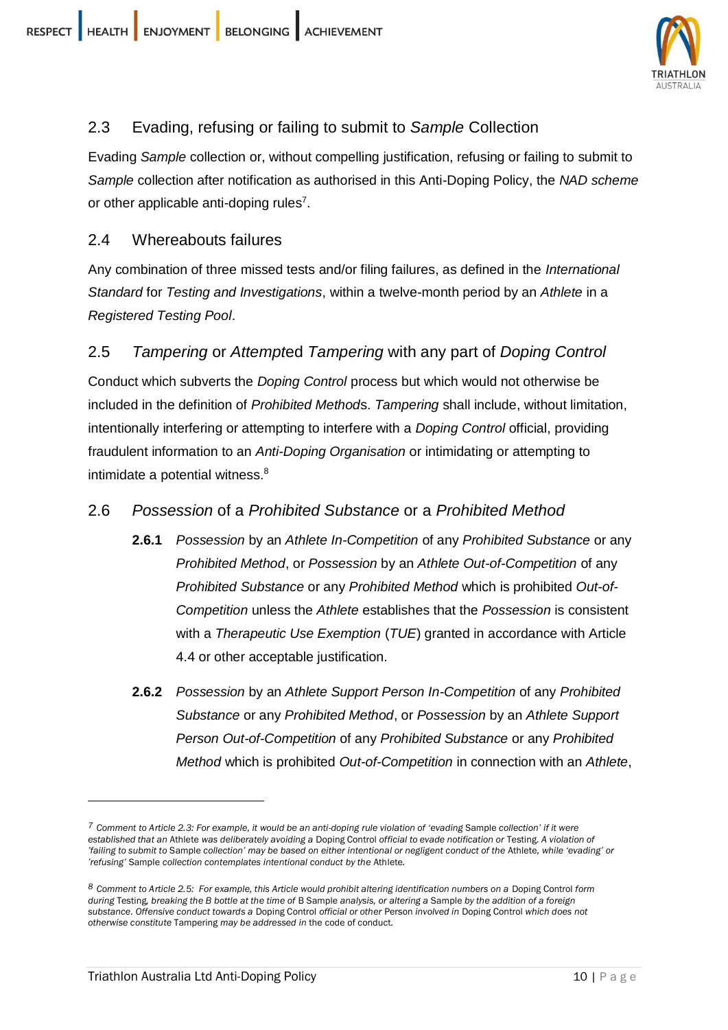## 2.3 Evading, refusing or failing to submit to *Sample* Collection

Evading *Sample* collection or, without compelling justification, refusing or failing to submit to *Sample* collection after notification as authorised in this Anti-Doping Policy, the *NAD scheme* or other applicable anti-doping rules[7].

## 2.4 Whereabouts failures

Any combination of three missed tests and/or filing failures, as defined in the *International Standard* for *Testing and Investigations*, within a twelve-month period by an *Athlete* in a *Registered Testing Pool*.

## 2.5 *Tampering* or *Attempt*ed *Tampering* with any part of *Doping Control*

Conduct which subverts the *Doping Control* process but which would not otherwise be included in the definition of *Prohibited Method*s. *Tampering* shall include, without limitation, intentionally interfering or attempting to interfere with a *Doping Control* official, providing fraudulent information to an *Anti-Doping Organisation* or intimidating or attempting to intimidate a potential witness.[8]

## 2.6 *Possession* of a *Prohibited Substance* or a *Prohibited Method*

**2.6.1** *Possession* by an *Athlete In-Competition* of any *Prohibited Substance* or any *Prohibited Method*, or *Possession* by an *Athlete Out-of-Competition* of any *Prohibited Substance* or any *Prohibited Method* which is prohibited *Out-of-Competition* unless the *Athlete* establishes that the *Possession* is consistent with a *Therapeutic Use Exemption* (*TUE*) granted in accordance with Article 4.4 or other acceptable justification.

**2.6.2** *Possession* by an *Athlete Support Person In-Competition* of any *Prohibited Substance* or any *Prohibited Method*, or *Possession* by an *Athlete Support Person Out-of-Competition* of any *Prohibited Substance* or any *Prohibited Method* which is prohibited *Out-of-Competition* in connection with an *Athlete*,

---

[7] *Comment to Article 2.3: For example, it would be an anti-doping rule violation of 'evading* Sample *collection' if it were established that an* Athlete *was deliberately avoiding a* Doping Control *official to evade notification or* Testing*. A violation of 'failing to submit to* Sample *collection' may be based on either intentional or negligent conduct of the* Athlete*, while 'evading' or 'refusing'* Sample *collection contemplates intentional conduct by the* Athlete*.*

[8] *Comment to Article 2.5: For example, this Article would prohibit altering identification numbers on a* Doping Control *form during* Testing*, breaking the B bottle at the time of* B Sample *analysis, or altering a* Sample *by the addition of a foreign substance. Offensive conduct towards a* Doping Control *official or other* Person *involved in* Doping Control *which does not otherwise constitute* Tampering *may be addressed in* the code of conduct*.*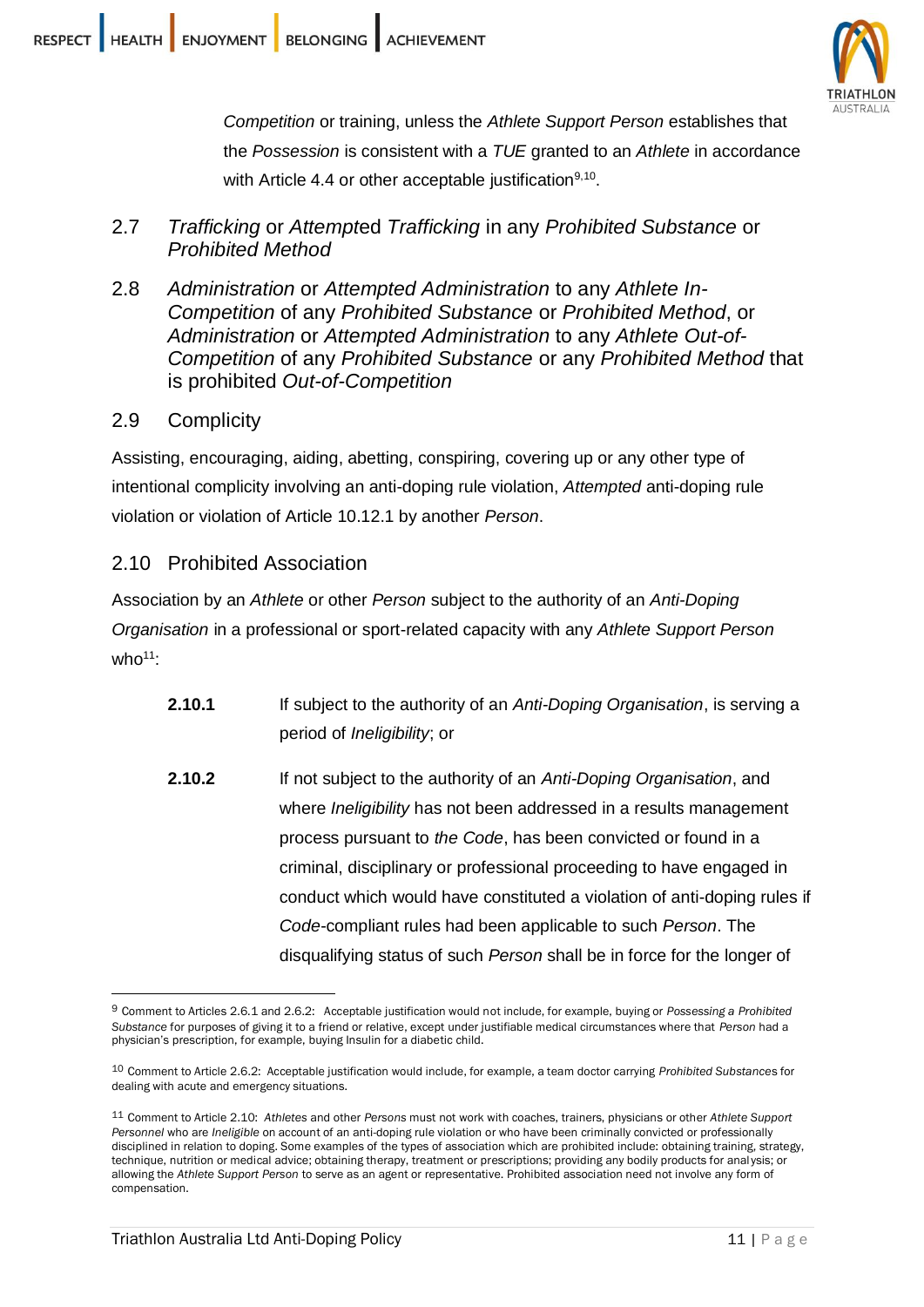*Competition* or training, unless the *Athlete Support Person* establishes that the *Possession* is consistent with a *TUE* granted to an *Athlete* in accordance with Article 4.4 or other acceptable justification[9,10].

## 2.7 *Trafficking* or *Attempt*ed *Trafficking* in any *Prohibited Substance* or *Prohibited Method*

## 2.8 *Administration* or *Attempted Administration* to any *Athlete In-Competition* of any *Prohibited Substance* or *Prohibited Method*, or *Administration* or *Attempted Administration* to any *Athlete Out-of-Competition* of any *Prohibited Substance* or any *Prohibited Method* that is prohibited *Out-of-Competition*

## 2.9 Complicity

Assisting, encouraging, aiding, abetting, conspiring, covering up or any other type of intentional complicity involving an anti-doping rule violation, *Attempted* anti-doping rule violation or violation of Article 10.12.1 by another *Person*.

## 2.10 Prohibited Association

Association by an *Athlete* or other *Person* subject to the authority of an *Anti-Doping Organisation* in a professional or sport-related capacity with any *Athlete Support Person* who[11]:

**2.10.1** If subject to the authority of an *Anti-Doping Organisation*, is serving a period of *Ineligibility*; or

**2.10.2** If not subject to the authority of an *Anti-Doping Organisation*, and where *Ineligibility* has not been addressed in a results management process pursuant to *the Code*, has been convicted or found in a criminal, disciplinary or professional proceeding to have engaged in conduct which would have constituted a violation of anti-doping rules if *Code*-compliant rules had been applicable to such *Person*. The disqualifying status of such *Person* shall be in force for the longer of

---

[9] Comment to Articles 2.6.1 and 2.6.2: Acceptable justification would not include, for example, buying or *Possessing a Prohibited Substance* for purposes of giving it to a friend or relative, except under justifiable medical circumstances where that *Person* had a physician's prescription, for example, buying Insulin for a diabetic child.

[10] Comment to Article 2.6.2: Acceptable justification would include, for example, a team doctor carrying *Prohibited Substances* for dealing with acute and emergency situations.

[11] Comment to Article 2.10: *Athletes* and other *Persons* must not work with coaches, trainers, physicians or other *Athlete Support Personnel* who are *Ineligible* on account of an anti-doping rule violation or who have been criminally convicted or professionally disciplined in relation to doping. Some examples of the types of association which are prohibited include: obtaining training, strategy, technique, nutrition or medical advice; obtaining therapy, treatment or prescriptions; providing any bodily products for analysis; or allowing the *Athlete Support Person* to serve as an agent or representative. Prohibited association need not involve any form of compensation.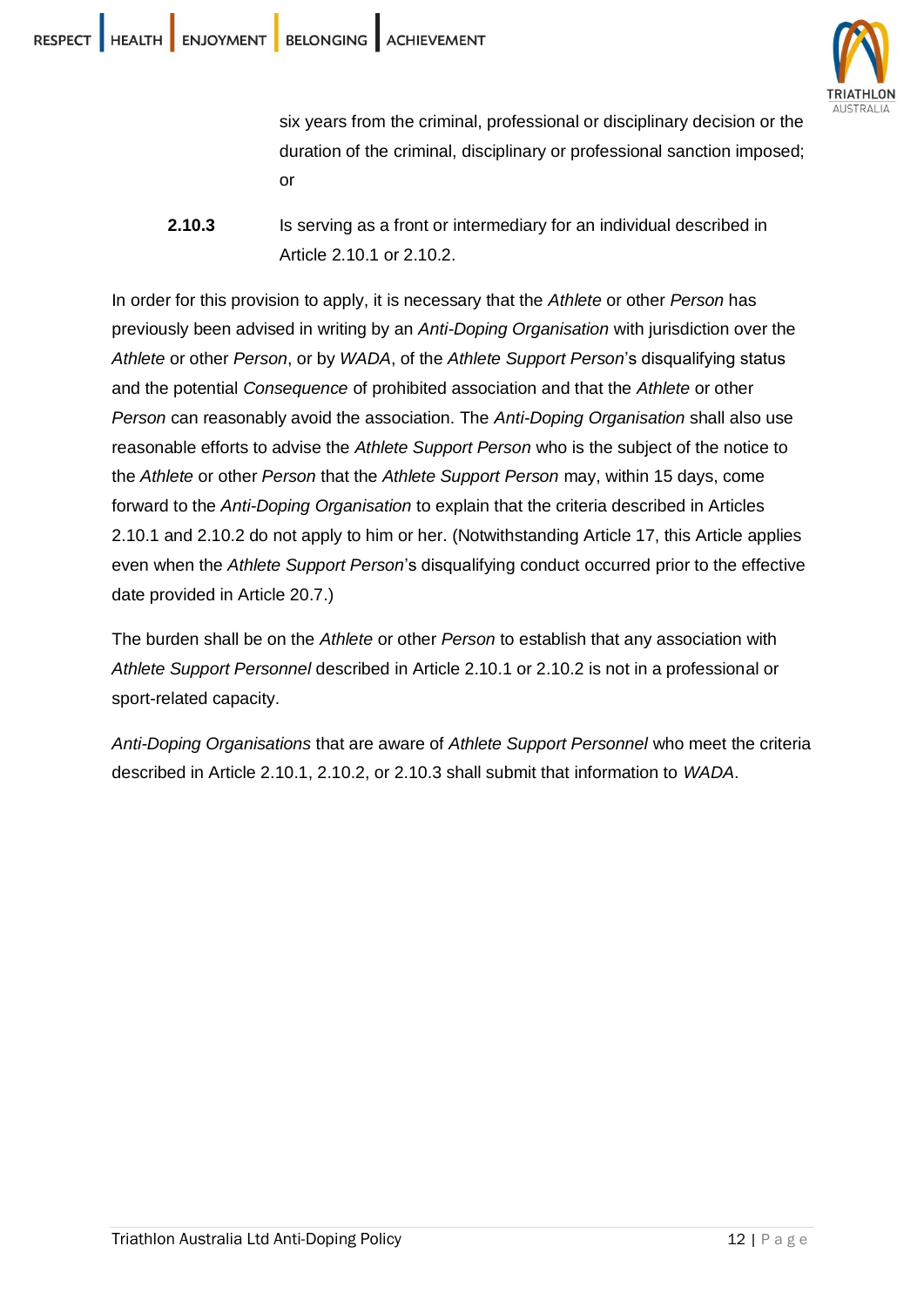six years from the criminal, professional or disciplinary decision or the duration of the criminal, disciplinary or professional sanction imposed; or

**2.10.3** Is serving as a front or intermediary for an individual described in Article 2.10.1 or 2.10.2.

In order for this provision to apply, it is necessary that the *Athlete* or other *Person* has previously been advised in writing by an *Anti-Doping Organisation* with jurisdiction over the *Athlete* or other *Person*, or by *WADA*, of the *Athlete Support Person*'s disqualifying status and the potential *Consequence* of prohibited association and that the *Athlete* or other *Person* can reasonably avoid the association. The *Anti-Doping Organisation* shall also use reasonable efforts to advise the *Athlete Support Person* who is the subject of the notice to the *Athlete* or other *Person* that the *Athlete Support Person* may, within 15 days, come forward to the *Anti-Doping Organisation* to explain that the criteria described in Articles 2.10.1 and 2.10.2 do not apply to him or her. (Notwithstanding Article 17, this Article applies even when the *Athlete Support Person*'s disqualifying conduct occurred prior to the effective date provided in Article 20.7.)

The burden shall be on the *Athlete* or other *Person* to establish that any association with *Athlete Support Personnel* described in Article 2.10.1 or 2.10.2 is not in a professional or sport-related capacity.

*Anti-Doping Organisations* that are aware of *Athlete Support Personnel* who meet the criteria described in Article 2.10.1, 2.10.2, or 2.10.3 shall submit that information to *WADA*.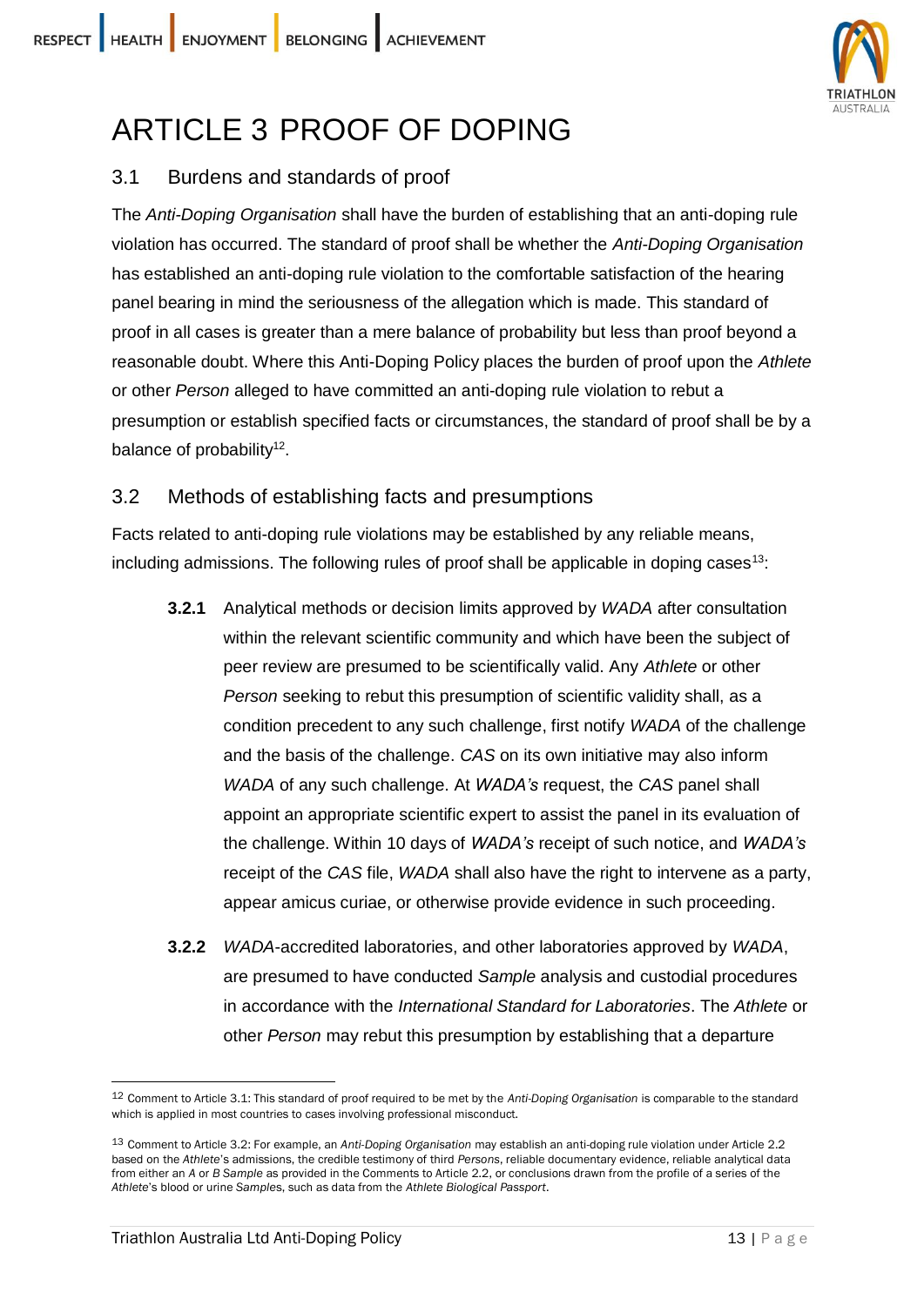# ARTICLE 3 PROOF OF DOPING

## 3.1 Burdens and standards of proof

The *Anti-Doping Organisation* shall have the burden of establishing that an anti-doping rule violation has occurred. The standard of proof shall be whether the *Anti-Doping Organisation* has established an anti-doping rule violation to the comfortable satisfaction of the hearing panel bearing in mind the seriousness of the allegation which is made. This standard of proof in all cases is greater than a mere balance of probability but less than proof beyond a reasonable doubt. Where this Anti-Doping Policy places the burden of proof upon the *Athlete* or other *Person* alleged to have committed an anti-doping rule violation to rebut a presumption or establish specified facts or circumstances, the standard of proof shall be by a balance of probability[12].

## 3.2 Methods of establishing facts and presumptions

Facts related to anti-doping rule violations may be established by any reliable means, including admissions. The following rules of proof shall be applicable in doping cases[13]:

**3.2.1** Analytical methods or decision limits approved by *WADA* after consultation within the relevant scientific community and which have been the subject of peer review are presumed to be scientifically valid. Any *Athlete* or other *Person* seeking to rebut this presumption of scientific validity shall, as a condition precedent to any such challenge, first notify *WADA* of the challenge and the basis of the challenge. *CAS* on its own initiative may also inform *WADA* of any such challenge. At *WADA's* request, the *CAS* panel shall appoint an appropriate scientific expert to assist the panel in its evaluation of the challenge. Within 10 days of *WADA's* receipt of such notice, and *WADA's* receipt of the *CAS* file, *WADA* shall also have the right to intervene as a party, appear amicus curiae, or otherwise provide evidence in such proceeding.

**3.2.2** *WADA*-accredited laboratories, and other laboratories approved by *WADA*, are presumed to have conducted *Sample* analysis and custodial procedures in accordance with the *International Standard for Laboratories*. The *Athlete* or other *Person* may rebut this presumption by establishing that a departure

---

[12] Comment to Article 3.1: This standard of proof required to be met by the *Anti-Doping Organisation* is comparable to the standard which is applied in most countries to cases involving professional misconduct.

[13] Comment to Article 3.2: For example, an *Anti-Doping Organisation* may establish an anti-doping rule violation under Article 2.2 based on the *Athlete*'s admissions, the credible testimony of third *Persons*, reliable documentary evidence, reliable analytical data from either an *A* or *B Sample* as provided in the Comments to Article 2.2, or conclusions drawn from the profile of a series of the *Athlete*'s blood or urine *Samples*, such as data from the *Athlete Biological Passport*.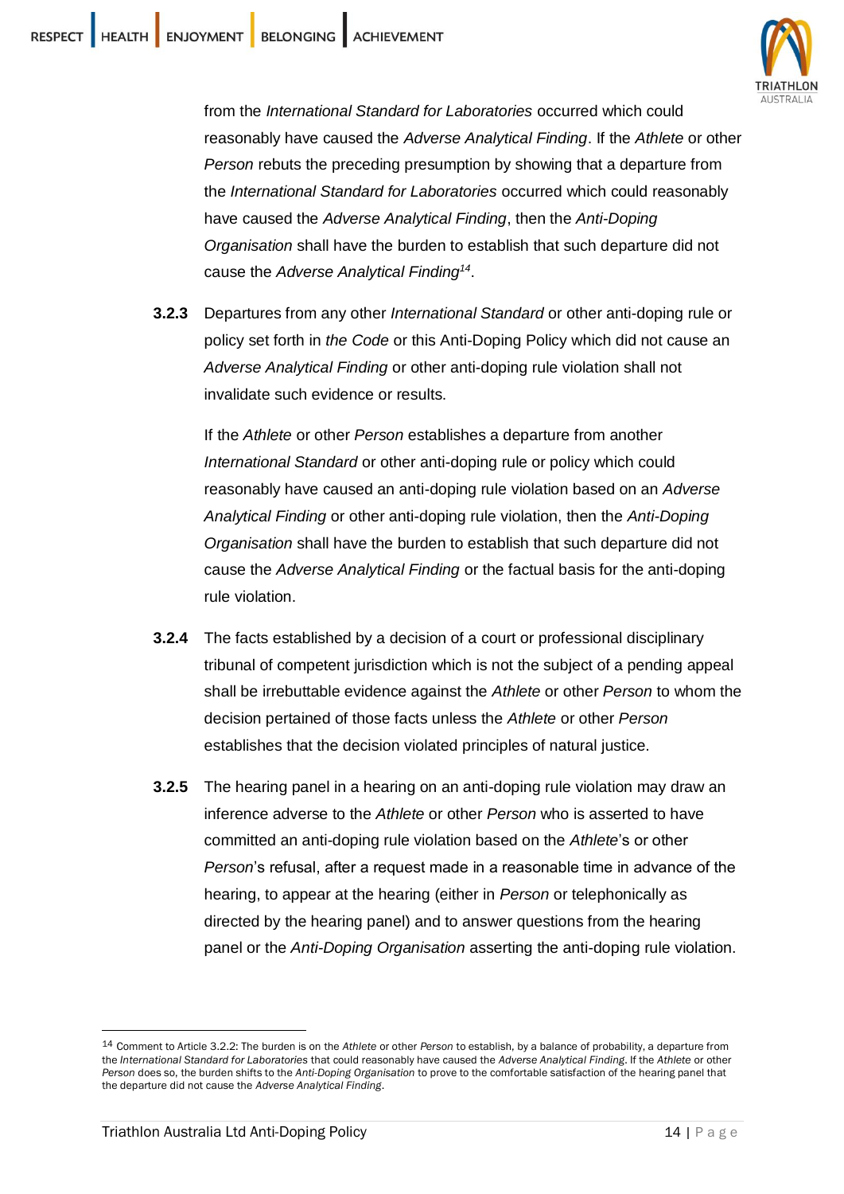from the *International Standard for Laboratories* occurred which could reasonably have caused the *Adverse Analytical Finding*. If the *Athlete* or other *Person* rebuts the preceding presumption by showing that a departure from the *International Standard for Laboratories* occurred which could reasonably have caused the *Adverse Analytical Finding*, then the *Anti-Doping Organisation* shall have the burden to establish that such departure did not cause the *Adverse Analytical Finding*[14].

**3.2.3** Departures from any other *International Standard* or other anti-doping rule or policy set forth in *the Code* or this Anti-Doping Policy which did not cause an *Adverse Analytical Finding* or other anti-doping rule violation shall not invalidate such evidence or results.

If the *Athlete* or other *Person* establishes a departure from another *International Standard* or other anti-doping rule or policy which could reasonably have caused an anti-doping rule violation based on an *Adverse Analytical Finding* or other anti-doping rule violation, then the *Anti-Doping Organisation* shall have the burden to establish that such departure did not cause the *Adverse Analytical Finding* or the factual basis for the anti-doping rule violation.

**3.2.4** The facts established by a decision of a court or professional disciplinary tribunal of competent jurisdiction which is not the subject of a pending appeal shall be irrebuttable evidence against the *Athlete* or other *Person* to whom the decision pertained of those facts unless the *Athlete* or other *Person* establishes that the decision violated principles of natural justice.

**3.2.5** The hearing panel in a hearing on an anti-doping rule violation may draw an inference adverse to the *Athlete* or other *Person* who is asserted to have committed an anti-doping rule violation based on the *Athlete*'s or other *Person*'s refusal, after a request made in a reasonable time in advance of the hearing, to appear at the hearing (either in *Person* or telephonically as directed by the hearing panel) and to answer questions from the hearing panel or the *Anti-Doping Organisation* asserting the anti-doping rule violation.

---

[14] Comment to Article 3.2.2: The burden is on the *Athlete* or other *Person* to establish, by a balance of probability, a departure from the *International Standard for Laboratories* that could reasonably have caused the *Adverse Analytical Finding*. If the *Athlete* or other *Person* does so, the burden shifts to the *Anti-Doping Organisation* to prove to the comfortable satisfaction of the hearing panel that the departure did not cause the *Adverse Analytical Finding*.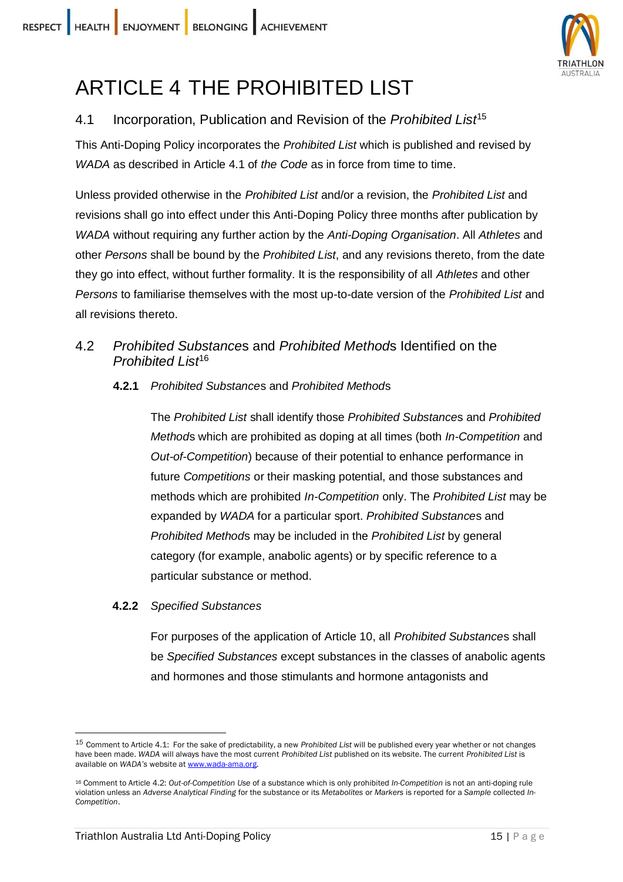# ARTICLE 4 THE PROHIBITED LIST

## 4.1 Incorporation, Publication and Revision of the *Prohibited List*[15]

This Anti-Doping Policy incorporates the *Prohibited List* which is published and revised by *WADA* as described in Article 4.1 of *the Code* as in force from time to time.

Unless provided otherwise in the *Prohibited List* and/or a revision, the *Prohibited List* and revisions shall go into effect under this Anti-Doping Policy three months after publication by *WADA* without requiring any further action by the *Anti-Doping Organisation*. All *Athletes* and other *Persons* shall be bound by the *Prohibited List*, and any revisions thereto, from the date they go into effect, without further formality. It is the responsibility of all *Athletes* and other *Persons* to familiarise themselves with the most up-to-date version of the *Prohibited List* and all revisions thereto.

## 4.2 *Prohibited Substance*s and *Prohibited Method*s Identified on the *Prohibited List*[16]

### 4.2.1 *Prohibited Substance*s and *Prohibited Method*s

The *Prohibited List* shall identify those *Prohibited Substance*s and *Prohibited Method*s which are prohibited as doping at all times (both *In-Competition* and *Out-of-Competition*) because of their potential to enhance performance in future *Competitions* or their masking potential, and those substances and methods which are prohibited *In-Competition* only. The *Prohibited List* may be expanded by *WADA* for a particular sport. *Prohibited Substance*s and *Prohibited Method*s may be included in the *Prohibited List* by general category (for example, anabolic agents) or by specific reference to a particular substance or method.

### 4.2.2 *Specified Substances*

For purposes of the application of Article 10, all *Prohibited Substance*s shall be *Specified Substances* except substances in the classes of anabolic agents and hormones and those stimulants and hormone antagonists and

---

[15] Comment to Article 4.1: For the sake of predictability, a new *Prohibited List* will be published every year whether or not changes have been made. *WADA* will always have the most current *Prohibited List* published on its website. The current *Prohibited List* is available on *WADA's* website at www.wada-ama.org.

[16] Comment to Article 4.2: *Out-of-Competition Use* of a substance which is only prohibited *In-Competition* is not an anti-doping rule violation unless an *Adverse Analytical Finding* for the substance or its *Metabolites* or *Markers* is reported for a *Sample* collected *In-Competition*.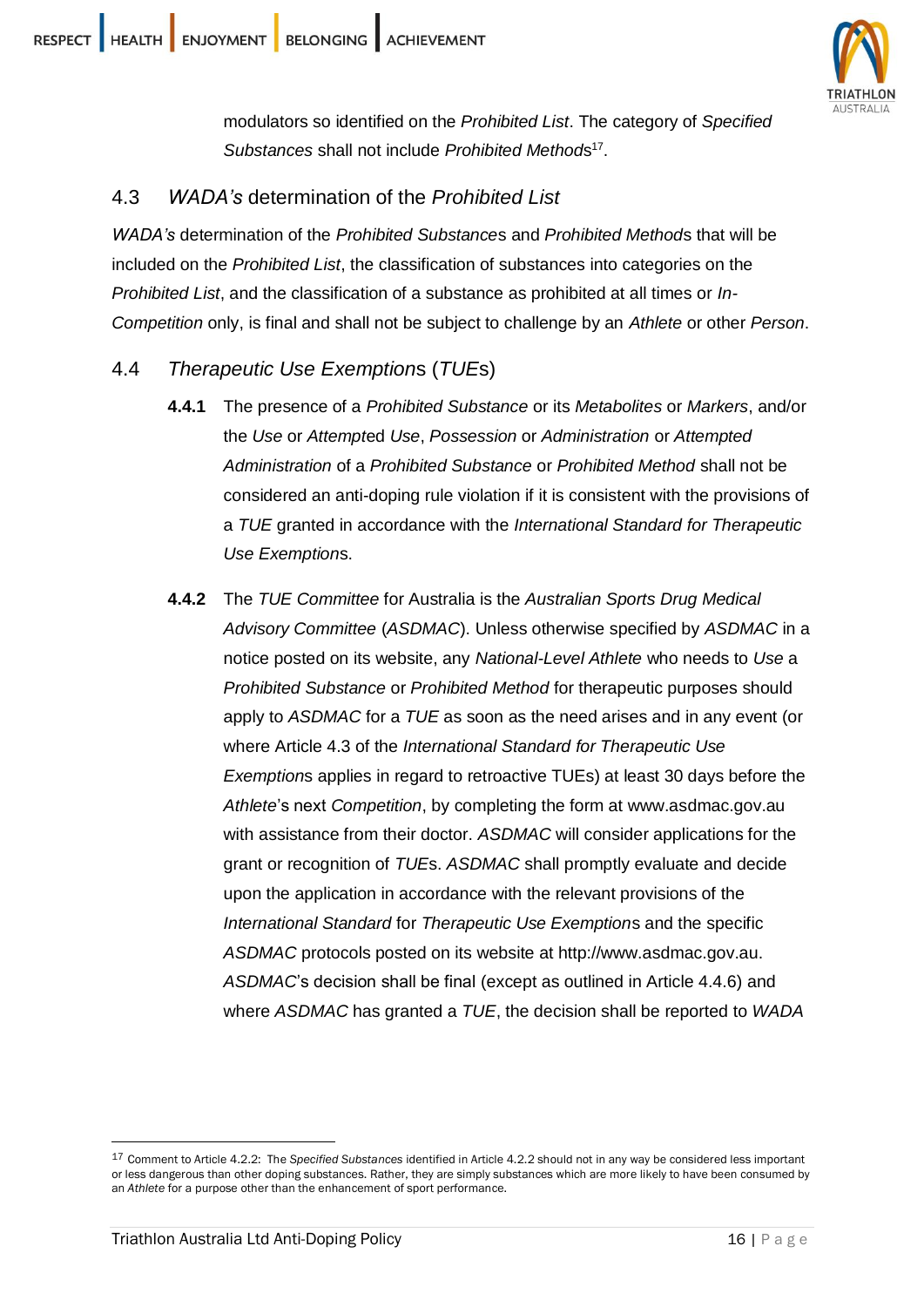modulators so identified on the *Prohibited List*. The category of *Specified Substances* shall not include *Prohibited Methods*[17].

## 4.3 *WADA's* determination of the *Prohibited List*

*WADA's* determination of the *Prohibited Substance*s and *Prohibited Method*s that will be included on the *Prohibited List*, the classification of substances into categories on the *Prohibited List*, and the classification of a substance as prohibited at all times or *In-Competition* only, is final and shall not be subject to challenge by an *Athlete* or other *Person*.

## 4.4 *Therapeutic Use Exemption*s (*TUE*s)

**4.4.1** The presence of a *Prohibited Substance* or its *Metabolites* or *Markers*, and/or the *Use* or *Attempt*ed *Use*, *Possession* or *Administration* or *Attempted Administration* of a *Prohibited Substance* or *Prohibited Method* shall not be considered an anti-doping rule violation if it is consistent with the provisions of a *TUE* granted in accordance with the *International Standard for Therapeutic Use Exemption*s.

**4.4.2** The *TUE Committee* for Australia is the *Australian Sports Drug Medical Advisory Committee* (*ASDMAC*). Unless otherwise specified by *ASDMAC* in a notice posted on its website, any *National-Level Athlete* who needs to *Use* a *Prohibited Substance* or *Prohibited Method* for therapeutic purposes should apply to *ASDMAC* for a *TUE* as soon as the need arises and in any event (or where Article 4.3 of the *International Standard for Therapeutic Use Exemption*s applies in regard to retroactive TUEs) at least 30 days before the *Athlete*'s next *Competition*, by completing the form at www.asdmac.gov.au with assistance from their doctor. *ASDMAC* will consider applications for the grant or recognition of *TUE*s. *ASDMAC* shall promptly evaluate and decide upon the application in accordance with the relevant provisions of the *International Standard* for *Therapeutic Use Exemption*s and the specific *ASDMAC* protocols posted on its website at http://www.asdmac.gov.au. *ASDMAC*'s decision shall be final (except as outlined in Article 4.4.6) and where *ASDMAC* has granted a *TUE*, the decision shall be reported to *WADA*

---

[17] Comment to Article 4.2.2: The *Specified Substances* identified in Article 4.2.2 should not in any way be considered less important or less dangerous than other doping substances. Rather, they are simply substances which are more likely to have been consumed by an *Athlete* for a purpose other than the enhancement of sport performance.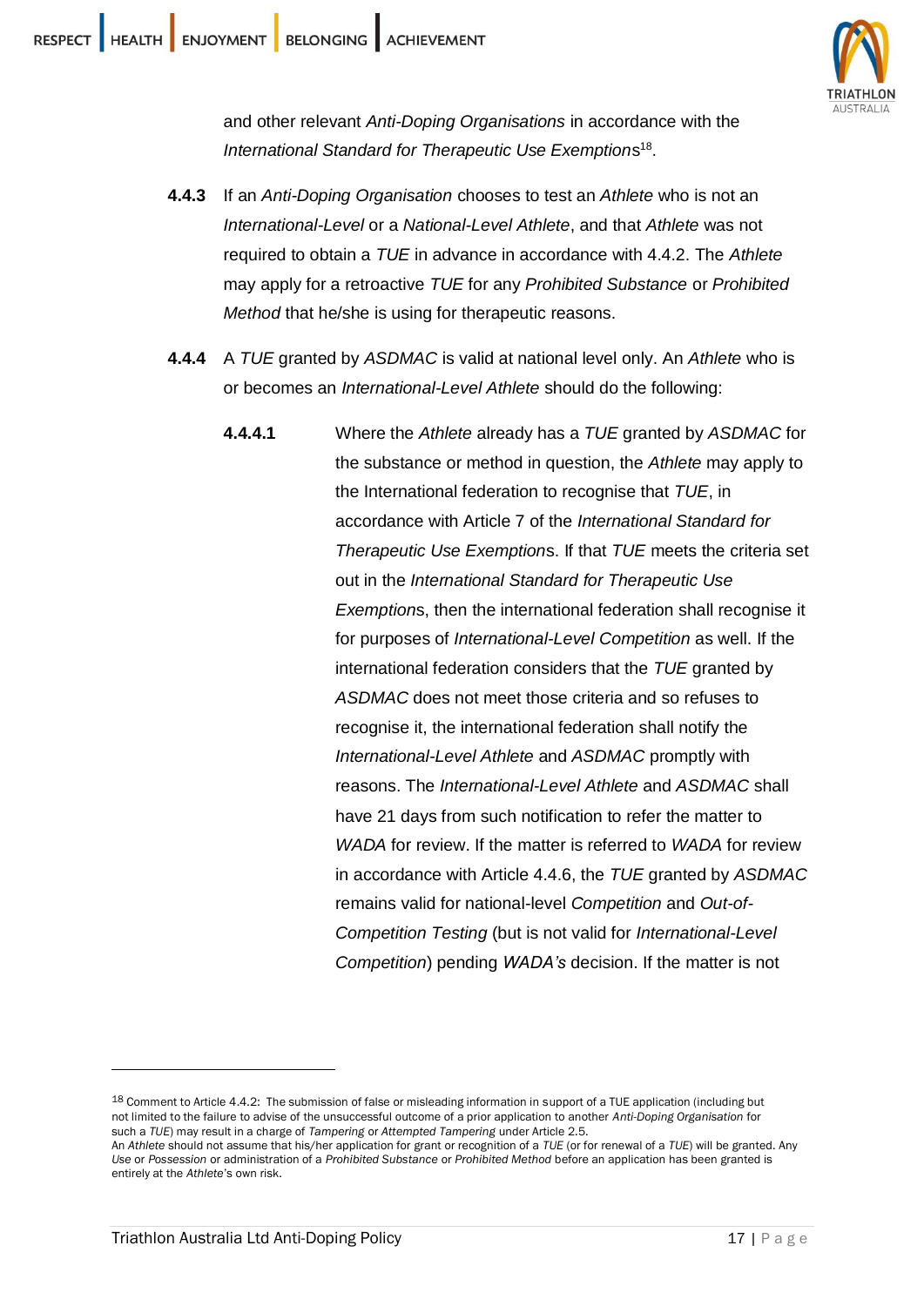and other relevant *Anti-Doping Organisations* in accordance with the *International Standard for Therapeutic Use Exemptions*[18].

**4.4.3** If an *Anti-Doping Organisation* chooses to test an *Athlete* who is not an *International-Level* or a *National-Level Athlete*, and that *Athlete* was not required to obtain a *TUE* in advance in accordance with 4.4.2. The *Athlete* may apply for a retroactive *TUE* for any *Prohibited Substance* or *Prohibited Method* that he/she is using for therapeutic reasons.

**4.4.4** A *TUE* granted by *ASDMAC* is valid at national level only. An *Athlete* who is or becomes an *International-Level Athlete* should do the following:

**4.4.4.1** Where the *Athlete* already has a *TUE* granted by *ASDMAC* for the substance or method in question, the *Athlete* may apply to the International federation to recognise that *TUE*, in accordance with Article 7 of the *International Standard for Therapeutic Use Exemptions*. If that *TUE* meets the criteria set out in the *International Standard for Therapeutic Use Exemptions*, then the international federation shall recognise it for purposes of *International-Level Competition* as well. If the international federation considers that the *TUE* granted by *ASDMAC* does not meet those criteria and so refuses to recognise it, the international federation shall notify the *International-Level Athlete* and *ASDMAC* promptly with reasons. The *International-Level Athlete* and *ASDMAC* shall have 21 days from such notification to refer the matter to *WADA* for review. If the matter is referred to *WADA* for review in accordance with Article 4.4.6, the *TUE* granted by *ASDMAC* remains valid for national-level *Competition* and *Out-of-Competition Testing* (but is not valid for *International-Level Competition*) pending *WADA's* decision. If the matter is not

---

[18] Comment to Article 4.4.2: The submission of false or misleading information in support of a TUE application (including but not limited to the failure to advise of the unsuccessful outcome of a prior application to another *Anti-Doping Organisation* for such a *TUE*) may result in a charge of *Tampering* or *Attempted Tampering* under Article 2.5.
An *Athlete* should not assume that his/her application for grant or recognition of a *TUE* (or for renewal of a *TUE*) will be granted. Any *Use* or *Possession* or administration of a *Prohibited Substance* or *Prohibited Method* before an application has been granted is entirely at the *Athlete*'s own risk.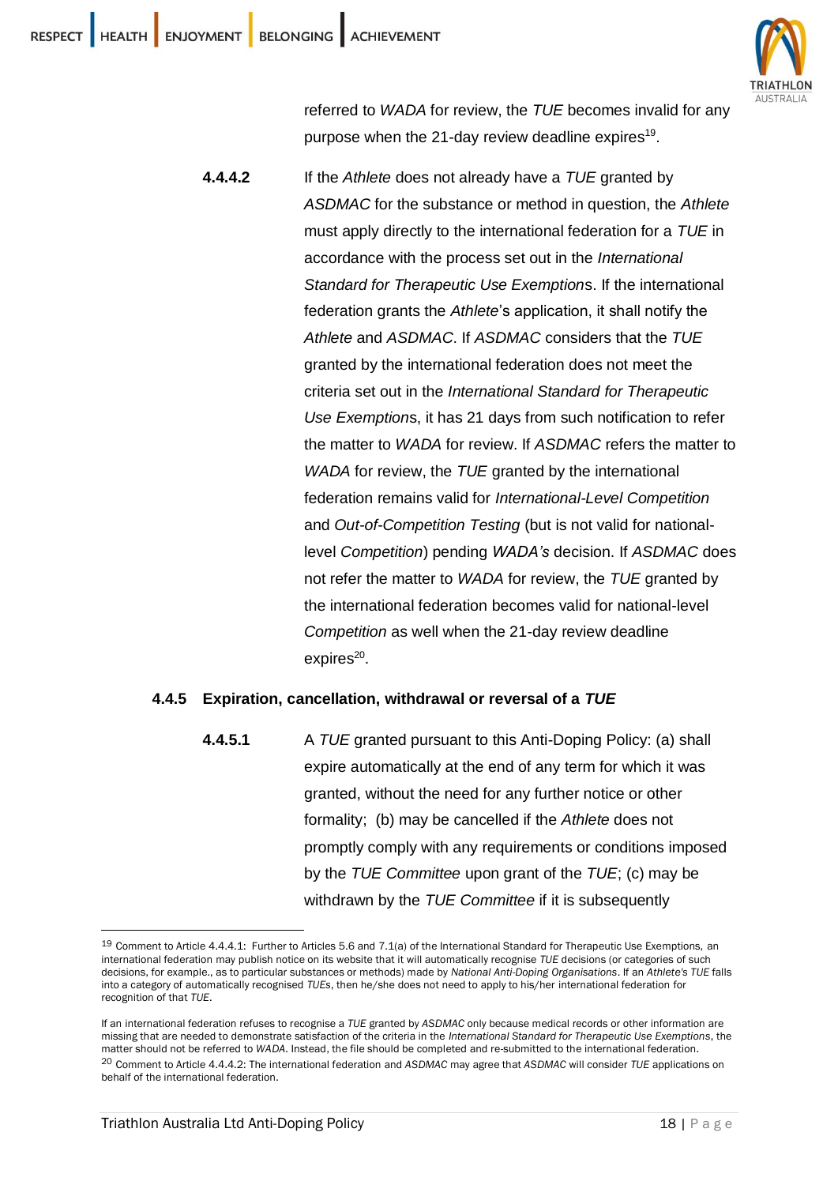referred to *WADA* for review, the *TUE* becomes invalid for any purpose when the 21-day review deadline expires[19].

**4.4.4.2** If the *Athlete* does not already have a *TUE* granted by *ASDMAC* for the substance or method in question, the *Athlete* must apply directly to the international federation for a *TUE* in accordance with the process set out in the *International Standard for Therapeutic Use Exemption*s. If the international federation grants the *Athlete*'s application, it shall notify the *Athlete* and *ASDMAC*. If *ASDMAC* considers that the *TUE* granted by the international federation does not meet the criteria set out in the *International Standard for Therapeutic Use Exemption*s, it has 21 days from such notification to refer the matter to *WADA* for review. If *ASDMAC* refers the matter to *WADA* for review, the *TUE* granted by the international federation remains valid for *International-Level Competition* and *Out-of-Competition Testing* (but is not valid for national-level *Competition*) pending *WADA's* decision. If *ASDMAC* does not refer the matter to *WADA* for review, the *TUE* granted by the international federation becomes valid for national-level *Competition* as well when the 21-day review deadline expires[20].

### 4.4.5 Expiration, cancellation, withdrawal or reversal of a *TUE*

**4.4.5.1** A *TUE* granted pursuant to this Anti-Doping Policy: (a) shall expire automatically at the end of any term for which it was granted, without the need for any further notice or other formality; (b) may be cancelled if the *Athlete* does not promptly comply with any requirements or conditions imposed by the *TUE Committee* upon grant of the *TUE*; (c) may be withdrawn by the *TUE Committee* if it is subsequently

---

[19] Comment to Article 4.4.4.1: Further to Articles 5.6 and 7.1(a) of the International Standard for Therapeutic Use Exemptions, an international federation may publish notice on its website that it will automatically recognise *TUE* decisions (or categories of such decisions, for example., as to particular substances or methods) made by *National Anti-Doping Organisations*. If an *Athlete's TUE* falls into a category of automatically recognised *TUEs*, then he/she does not need to apply to his/her international federation for recognition of that *TUE*.

If an international federation refuses to recognise a *TUE* granted by *ASDMAC* only because medical records or other information are missing that are needed to demonstrate satisfaction of the criteria in the *International Standard for Therapeutic Use Exemptions*, the matter should not be referred to *WADA*. Instead, the file should be completed and re-submitted to the international federation.

[20] Comment to Article 4.4.4.2: The international federation and *ASDMAC* may agree that *ASDMAC* will consider *TUE* applications on behalf of the international federation.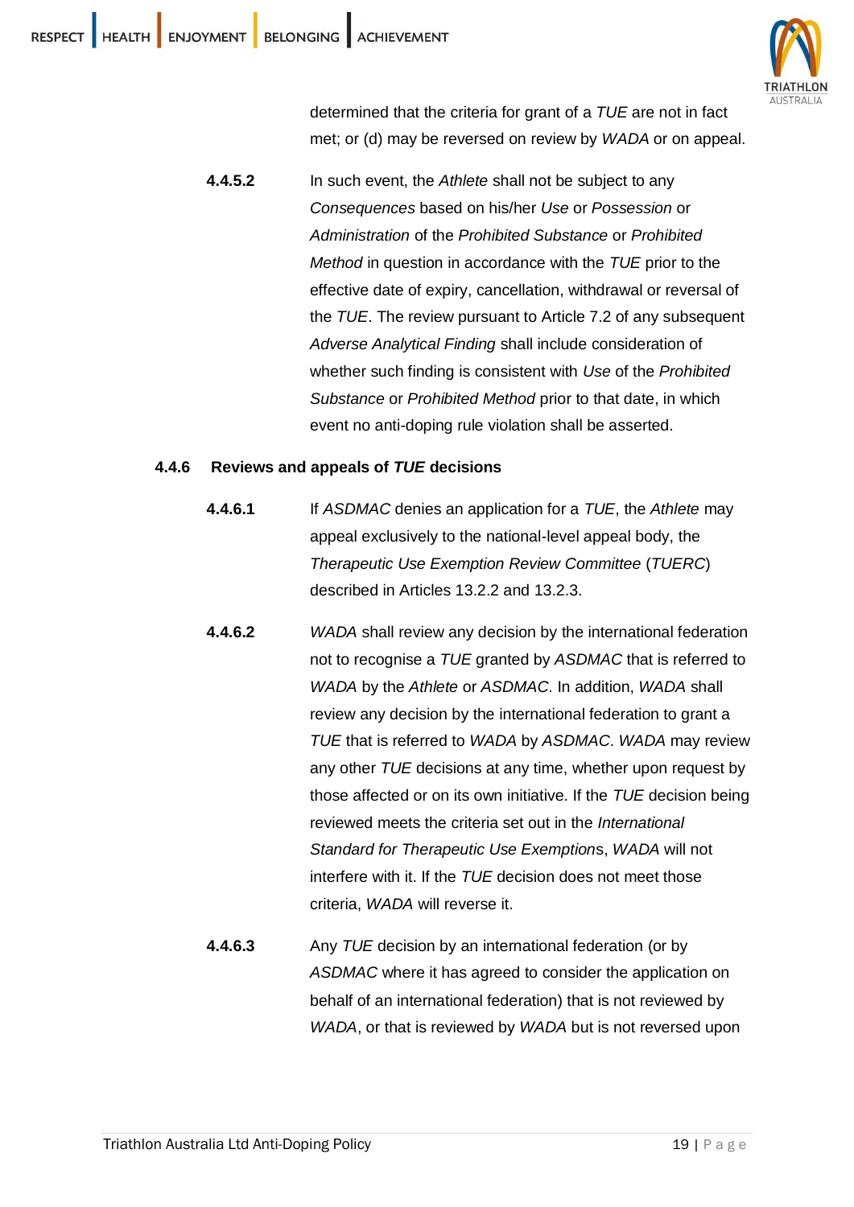determined that the criteria for grant of a *TUE* are not in fact met; or (d) may be reversed on review by *WADA* or on appeal.

**4.4.5.2** In such event, the *Athlete* shall not be subject to any *Consequences* based on his/her *Use* or *Possession* or *Administration* of the *Prohibited Substance* or *Prohibited Method* in question in accordance with the *TUE* prior to the effective date of expiry, cancellation, withdrawal or reversal of the *TUE*. The review pursuant to Article 7.2 of any subsequent *Adverse Analytical Finding* shall include consideration of whether such finding is consistent with *Use* of the *Prohibited Substance* or *Prohibited Method* prior to that date, in which event no anti-doping rule violation shall be asserted.

### 4.4.6 Reviews and appeals of *TUE* decisions

**4.4.6.1** If *ASDMAC* denies an application for a *TUE*, the *Athlete* may appeal exclusively to the national-level appeal body, the *Therapeutic Use Exemption Review Committee* (*TUERC*) described in Articles 13.2.2 and 13.2.3.

**4.4.6.2** *WADA* shall review any decision by the international federation not to recognise a *TUE* granted by *ASDMAC* that is referred to *WADA* by the *Athlete* or *ASDMAC*. In addition, *WADA* shall review any decision by the international federation to grant a *TUE* that is referred to *WADA* by *ASDMAC*. *WADA* may review any other *TUE* decisions at any time, whether upon request by those affected or on its own initiative. If the *TUE* decision being reviewed meets the criteria set out in the *International Standard for Therapeutic Use Exemption*s, *WADA* will not interfere with it. If the *TUE* decision does not meet those criteria, *WADA* will reverse it.

**4.4.6.3** Any *TUE* decision by an international federation (or by *ASDMAC* where it has agreed to consider the application on behalf of an international federation) that is not reviewed by *WADA*, or that is reviewed by *WADA* but is not reversed upon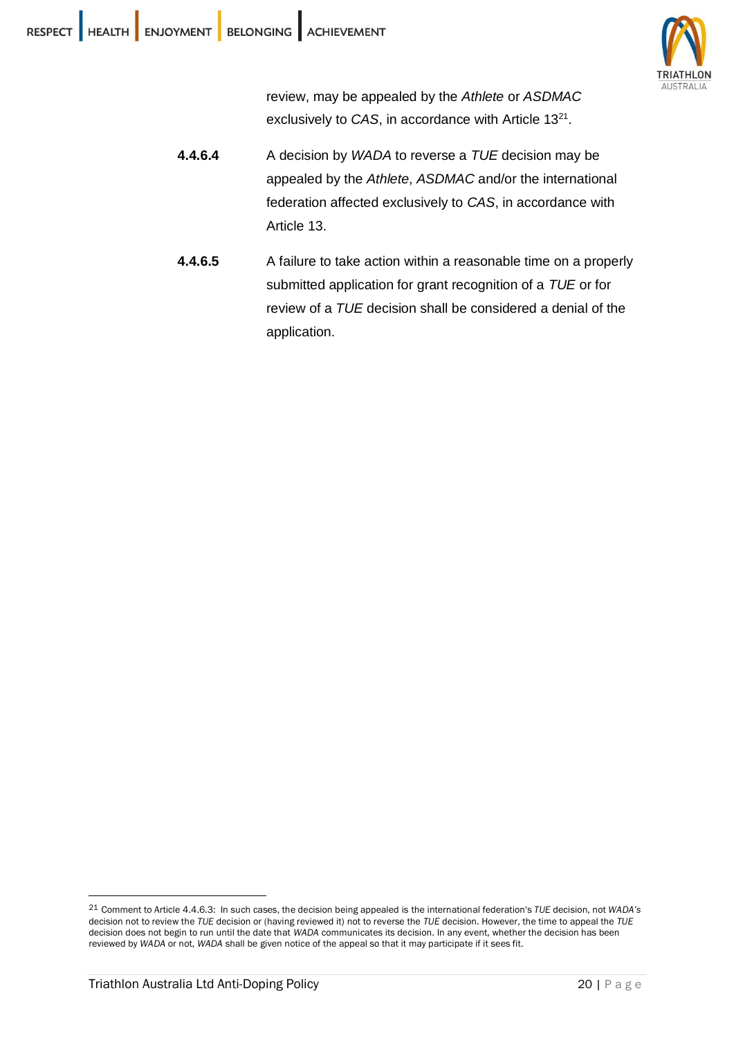review, may be appealed by the *Athlete* or *ASDMAC* exclusively to *CAS*, in accordance with Article 13[21].

**4.4.6.4** A decision by *WADA* to reverse a *TUE* decision may be appealed by the *Athlete*, *ASDMAC* and/or the international federation affected exclusively to *CAS*, in accordance with Article 13.

**4.4.6.5** A failure to take action within a reasonable time on a properly submitted application for grant recognition of a *TUE* or for review of a *TUE* decision shall be considered a denial of the application.

---

[21] Comment to Article 4.4.6.3: In such cases, the decision being appealed is the international federation's *TUE* decision, not *WADA's* decision not to review the *TUE* decision or (having reviewed it) not to reverse the *TUE* decision. However, the time to appeal the *TUE* decision does not begin to run until the date that *WADA* communicates its decision. In any event, whether the decision has been reviewed by *WADA* or not, *WADA* shall be given notice of the appeal so that it may participate if it sees fit.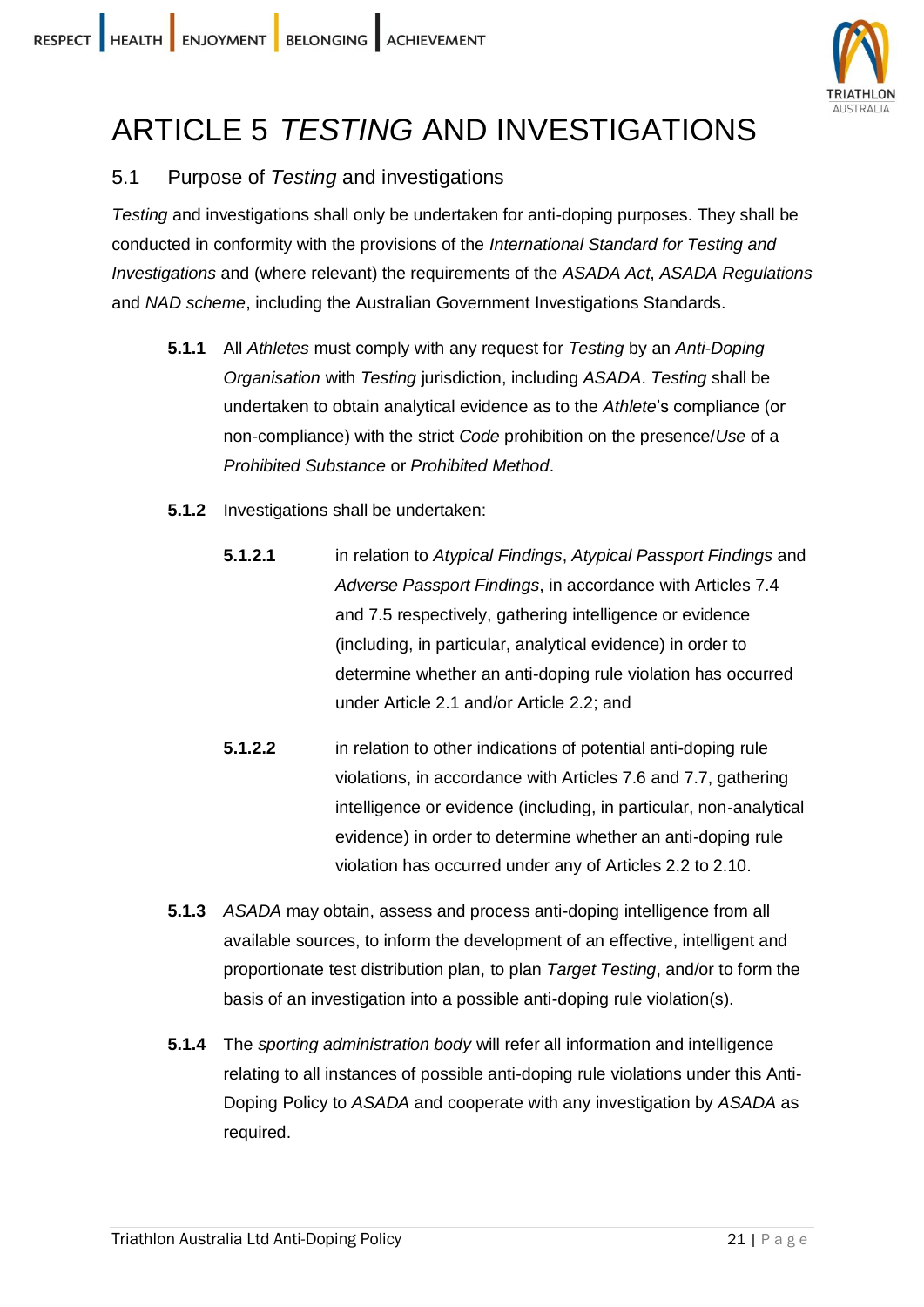# ARTICLE 5 *TESTING* AND INVESTIGATIONS

## 5.1 Purpose of *Testing* and investigations

*Testing* and investigations shall only be undertaken for anti-doping purposes. They shall be conducted in conformity with the provisions of the *International Standard for Testing and Investigations* and (where relevant) the requirements of the *ASADA Act*, *ASADA Regulations* and *NAD scheme*, including the Australian Government Investigations Standards.

**5.1.1** All *Athletes* must comply with any request for *Testing* by an *Anti-Doping Organisation* with *Testing* jurisdiction, including *ASADA*. *Testing* shall be undertaken to obtain analytical evidence as to the *Athlete*'s compliance (or non-compliance) with the strict *Code* prohibition on the presence/*Use* of a *Prohibited Substance* or *Prohibited Method*.

**5.1.2** Investigations shall be undertaken:

**5.1.2.1** in relation to *Atypical Findings*, *Atypical Passport Findings* and *Adverse Passport Findings*, in accordance with Articles 7.4 and 7.5 respectively, gathering intelligence or evidence (including, in particular, analytical evidence) in order to determine whether an anti-doping rule violation has occurred under Article 2.1 and/or Article 2.2; and

**5.1.2.2** in relation to other indications of potential anti-doping rule violations, in accordance with Articles 7.6 and 7.7, gathering intelligence or evidence (including, in particular, non-analytical evidence) in order to determine whether an anti-doping rule violation has occurred under any of Articles 2.2 to 2.10.

**5.1.3** *ASADA* may obtain, assess and process anti-doping intelligence from all available sources, to inform the development of an effective, intelligent and proportionate test distribution plan, to plan *Target Testing*, and/or to form the basis of an investigation into a possible anti-doping rule violation(s).

**5.1.4** The *sporting administration body* will refer all information and intelligence relating to all instances of possible anti-doping rule violations under this Anti-Doping Policy to *ASADA* and cooperate with any investigation by *ASADA* as required.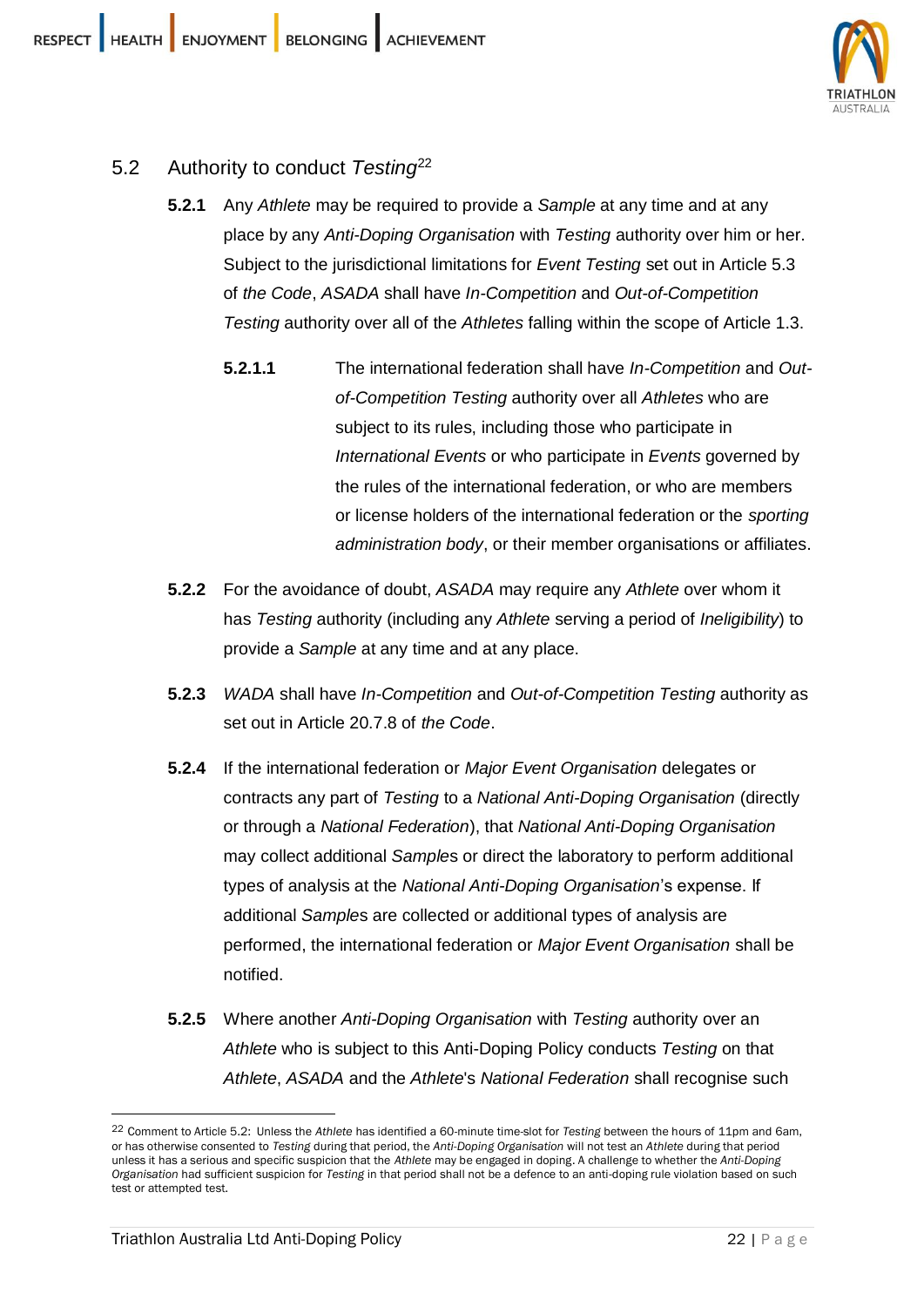## 5.2 Authority to conduct *Testing*[22]

**5.2.1** Any *Athlete* may be required to provide a *Sample* at any time and at any place by any *Anti-Doping Organisation* with *Testing* authority over him or her. Subject to the jurisdictional limitations for *Event Testing* set out in Article 5.3 of *the Code*, *ASADA* shall have *In-Competition* and *Out-of-Competition Testing* authority over all of the *Athletes* falling within the scope of Article 1.3.

**5.2.1.1** The international federation shall have *In-Competition* and *Out-of-Competition Testing* authority over all *Athletes* who are subject to its rules, including those who participate in *International Events* or who participate in *Events* governed by the rules of the international federation, or who are members or license holders of the international federation or the *sporting administration body*, or their member organisations or affiliates.

**5.2.2** For the avoidance of doubt, *ASADA* may require any *Athlete* over whom it has *Testing* authority (including any *Athlete* serving a period of *Ineligibility*) to provide a *Sample* at any time and at any place.

**5.2.3** *WADA* shall have *In-Competition* and *Out-of-Competition Testing* authority as set out in Article 20.7.8 of *the Code*.

**5.2.4** If the international federation or *Major Event Organisation* delegates or contracts any part of *Testing* to a *National Anti-Doping Organisation* (directly or through a *National Federation*), that *National Anti-Doping Organisation* may collect additional *Samples* or direct the laboratory to perform additional types of analysis at the *National Anti-Doping Organisation*'s expense. If additional *Samples* are collected or additional types of analysis are performed, the international federation or *Major Event Organisation* shall be notified.

**5.2.5** Where another *Anti-Doping Organisation* with *Testing* authority over an *Athlete* who is subject to this Anti-Doping Policy conducts *Testing* on that *Athlete*, *ASADA* and the *Athlete*'s *National Federation* shall recognise such

---

[22] Comment to Article 5.2: Unless the *Athlete* has identified a 60-minute time-slot for *Testing* between the hours of 11pm and 6am, or has otherwise consented to *Testing* during that period, the *Anti-Doping Organisation* will not test an *Athlete* during that period unless it has a serious and specific suspicion that the *Athlete* may be engaged in doping. A challenge to whether the *Anti-Doping Organisation* had sufficient suspicion for *Testing* in that period shall not be a defence to an anti-doping rule violation based on such test or attempted test.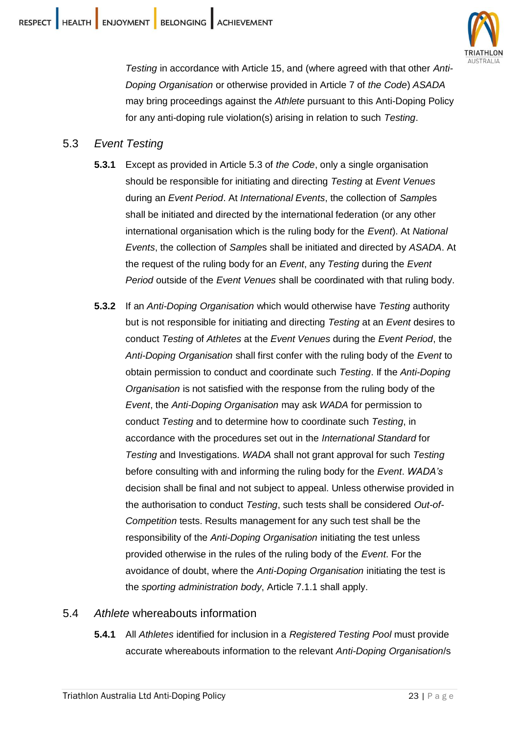*Testing* in accordance with Article 15, and (where agreed with that other *Anti-Doping Organisation* or otherwise provided in Article 7 of *the Code*) *ASADA* may bring proceedings against the *Athlete* pursuant to this Anti-Doping Policy for any anti-doping rule violation(s) arising in relation to such *Testing*.

## 5.3 *Event Testing*

**5.3.1** Except as provided in Article 5.3 of *the Code*, only a single organisation should be responsible for initiating and directing *Testing* at *Event Venues* during an *Event Period*. At *International Events*, the collection of *Sample*s shall be initiated and directed by the international federation (or any other international organisation which is the ruling body for the *Event*). At *National Events*, the collection of *Sample*s shall be initiated and directed by *ASADA*. At the request of the ruling body for an *Event*, any *Testing* during the *Event Period* outside of the *Event Venues* shall be coordinated with that ruling body.

**5.3.2** If an *Anti-Doping Organisation* which would otherwise have *Testing* authority but is not responsible for initiating and directing *Testing* at an *Event* desires to conduct *Testing* of *Athletes* at the *Event Venues* during the *Event Period*, the *Anti-Doping Organisation* shall first confer with the ruling body of the *Event* to obtain permission to conduct and coordinate such *Testing*. If the *Anti-Doping Organisation* is not satisfied with the response from the ruling body of the *Event*, the *Anti-Doping Organisation* may ask *WADA* for permission to conduct *Testing* and to determine how to coordinate such *Testing*, in accordance with the procedures set out in the *International Standard* for *Testing* and Investigations. *WADA* shall not grant approval for such *Testing* before consulting with and informing the ruling body for the *Event*. *WADA's* decision shall be final and not subject to appeal. Unless otherwise provided in the authorisation to conduct *Testing*, such tests shall be considered *Out-of-Competition* tests. Results management for any such test shall be the responsibility of the *Anti-Doping Organisation* initiating the test unless provided otherwise in the rules of the ruling body of the *Event*. For the avoidance of doubt, where the *Anti-Doping Organisation* initiating the test is the *sporting administration body*, Article 7.1.1 shall apply.

## 5.4 *Athlete* whereabouts information

**5.4.1** All *Athletes* identified for inclusion in a *Registered Testing Pool* must provide accurate whereabouts information to the relevant *Anti-Doping Organisation*/s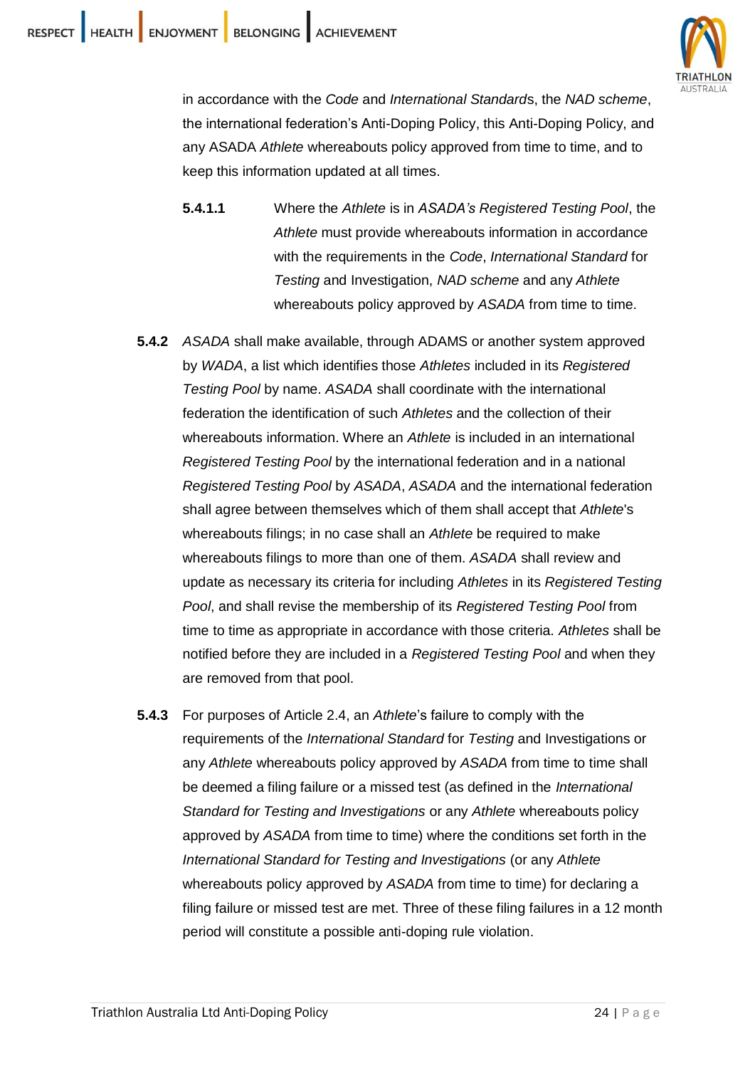in accordance with the *Code* and *International Standard*s, the *NAD scheme*, the international federation's Anti-Doping Policy, this Anti-Doping Policy, and any ASADA *Athlete* whereabouts policy approved from time to time, and to keep this information updated at all times.

**5.4.1.1** Where the *Athlete* is in *ASADA's Registered Testing Pool*, the *Athlete* must provide whereabouts information in accordance with the requirements in the *Code*, *International Standard* for *Testing* and Investigation, *NAD scheme* and any *Athlete* whereabouts policy approved by *ASADA* from time to time.

**5.4.2** *ASADA* shall make available, through ADAMS or another system approved by *WADA*, a list which identifies those *Athletes* included in its *Registered Testing Pool* by name. *ASADA* shall coordinate with the international federation the identification of such *Athletes* and the collection of their whereabouts information. Where an *Athlete* is included in an international *Registered Testing Pool* by the international federation and in a national *Registered Testing Pool* by *ASADA*, *ASADA* and the international federation shall agree between themselves which of them shall accept that *Athlete*'s whereabouts filings; in no case shall an *Athlete* be required to make whereabouts filings to more than one of them. *ASADA* shall review and update as necessary its criteria for including *Athletes* in its *Registered Testing Pool*, and shall revise the membership of its *Registered Testing Pool* from time to time as appropriate in accordance with those criteria. *Athletes* shall be notified before they are included in a *Registered Testing Pool* and when they are removed from that pool.

**5.4.3** For purposes of Article 2.4, an *Athlete*'s failure to comply with the requirements of the *International Standard* for *Testing* and Investigations or any *Athlete* whereabouts policy approved by *ASADA* from time to time shall be deemed a filing failure or a missed test (as defined in the *International Standard for Testing and Investigations* or any *Athlete* whereabouts policy approved by *ASADA* from time to time) where the conditions set forth in the *International Standard for Testing and Investigations* (or any *Athlete* whereabouts policy approved by *ASADA* from time to time) for declaring a filing failure or missed test are met. Three of these filing failures in a 12 month period will constitute a possible anti-doping rule violation.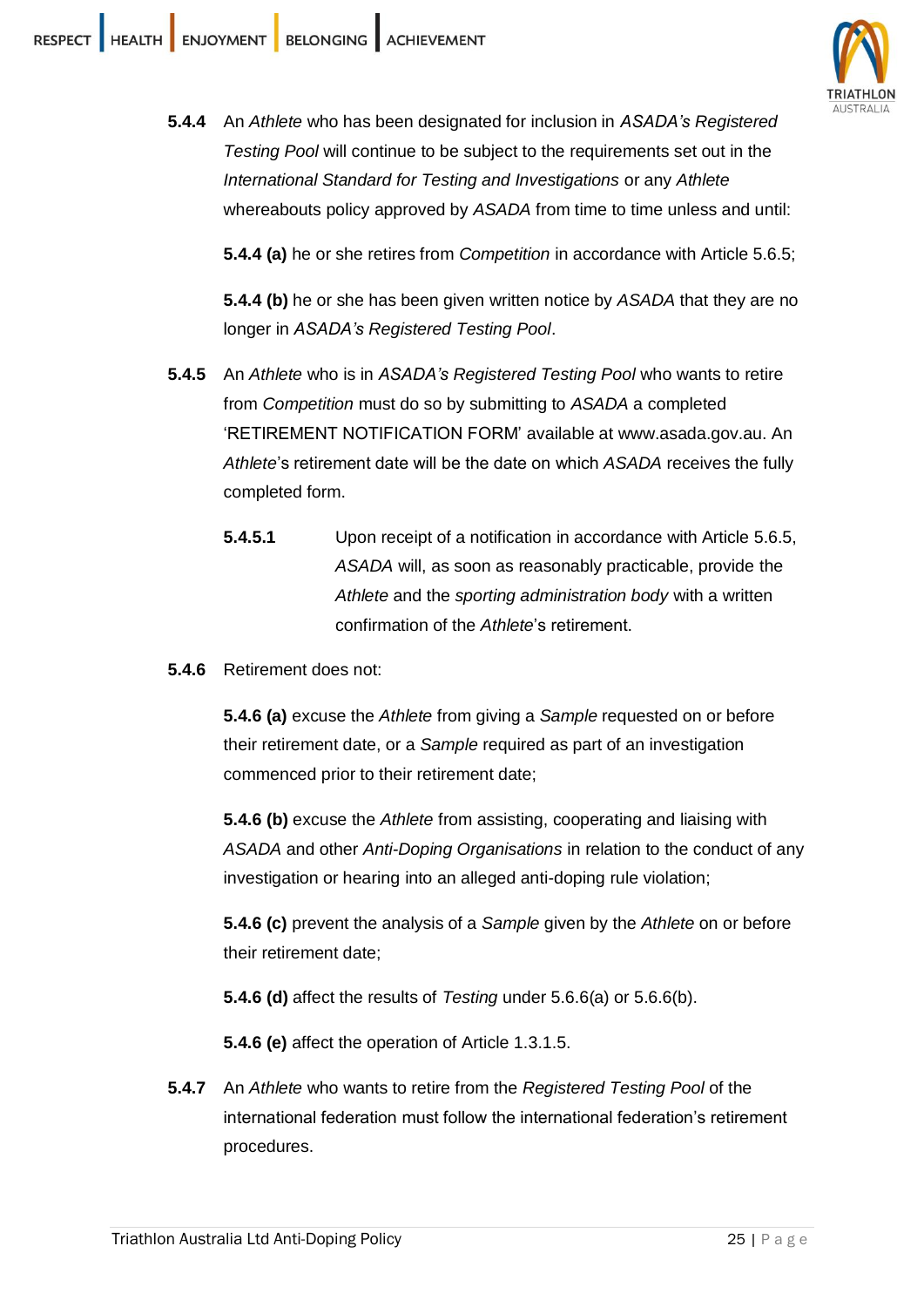**5.4.4** An *Athlete* who has been designated for inclusion in *ASADA's Registered Testing Pool* will continue to be subject to the requirements set out in the *International Standard for Testing and Investigations* or any *Athlete* whereabouts policy approved by *ASADA* from time to time unless and until:

**5.4.4 (a)** he or she retires from *Competition* in accordance with Article 5.6.5;

**5.4.4 (b)** he or she has been given written notice by *ASADA* that they are no longer in *ASADA's Registered Testing Pool*.

**5.4.5** An *Athlete* who is in *ASADA's Registered Testing Pool* who wants to retire from *Competition* must do so by submitting to *ASADA* a completed 'RETIREMENT NOTIFICATION FORM' available at www.asada.gov.au. An *Athlete*'s retirement date will be the date on which *ASADA* receives the fully completed form.

**5.4.5.1** Upon receipt of a notification in accordance with Article 5.6.5, *ASADA* will, as soon as reasonably practicable, provide the *Athlete* and the *sporting administration body* with a written confirmation of the *Athlete*'s retirement.

**5.4.6** Retirement does not:

**5.4.6 (a)** excuse the *Athlete* from giving a *Sample* requested on or before their retirement date, or a *Sample* required as part of an investigation commenced prior to their retirement date;

**5.4.6 (b)** excuse the *Athlete* from assisting, cooperating and liaising with *ASADA* and other *Anti-Doping Organisations* in relation to the conduct of any investigation or hearing into an alleged anti-doping rule violation;

**5.4.6 (c)** prevent the analysis of a *Sample* given by the *Athlete* on or before their retirement date;

**5.4.6 (d)** affect the results of *Testing* under 5.6.6(a) or 5.6.6(b).

**5.4.6 (e)** affect the operation of Article 1.3.1.5.

**5.4.7** An *Athlete* who wants to retire from the *Registered Testing Pool* of the international federation must follow the international federation's retirement procedures.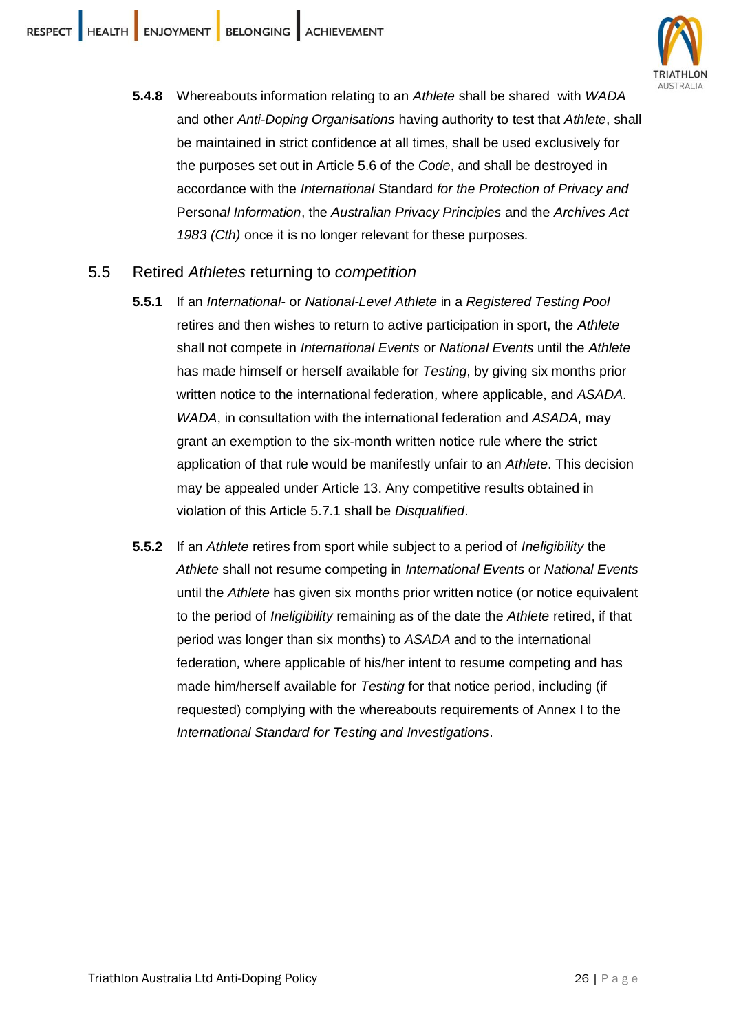**5.4.8** Whereabouts information relating to an *Athlete* shall be shared with *WADA* and other *Anti-Doping Organisations* having authority to test that *Athlete*, shall be maintained in strict confidence at all times, shall be used exclusively for the purposes set out in Article 5.6 of the *Code*, and shall be destroyed in accordance with the *International* Standard *for the Protection of Privacy and* Person*al Information*, the *Australian Privacy Principles* and the *Archives Act 1983 (Cth)* once it is no longer relevant for these purposes.

## 5.5 Retired *Athletes* returning to *competition*

**5.5.1** If an *International-* or *National-Level Athlete* in a *Registered Testing Pool* retires and then wishes to return to active participation in sport, the *Athlete* shall not compete in *International Events* or *National Events* until the *Athlete* has made himself or herself available for *Testing*, by giving six months prior written notice to the international federation*,* where applicable, and *ASADA*. *WADA*, in consultation with the international federation and *ASADA*, may grant an exemption to the six-month written notice rule where the strict application of that rule would be manifestly unfair to an *Athlete*. This decision may be appealed under Article 13. Any competitive results obtained in violation of this Article 5.7.1 shall be *Disqualified*.

**5.5.2** If an *Athlete* retires from sport while subject to a period of *Ineligibility* the *Athlete* shall not resume competing in *International Events* or *National Events* until the *Athlete* has given six months prior written notice (or notice equivalent to the period of *Ineligibility* remaining as of the date the *Athlete* retired, if that period was longer than six months) to *ASADA* and to the international federation*,* where applicable of his/her intent to resume competing and has made him/herself available for *Testing* for that notice period, including (if requested) complying with the whereabouts requirements of Annex I to the *International Standard for Testing and Investigations*.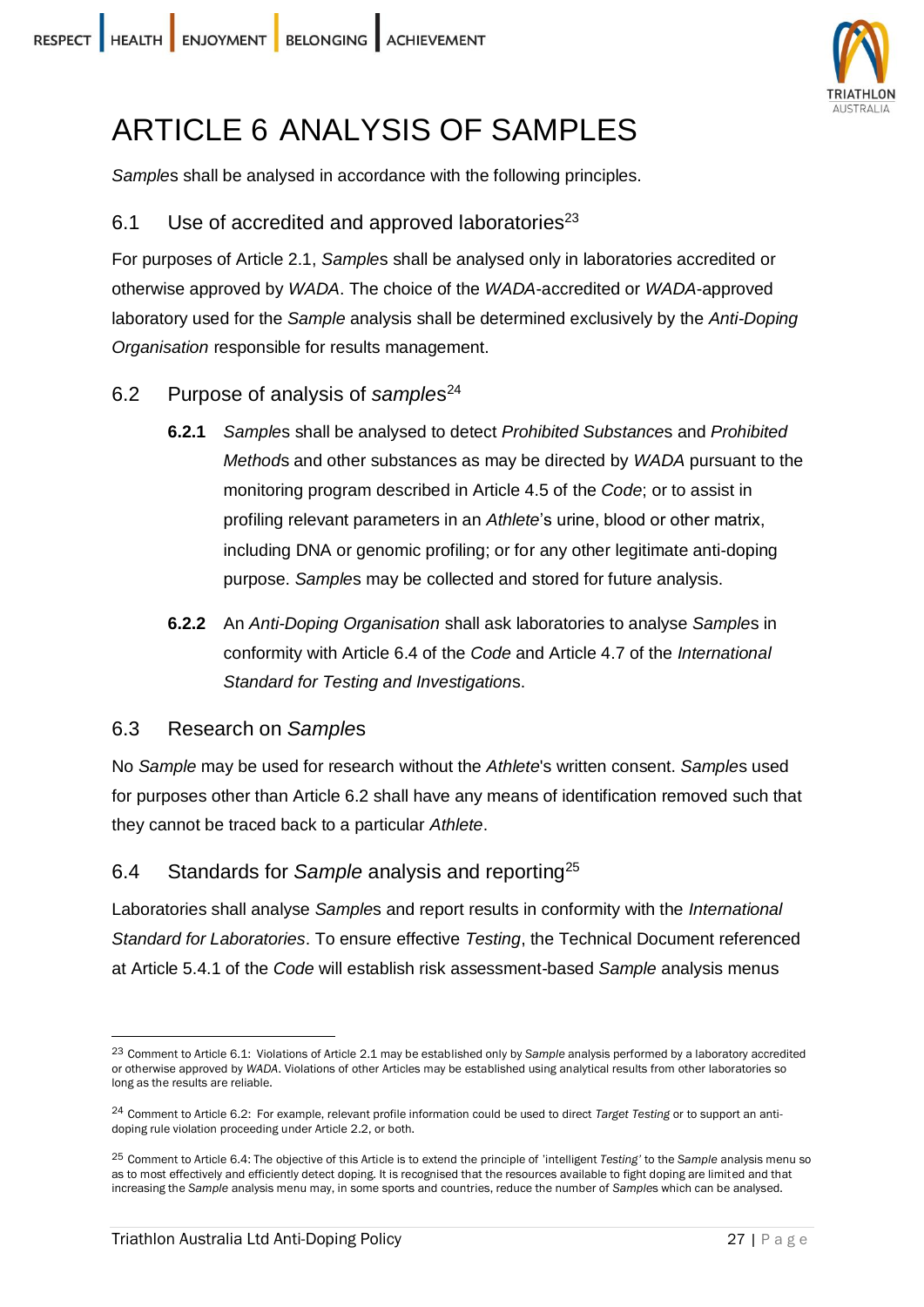# ARTICLE 6 ANALYSIS OF SAMPLES

*Sample*s shall be analysed in accordance with the following principles.

## 6.1 Use of accredited and approved laboratories[23]

For purposes of Article 2.1, *Sample*s shall be analysed only in laboratories accredited or otherwise approved by *WADA*. The choice of the *WADA*-accredited or *WADA*-approved laboratory used for the *Sample* analysis shall be determined exclusively by the *Anti-Doping Organisation* responsible for results management.

## 6.2 Purpose of analysis of *samples*[24]

**6.2.1** *Sample*s shall be analysed to detect *Prohibited Substance*s and *Prohibited Method*s and other substances as may be directed by *WADA* pursuant to the monitoring program described in Article 4.5 of the *Code*; or to assist in profiling relevant parameters in an *Athlete*'s urine, blood or other matrix, including DNA or genomic profiling; or for any other legitimate anti-doping purpose. *Sample*s may be collected and stored for future analysis.

**6.2.2** An *Anti-Doping Organisation* shall ask laboratories to analyse *Sample*s in conformity with Article 6.4 of the *Code* and Article 4.7 of the *International Standard for Testing and Investigation*s.

## 6.3 Research on *Sample*s

No *Sample* may be used for research without the *Athlete*'s written consent. *Sample*s used for purposes other than Article 6.2 shall have any means of identification removed such that they cannot be traced back to a particular *Athlete*.

## 6.4 Standards for *Sample* analysis and reporting[25]

Laboratories shall analyse *Sample*s and report results in conformity with the *International Standard for Laboratories*. To ensure effective *Testing*, the Technical Document referenced at Article 5.4.1 of the *Code* will establish risk assessment-based *Sample* analysis menus

---

[23] Comment to Article 6.1: Violations of Article 2.1 may be established only by *Sample* analysis performed by a laboratory accredited or otherwise approved by *WADA*. Violations of other Articles may be established using analytical results from other laboratories so long as the results are reliable.

[24] Comment to Article 6.2: For example, relevant profile information could be used to direct *Target Testing* or to support an anti-doping rule violation proceeding under Article 2.2, or both.

[25] Comment to Article 6.4: The objective of this Article is to extend the principle of 'intelligent *Testing*' to the *Sample* analysis menu so as to most effectively and efficiently detect doping. It is recognised that the resources available to fight doping are limited and that increasing the *Sample* analysis menu may, in some sports and countries, reduce the number of *Sample*s which can be analysed.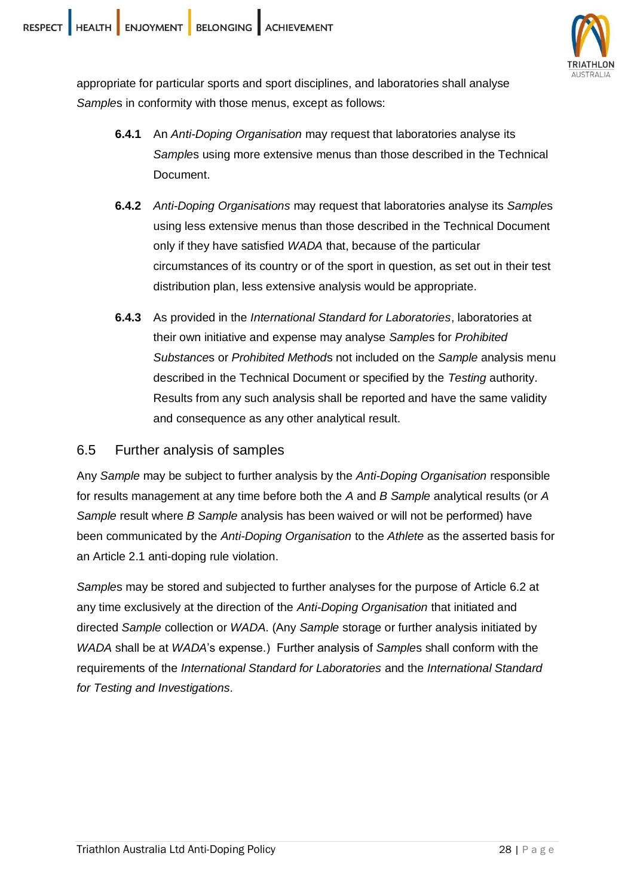appropriate for particular sports and sport disciplines, and laboratories shall analyse *Samples* in conformity with those menus, except as follows:

**6.4.1** An *Anti-Doping Organisation* may request that laboratories analyse its *Samples* using more extensive menus than those described in the Technical Document.

**6.4.2** *Anti-Doping Organisations* may request that laboratories analyse its *Samples* using less extensive menus than those described in the Technical Document only if they have satisfied *WADA* that, because of the particular circumstances of its country or of the sport in question, as set out in their test distribution plan, less extensive analysis would be appropriate.

**6.4.3** As provided in the *International Standard for Laboratories*, laboratories at their own initiative and expense may analyse *Samples* for *Prohibited Substances* or *Prohibited Methods* not included on the *Sample* analysis menu described in the Technical Document or specified by the *Testing* authority. Results from any such analysis shall be reported and have the same validity and consequence as any other analytical result.

## 6.5 Further analysis of samples

Any *Sample* may be subject to further analysis by the *Anti-Doping Organisation* responsible for results management at any time before both the *A* and *B Sample* analytical results (or *A Sample* result where *B Sample* analysis has been waived or will not be performed) have been communicated by the *Anti-Doping Organisation* to the *Athlete* as the asserted basis for an Article 2.1 anti-doping rule violation.

*Samples* may be stored and subjected to further analyses for the purpose of Article 6.2 at any time exclusively at the direction of the *Anti-Doping Organisation* that initiated and directed *Sample* collection or *WADA*. (Any *Sample* storage or further analysis initiated by *WADA* shall be at *WADA*'s expense.) Further analysis of *Samples* shall conform with the requirements of the *International Standard for Laboratories* and the *International Standard for Testing and Investigations*.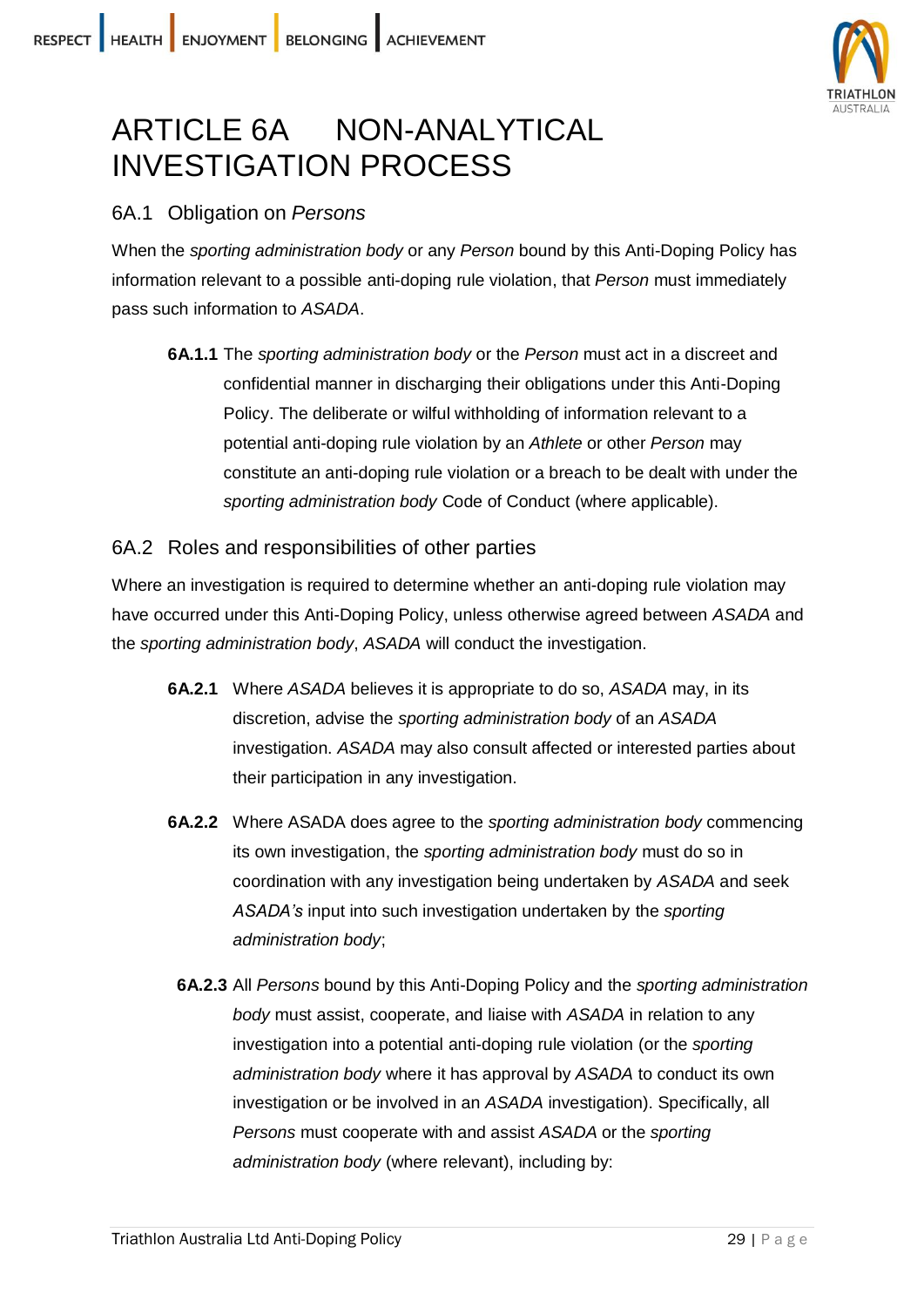# ARTICLE 6A NON-ANALYTICAL INVESTIGATION PROCESS

## 6A.1 Obligation on *Persons*

When the *sporting administration body* or any *Person* bound by this Anti-Doping Policy has information relevant to a possible anti-doping rule violation, that *Person* must immediately pass such information to *ASADA*.

> **6A.1.1** The *sporting administration body* or the *Person* must act in a discreet and confidential manner in discharging their obligations under this Anti-Doping Policy. The deliberate or wilful withholding of information relevant to a potential anti-doping rule violation by an *Athlete* or other *Person* may constitute an anti-doping rule violation or a breach to be dealt with under the *sporting administration body* Code of Conduct (where applicable).

## 6A.2 Roles and responsibilities of other parties

Where an investigation is required to determine whether an anti-doping rule violation may have occurred under this Anti-Doping Policy, unless otherwise agreed between *ASADA* and the *sporting administration body*, *ASADA* will conduct the investigation.

> **6A.2.1** Where *ASADA* believes it is appropriate to do so, *ASADA* may, in its discretion, advise the *sporting administration body* of an *ASADA* investigation. *ASADA* may also consult affected or interested parties about their participation in any investigation.

> **6A.2.2** Where ASADA does agree to the *sporting administration body* commencing its own investigation, the *sporting administration body* must do so in coordination with any investigation being undertaken by *ASADA* and seek *ASADA's* input into such investigation undertaken by the *sporting administration body*;

> **6A.2.3** All *Persons* bound by this Anti-Doping Policy and the *sporting administration body* must assist, cooperate, and liaise with *ASADA* in relation to any investigation into a potential anti-doping rule violation (or the *sporting administration body* where it has approval by *ASADA* to conduct its own investigation or be involved in an *ASADA* investigation). Specifically, all *Persons* must cooperate with and assist *ASADA* or the *sporting administration body* (where relevant), including by: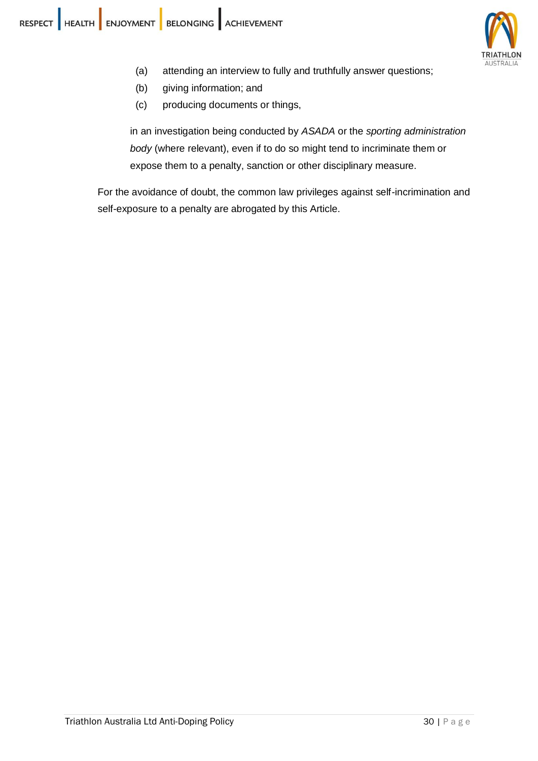(a) attending an interview to fully and truthfully answer questions;

(b) giving information; and

(c) producing documents or things,

in an investigation being conducted by *ASADA* or the *sporting administration body* (where relevant), even if to do so might tend to incriminate them or expose them to a penalty, sanction or other disciplinary measure.

For the avoidance of doubt, the common law privileges against self-incrimination and self-exposure to a penalty are abrogated by this Article.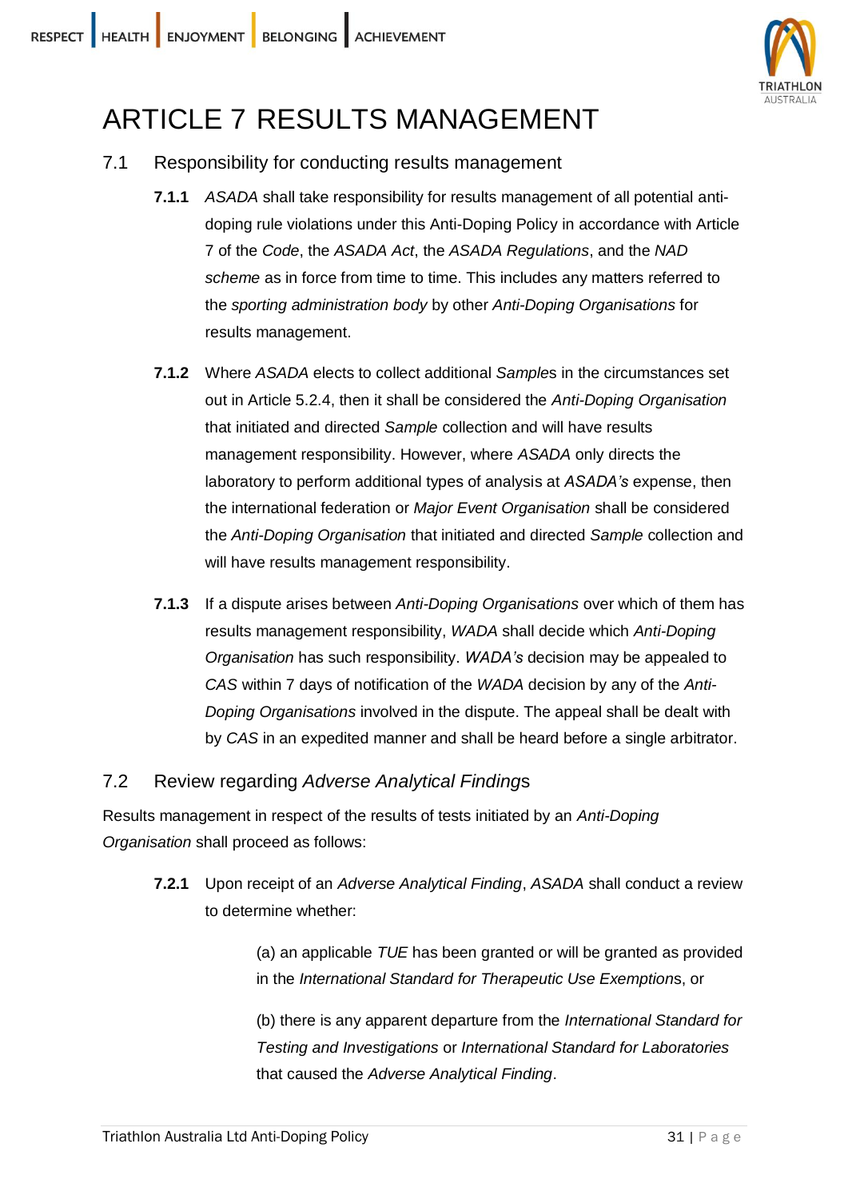# ARTICLE 7 RESULTS MANAGEMENT

## 7.1 Responsibility for conducting results management

**7.1.1** *ASADA* shall take responsibility for results management of all potential anti-doping rule violations under this Anti-Doping Policy in accordance with Article 7 of the *Code*, the *ASADA Act*, the *ASADA Regulations*, and the *NAD scheme* as in force from time to time. This includes any matters referred to the *sporting administration body* by other *Anti-Doping Organisations* for results management.

**7.1.2** Where *ASADA* elects to collect additional *Sample*s in the circumstances set out in Article 5.2.4, then it shall be considered the *Anti-Doping Organisation* that initiated and directed *Sample* collection and will have results management responsibility. However, where *ASADA* only directs the laboratory to perform additional types of analysis at *ASADA's* expense, then the international federation or *Major Event Organisation* shall be considered the *Anti-Doping Organisation* that initiated and directed *Sample* collection and will have results management responsibility.

**7.1.3** If a dispute arises between *Anti-Doping Organisations* over which of them has results management responsibility, *WADA* shall decide which *Anti-Doping Organisation* has such responsibility. *WADA's* decision may be appealed to *CAS* within 7 days of notification of the *WADA* decision by any of the *Anti-Doping Organisations* involved in the dispute. The appeal shall be dealt with by *CAS* in an expedited manner and shall be heard before a single arbitrator.

## 7.2 Review regarding *Adverse Analytical Finding*s

Results management in respect of the results of tests initiated by an *Anti-Doping Organisation* shall proceed as follows:

**7.2.1** Upon receipt of an *Adverse Analytical Finding*, *ASADA* shall conduct a review to determine whether:

(a) an applicable *TUE* has been granted or will be granted as provided in the *International Standard for Therapeutic Use Exemption*s, or

(b) there is any apparent departure from the *International Standard for Testing and Investigations* or *International Standard for Laboratories* that caused the *Adverse Analytical Finding*.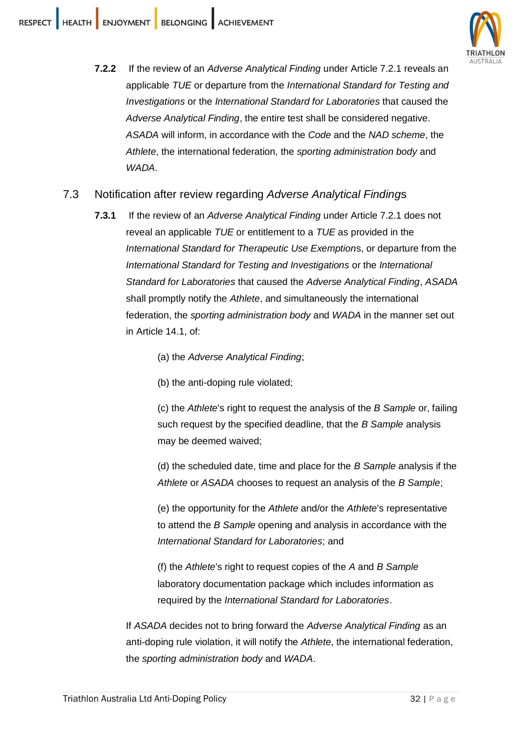**7.2.2** If the review of an *Adverse Analytical Finding* under Article 7.2.1 reveals an applicable *TUE* or departure from the *International Standard for Testing and Investigations* or the *International Standard for Laboratories* that caused the *Adverse Analytical Finding*, the entire test shall be considered negative. *ASADA* will inform, in accordance with the *Code* and the *NAD scheme*, the *Athlete*, the international federation, the *sporting administration body* and *WADA*.

## 7.3 Notification after review regarding *Adverse Analytical Finding*s

**7.3.1** If the review of an *Adverse Analytical Finding* under Article 7.2.1 does not reveal an applicable *TUE* or entitlement to a *TUE* as provided in the *International Standard for Therapeutic Use Exemption*s, or departure from the *International Standard for Testing and Investigations* or the *International Standard for Laboratories* that caused the *Adverse Analytical Finding*, *ASADA* shall promptly notify the *Athlete*, and simultaneously the international federation, the *sporting administration body* and *WADA* in the manner set out in Article 14.1, of:

(a) the *Adverse Analytical Finding*;

(b) the anti-doping rule violated;

(c) the *Athlete*'s right to request the analysis of the *B Sample* or, failing such request by the specified deadline, that the *B Sample* analysis may be deemed waived;

(d) the scheduled date, time and place for the *B Sample* analysis if the *Athlete* or *ASADA* chooses to request an analysis of the *B Sample*;

(e) the opportunity for the *Athlete* and/or the *Athlete*'s representative to attend the *B Sample* opening and analysis in accordance with the *International Standard for Laboratories*; and

(f) the *Athlete*'s right to request copies of the *A* and *B Sample* laboratory documentation package which includes information as required by the *International Standard for Laboratories*.

If *ASADA* decides not to bring forward the *Adverse Analytical Finding* as an anti-doping rule violation, it will notify the *Athlete*, the international federation, the *sporting administration body* and *WADA*.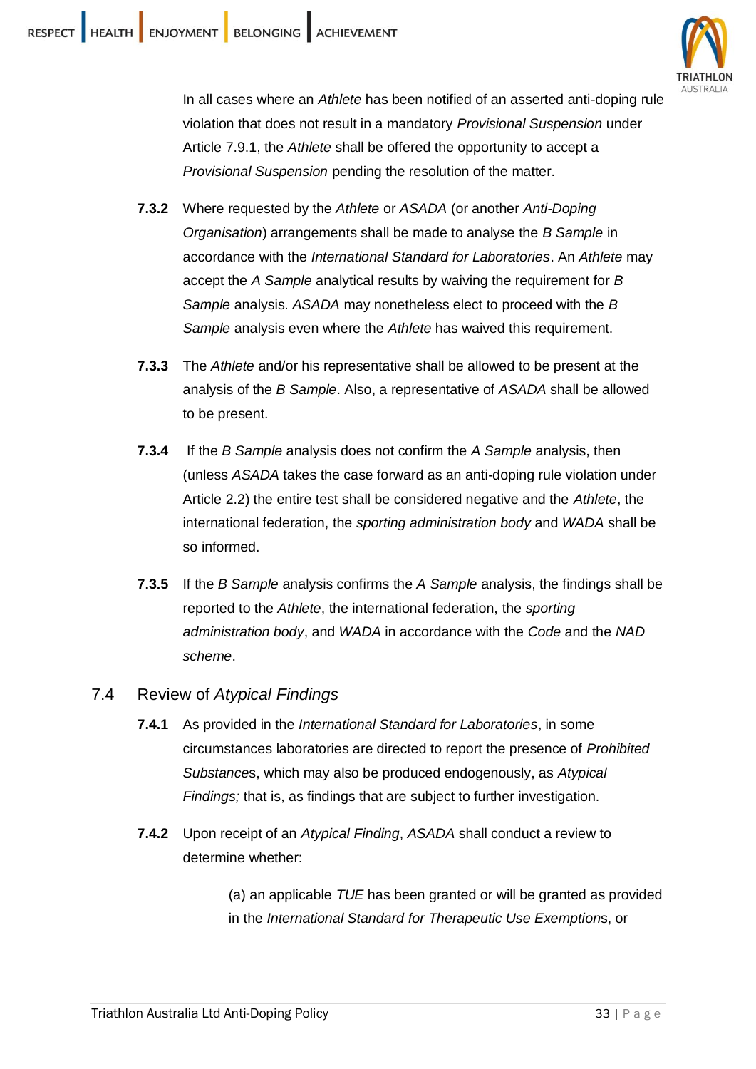In all cases where an *Athlete* has been notified of an asserted anti-doping rule violation that does not result in a mandatory *Provisional Suspension* under Article 7.9.1, the *Athlete* shall be offered the opportunity to accept a *Provisional Suspension* pending the resolution of the matter.

**7.3.2** Where requested by the *Athlete* or *ASADA* (or another *Anti-Doping Organisation*) arrangements shall be made to analyse the *B Sample* in accordance with the *International Standard for Laboratories*. An *Athlete* may accept the *A Sample* analytical results by waiving the requirement for *B Sample* analysis. *ASADA* may nonetheless elect to proceed with the *B Sample* analysis even where the *Athlete* has waived this requirement.

**7.3.3** The *Athlete* and/or his representative shall be allowed to be present at the analysis of the *B Sample*. Also, a representative of *ASADA* shall be allowed to be present.

**7.3.4** If the *B Sample* analysis does not confirm the *A Sample* analysis, then (unless *ASADA* takes the case forward as an anti-doping rule violation under Article 2.2) the entire test shall be considered negative and the *Athlete*, the international federation, the *sporting administration body* and *WADA* shall be so informed.

**7.3.5** If the *B Sample* analysis confirms the *A Sample* analysis, the findings shall be reported to the *Athlete*, the international federation, the *sporting administration body*, and *WADA* in accordance with the *Code* and the *NAD scheme*.

## 7.4 Review of *Atypical Findings*

**7.4.1** As provided in the *International Standard for Laboratories*, in some circumstances laboratories are directed to report the presence of *Prohibited Substances*, which may also be produced endogenously, as *Atypical Findings;* that is, as findings that are subject to further investigation.

**7.4.2** Upon receipt of an *Atypical Finding*, *ASADA* shall conduct a review to determine whether:

(a) an applicable *TUE* has been granted or will be granted as provided in the *International Standard for Therapeutic Use Exemptions*, or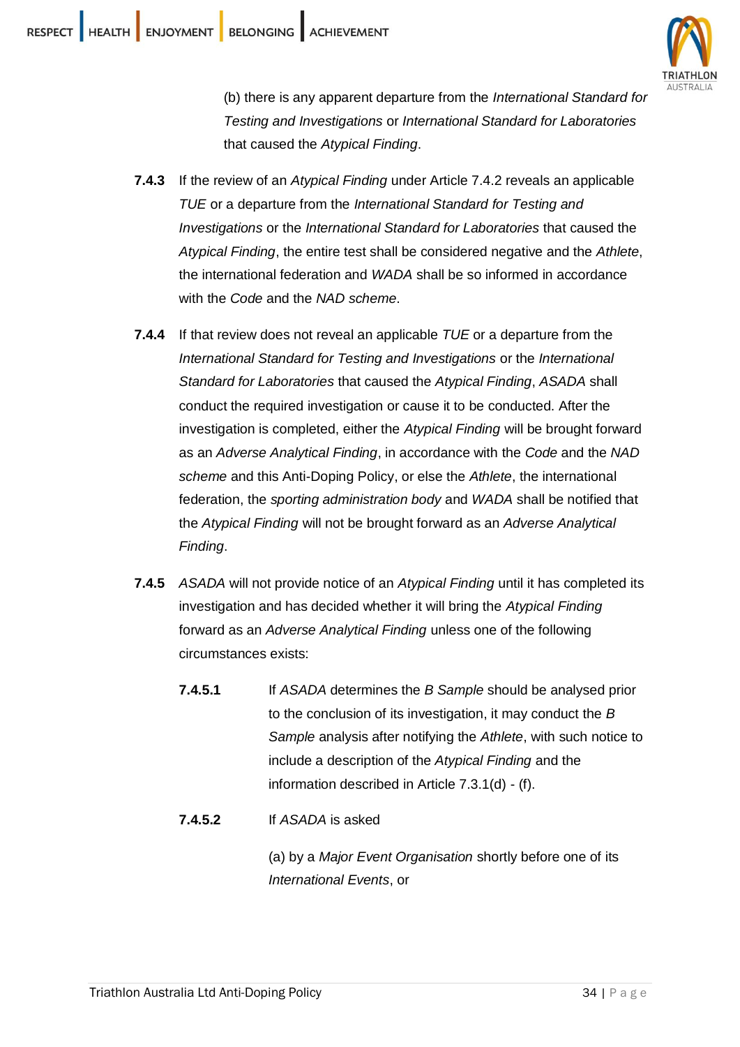(b) there is any apparent departure from the *International Standard for Testing and Investigations* or *International Standard for Laboratories* that caused the *Atypical Finding*.

**7.4.3** If the review of an *Atypical Finding* under Article 7.4.2 reveals an applicable *TUE* or a departure from the *International Standard for Testing and Investigations* or the *International Standard for Laboratories* that caused the *Atypical Finding*, the entire test shall be considered negative and the *Athlete*, the international federation and *WADA* shall be so informed in accordance with the *Code* and the *NAD scheme*.

**7.4.4** If that review does not reveal an applicable *TUE* or a departure from the *International Standard for Testing and Investigations* or the *International Standard for Laboratories* that caused the *Atypical Finding*, *ASADA* shall conduct the required investigation or cause it to be conducted. After the investigation is completed, either the *Atypical Finding* will be brought forward as an *Adverse Analytical Finding*, in accordance with the *Code* and the *NAD scheme* and this Anti-Doping Policy, or else the *Athlete*, the international federation, the *sporting administration body* and *WADA* shall be notified that the *Atypical Finding* will not be brought forward as an *Adverse Analytical Finding*.

**7.4.5** *ASADA* will not provide notice of an *Atypical Finding* until it has completed its investigation and has decided whether it will bring the *Atypical Finding* forward as an *Adverse Analytical Finding* unless one of the following circumstances exists:

**7.4.5.1** If *ASADA* determines the *B Sample* should be analysed prior to the conclusion of its investigation, it may conduct the *B Sample* analysis after notifying the *Athlete*, with such notice to include a description of the *Atypical Finding* and the information described in Article 7.3.1(d) - (f).

**7.4.5.2** If *ASADA* is asked

(a) by a *Major Event Organisation* shortly before one of its *International Events*, or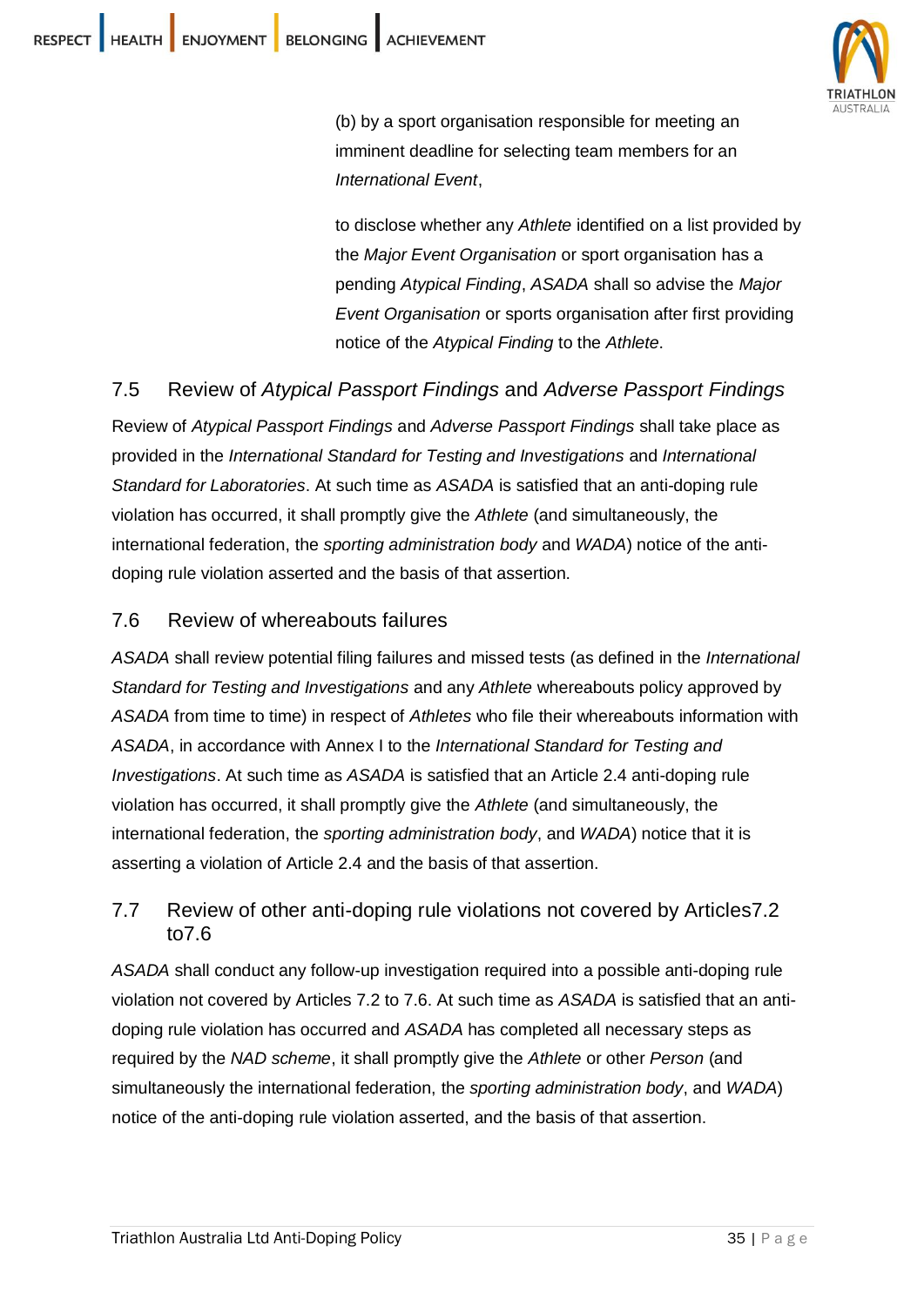(b) by a sport organisation responsible for meeting an imminent deadline for selecting team members for an *International Event*,

to disclose whether any *Athlete* identified on a list provided by the *Major Event Organisation* or sport organisation has a pending *Atypical Finding*, *ASADA* shall so advise the *Major Event Organisation* or sports organisation after first providing notice of the *Atypical Finding* to the *Athlete*.

## 7.5 Review of *Atypical Passport Findings* and *Adverse Passport Findings*

Review of *Atypical Passport Findings* and *Adverse Passport Findings* shall take place as provided in the *International Standard for Testing and Investigations* and *International Standard for Laboratories*. At such time as *ASADA* is satisfied that an anti-doping rule violation has occurred, it shall promptly give the *Athlete* (and simultaneously, the international federation, the *sporting administration body* and *WADA*) notice of the anti-doping rule violation asserted and the basis of that assertion.

## 7.6 Review of whereabouts failures

*ASADA* shall review potential filing failures and missed tests (as defined in the *International Standard for Testing and Investigations* and any *Athlete* whereabouts policy approved by *ASADA* from time to time) in respect of *Athletes* who file their whereabouts information with *ASADA*, in accordance with Annex I to the *International Standard for Testing and Investigations*. At such time as *ASADA* is satisfied that an Article 2.4 anti-doping rule violation has occurred, it shall promptly give the *Athlete* (and simultaneously, the international federation, the *sporting administration body*, and *WADA*) notice that it is asserting a violation of Article 2.4 and the basis of that assertion.

## 7.7 Review of other anti-doping rule violations not covered by Articles7.2 to7.6

*ASADA* shall conduct any follow-up investigation required into a possible anti-doping rule violation not covered by Articles 7.2 to 7.6. At such time as *ASADA* is satisfied that an anti-doping rule violation has occurred and *ASADA* has completed all necessary steps as required by the *NAD scheme*, it shall promptly give the *Athlete* or other *Person* (and simultaneously the international federation, the *sporting administration body*, and *WADA*) notice of the anti-doping rule violation asserted, and the basis of that assertion.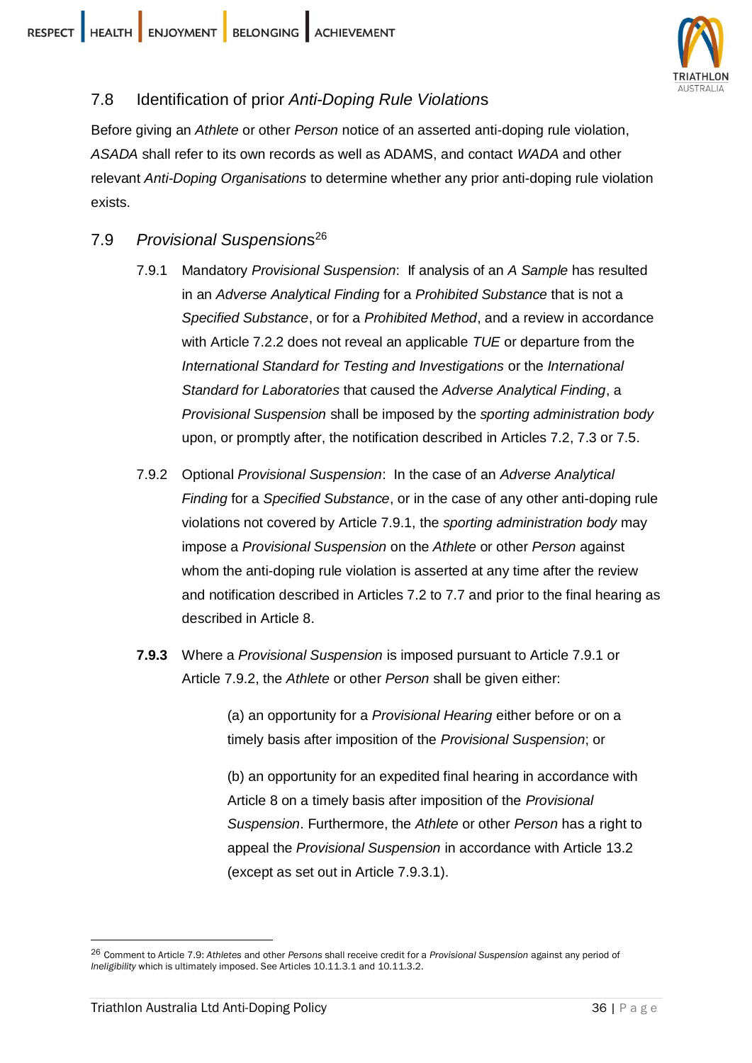## 7.8 Identification of prior *Anti-Doping Rule Violations*

Before giving an *Athlete* or other *Person* notice of an asserted anti-doping rule violation, *ASADA* shall refer to its own records as well as ADAMS, and contact *WADA* and other relevant *Anti-Doping Organisations* to determine whether any prior anti-doping rule violation exists.

## 7.9 *Provisional Suspensions*[26]

7.9.1 Mandatory *Provisional Suspension*: If analysis of an *A Sample* has resulted in an *Adverse Analytical Finding* for a *Prohibited Substance* that is not a *Specified Substance*, or for a *Prohibited Method*, and a review in accordance with Article 7.2.2 does not reveal an applicable *TUE* or departure from the *International Standard for Testing and Investigations* or the *International Standard for Laboratories* that caused the *Adverse Analytical Finding*, a *Provisional Suspension* shall be imposed by the *sporting administration body* upon, or promptly after, the notification described in Articles 7.2, 7.3 or 7.5.

7.9.2 Optional *Provisional Suspension*: In the case of an *Adverse Analytical Finding* for a *Specified Substance*, or in the case of any other anti-doping rule violations not covered by Article 7.9.1, the *sporting administration body* may impose a *Provisional Suspension* on the *Athlete* or other *Person* against whom the anti-doping rule violation is asserted at any time after the review and notification described in Articles 7.2 to 7.7 and prior to the final hearing as described in Article 8.

**7.9.3** Where a *Provisional Suspension* is imposed pursuant to Article 7.9.1 or Article 7.9.2, the *Athlete* or other *Person* shall be given either:

(a) an opportunity for a *Provisional Hearing* either before or on a timely basis after imposition of the *Provisional Suspension*; or

(b) an opportunity for an expedited final hearing in accordance with Article 8 on a timely basis after imposition of the *Provisional Suspension*. Furthermore, the *Athlete* or other *Person* has a right to appeal the *Provisional Suspension* in accordance with Article 13.2 (except as set out in Article 7.9.3.1).

---

[26] Comment to Article 7.9: *Athletes* and other *Persons* shall receive credit for a *Provisional Suspension* against any period of *Ineligibility* which is ultimately imposed. See Articles 10.11.3.1 and 10.11.3.2.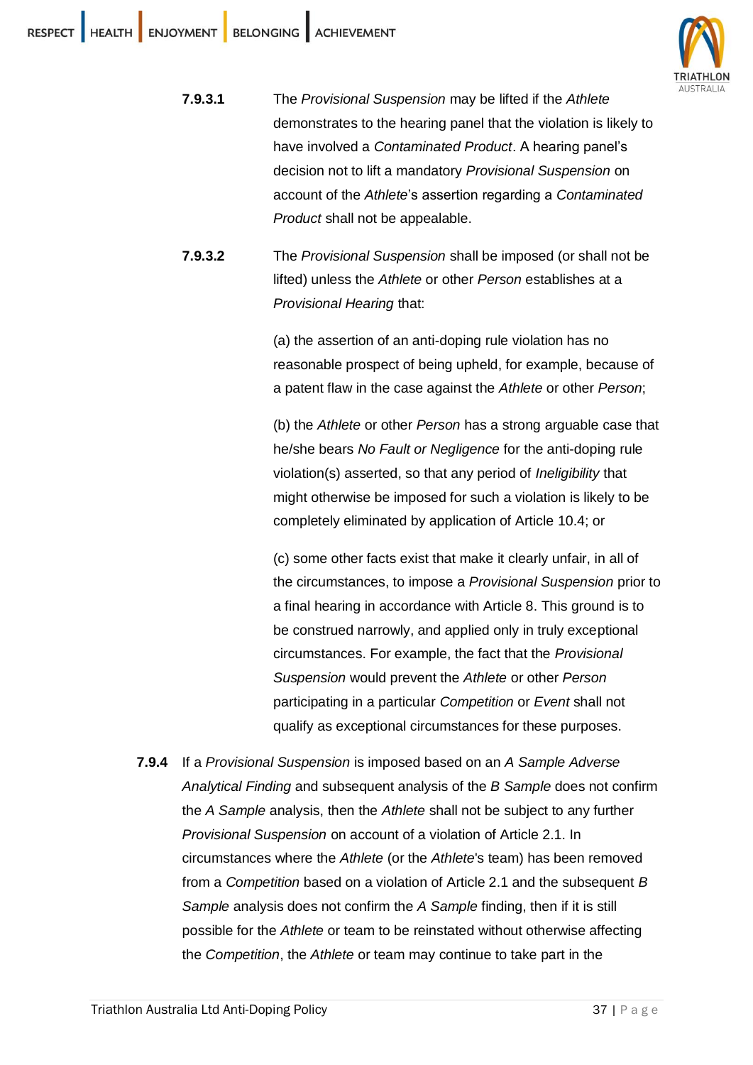**7.9.3.1** The *Provisional Suspension* may be lifted if the *Athlete* demonstrates to the hearing panel that the violation is likely to have involved a *Contaminated Product*. A hearing panel's decision not to lift a mandatory *Provisional Suspension* on account of the *Athlete*'s assertion regarding a *Contaminated Product* shall not be appealable.

**7.9.3.2** The *Provisional Suspension* shall be imposed (or shall not be lifted) unless the *Athlete* or other *Person* establishes at a *Provisional Hearing* that:

(a) the assertion of an anti-doping rule violation has no reasonable prospect of being upheld, for example, because of a patent flaw in the case against the *Athlete* or other *Person*;

(b) the *Athlete* or other *Person* has a strong arguable case that he/she bears *No Fault or Negligence* for the anti-doping rule violation(s) asserted, so that any period of *Ineligibility* that might otherwise be imposed for such a violation is likely to be completely eliminated by application of Article 10.4; or

(c) some other facts exist that make it clearly unfair, in all of the circumstances, to impose a *Provisional Suspension* prior to a final hearing in accordance with Article 8. This ground is to be construed narrowly, and applied only in truly exceptional circumstances. For example, the fact that the *Provisional Suspension* would prevent the *Athlete* or other *Person* participating in a particular *Competition* or *Event* shall not qualify as exceptional circumstances for these purposes.

**7.9.4** If a *Provisional Suspension* is imposed based on an *A Sample Adverse Analytical Finding* and subsequent analysis of the *B Sample* does not confirm the *A Sample* analysis, then the *Athlete* shall not be subject to any further *Provisional Suspension* on account of a violation of Article 2.1. In circumstances where the *Athlete* (or the *Athlete*'s team) has been removed from a *Competition* based on a violation of Article 2.1 and the subsequent *B Sample* analysis does not confirm the *A Sample* finding, then if it is still possible for the *Athlete* or team to be reinstated without otherwise affecting the *Competition*, the *Athlete* or team may continue to take part in the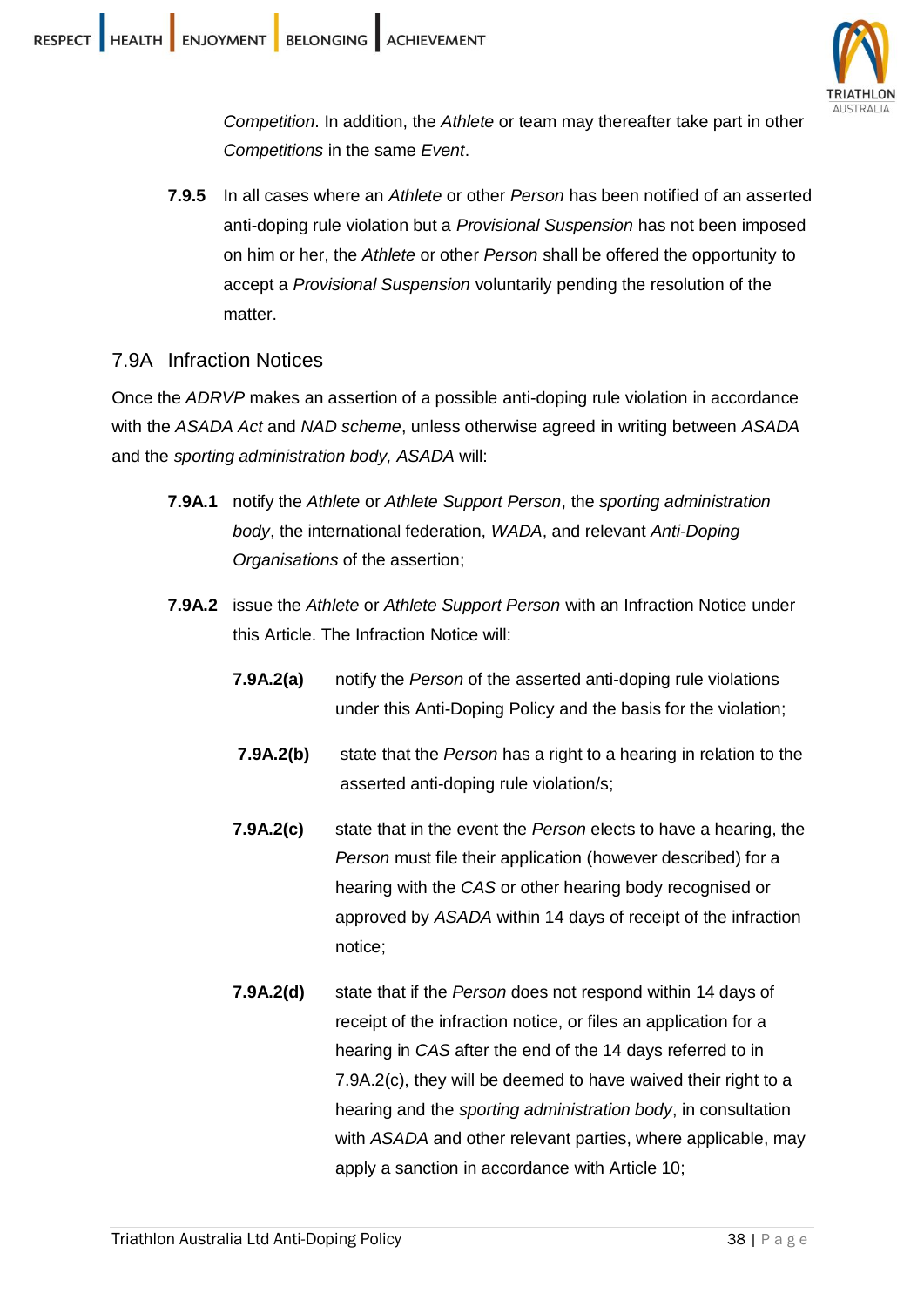*Competition*. In addition, the *Athlete* or team may thereafter take part in other *Competitions* in the same *Event*.

**7.9.5** In all cases where an *Athlete* or other *Person* has been notified of an asserted anti-doping rule violation but a *Provisional Suspension* has not been imposed on him or her, the *Athlete* or other *Person* shall be offered the opportunity to accept a *Provisional Suspension* voluntarily pending the resolution of the matter.

## 7.9A Infraction Notices

Once the *ADRVP* makes an assertion of a possible anti-doping rule violation in accordance with the *ASADA Act* and *NAD scheme*, unless otherwise agreed in writing between *ASADA* and the *sporting administration body, ASADA* will:

**7.9A.1** notify the *Athlete* or *Athlete Support Person*, the *sporting administration body*, the international federation, *WADA*, and relevant *Anti-Doping Organisations* of the assertion;

**7.9A.2** issue the *Athlete* or *Athlete Support Person* with an Infraction Notice under this Article. The Infraction Notice will:

**7.9A.2(a)** notify the *Person* of the asserted anti-doping rule violations under this Anti-Doping Policy and the basis for the violation;

**7.9A.2(b)** state that the *Person* has a right to a hearing in relation to the asserted anti-doping rule violation/s;

**7.9A.2(c)** state that in the event the *Person* elects to have a hearing, the *Person* must file their application (however described) for a hearing with the *CAS* or other hearing body recognised or approved by *ASADA* within 14 days of receipt of the infraction notice;

**7.9A.2(d)** state that if the *Person* does not respond within 14 days of receipt of the infraction notice, or files an application for a hearing in *CAS* after the end of the 14 days referred to in 7.9A.2(c), they will be deemed to have waived their right to a hearing and the *sporting administration body*, in consultation with *ASADA* and other relevant parties, where applicable, may apply a sanction in accordance with Article 10;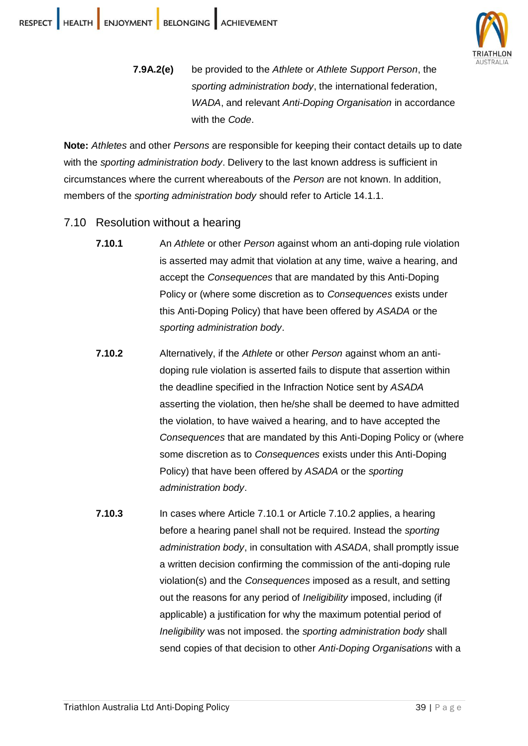**7.9A.2(e)** be provided to the *Athlete* or *Athlete Support Person*, the *sporting administration body*, the international federation, *WADA*, and relevant *Anti-Doping Organisation* in accordance with the *Code*.

**Note:** *Athletes* and other *Persons* are responsible for keeping their contact details up to date with the *sporting administration body*. Delivery to the last known address is sufficient in circumstances where the current whereabouts of the *Person* are not known. In addition, members of the *sporting administration body* should refer to Article 14.1.1.

## 7.10 Resolution without a hearing

**7.10.1** An *Athlete* or other *Person* against whom an anti-doping rule violation is asserted may admit that violation at any time, waive a hearing, and accept the *Consequences* that are mandated by this Anti-Doping Policy or (where some discretion as to *Consequences* exists under this Anti-Doping Policy) that have been offered by *ASADA* or the *sporting administration body*.

**7.10.2** Alternatively, if the *Athlete* or other *Person* against whom an anti-doping rule violation is asserted fails to dispute that assertion within the deadline specified in the Infraction Notice sent by *ASADA* asserting the violation, then he/she shall be deemed to have admitted the violation, to have waived a hearing, and to have accepted the *Consequences* that are mandated by this Anti-Doping Policy or (where some discretion as to *Consequences* exists under this Anti-Doping Policy) that have been offered by *ASADA* or the *sporting administration body*.

**7.10.3** In cases where Article 7.10.1 or Article 7.10.2 applies, a hearing before a hearing panel shall not be required. Instead the *sporting administration body*, in consultation with *ASADA*, shall promptly issue a written decision confirming the commission of the anti-doping rule violation(s) and the *Consequences* imposed as a result, and setting out the reasons for any period of *Ineligibility* imposed, including (if applicable) a justification for why the maximum potential period of *Ineligibility* was not imposed. the *sporting administration body* shall send copies of that decision to other *Anti-Doping Organisations* with a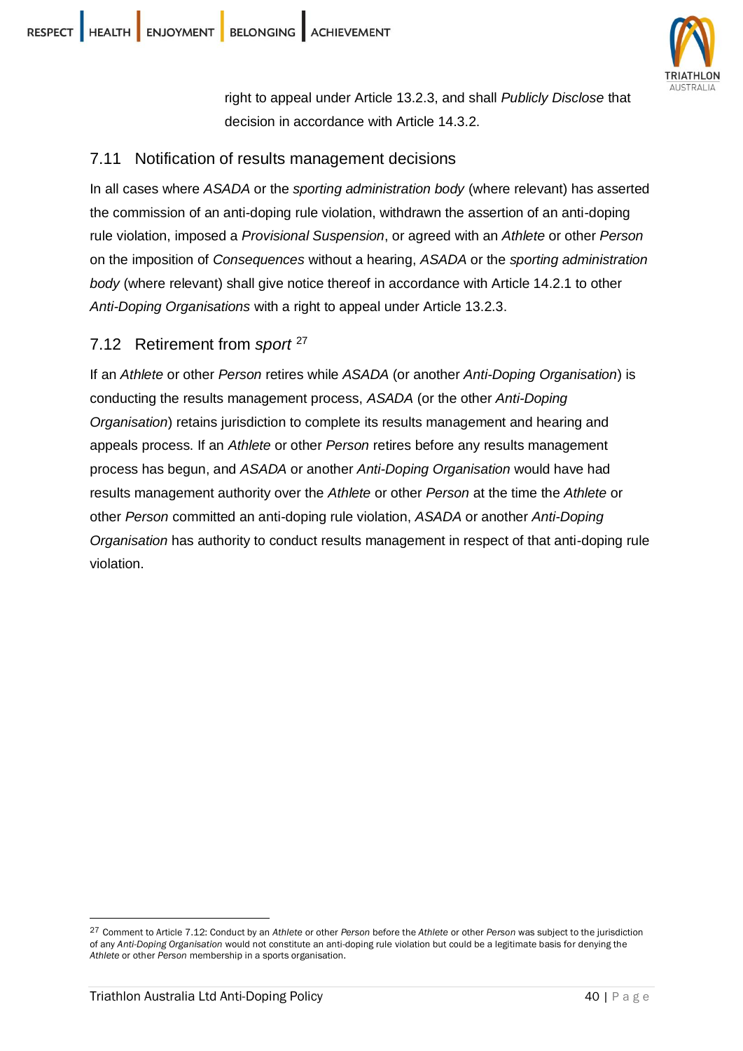right to appeal under Article 13.2.3, and shall *Publicly Disclose* that decision in accordance with Article 14.3.2.

## 7.11 Notification of results management decisions

In all cases where *ASADA* or the *sporting administration body* (where relevant) has asserted the commission of an anti-doping rule violation, withdrawn the assertion of an anti-doping rule violation, imposed a *Provisional Suspension*, or agreed with an *Athlete* or other *Person* on the imposition of *Consequences* without a hearing, *ASADA* or the *sporting administration body* (where relevant) shall give notice thereof in accordance with Article 14.2.1 to other *Anti-Doping Organisations* with a right to appeal under Article 13.2.3.

## 7.12 Retirement from *sport* [27]

If an *Athlete* or other *Person* retires while *ASADA* (or another *Anti-Doping Organisation*) is conducting the results management process, *ASADA* (or the other *Anti-Doping Organisation*) retains jurisdiction to complete its results management and hearing and appeals process. If an *Athlete* or other *Person* retires before any results management process has begun, and *ASADA* or another *Anti-Doping Organisation* would have had results management authority over the *Athlete* or other *Person* at the time the *Athlete* or other *Person* committed an anti-doping rule violation, *ASADA* or another *Anti-Doping Organisation* has authority to conduct results management in respect of that anti-doping rule violation.

---

[27] Comment to Article 7.12: Conduct by an *Athlete* or other *Person* before the *Athlete* or other *Person* was subject to the jurisdiction of any *Anti-Doping Organisation* would not constitute an anti-doping rule violation but could be a legitimate basis for denying the *Athlete* or other *Person* membership in a sports organisation.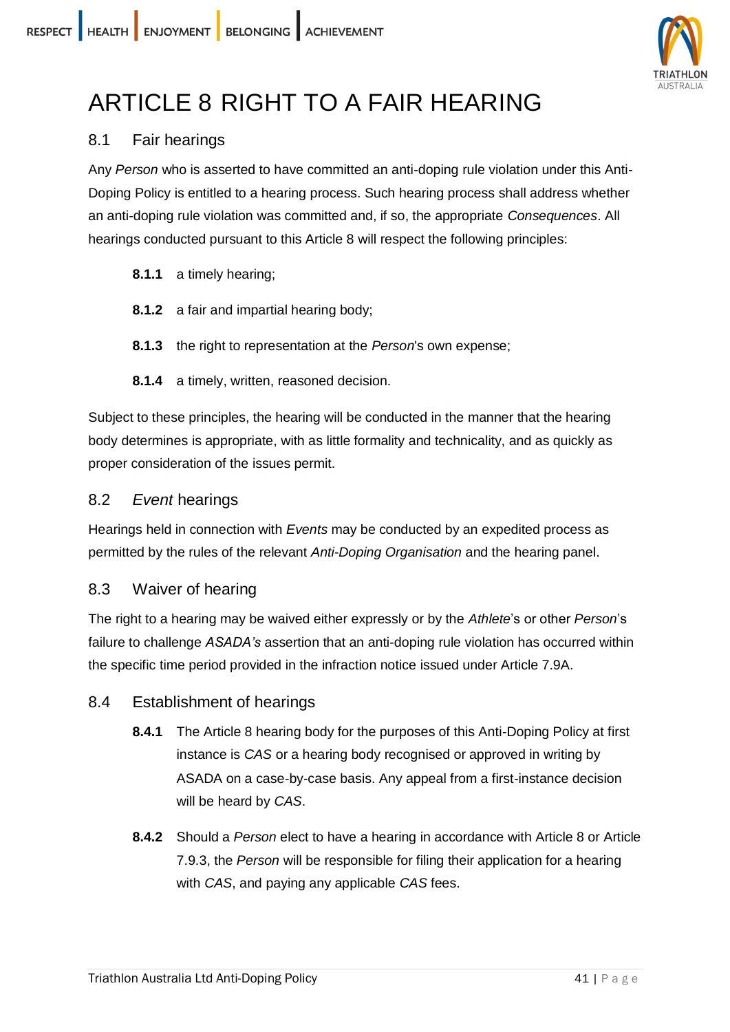# ARTICLE 8 RIGHT TO A FAIR HEARING

## 8.1 Fair hearings

Any *Person* who is asserted to have committed an anti-doping rule violation under this Anti-Doping Policy is entitled to a hearing process. Such hearing process shall address whether an anti-doping rule violation was committed and, if so, the appropriate *Consequences*. All hearings conducted pursuant to this Article 8 will respect the following principles:

**8.1.1** a timely hearing;

**8.1.2** a fair and impartial hearing body;

**8.1.3** the right to representation at the *Person*'s own expense;

**8.1.4** a timely, written, reasoned decision.

Subject to these principles, the hearing will be conducted in the manner that the hearing body determines is appropriate, with as little formality and technicality, and as quickly as proper consideration of the issues permit.

## 8.2 *Event* hearings

Hearings held in connection with *Events* may be conducted by an expedited process as permitted by the rules of the relevant *Anti-Doping Organisation* and the hearing panel.

## 8.3 Waiver of hearing

The right to a hearing may be waived either expressly or by the *Athlete*'s or other *Person*'s failure to challenge *ASADA's* assertion that an anti-doping rule violation has occurred within the specific time period provided in the infraction notice issued under Article 7.9A.

## 8.4 Establishment of hearings

**8.4.1** The Article 8 hearing body for the purposes of this Anti-Doping Policy at first instance is *CAS* or a hearing body recognised or approved in writing by ASADA on a case-by-case basis. Any appeal from a first-instance decision will be heard by *CAS*.

**8.4.2** Should a *Person* elect to have a hearing in accordance with Article 8 or Article 7.9.3, the *Person* will be responsible for filing their application for a hearing with *CAS*, and paying any applicable *CAS* fees.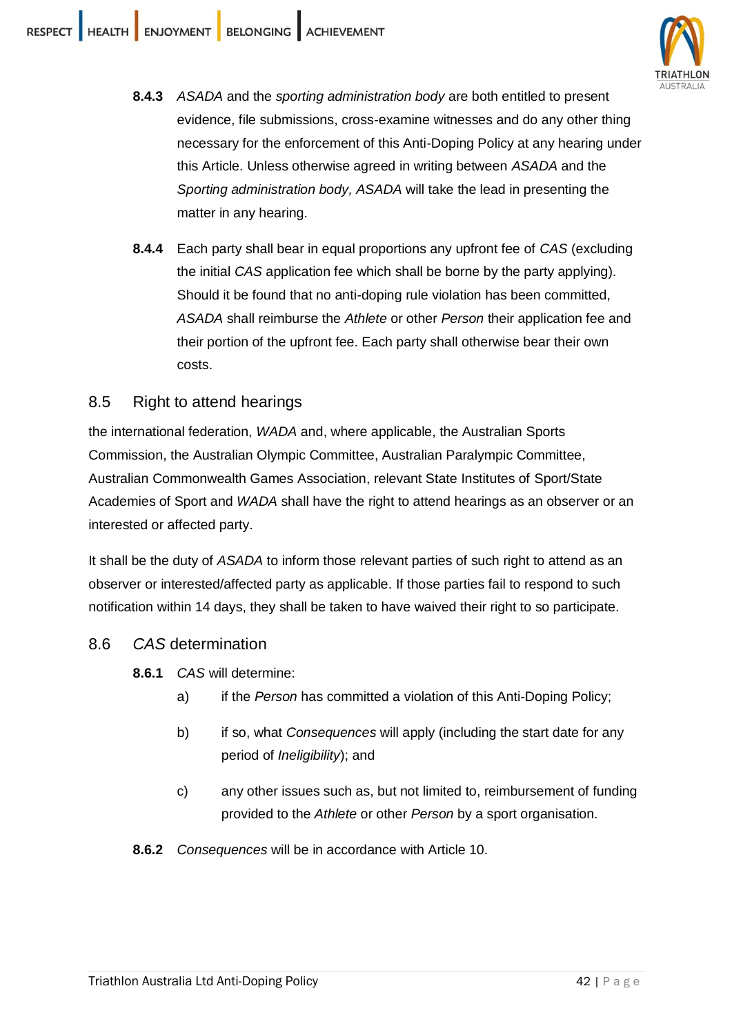**8.4.3** *ASADA* and the *sporting administration body* are both entitled to present evidence, file submissions, cross-examine witnesses and do any other thing necessary for the enforcement of this Anti-Doping Policy at any hearing under this Article. Unless otherwise agreed in writing between *ASADA* and the *Sporting administration body, ASADA* will take the lead in presenting the matter in any hearing.

**8.4.4** Each party shall bear in equal proportions any upfront fee of *CAS* (excluding the initial *CAS* application fee which shall be borne by the party applying). Should it be found that no anti-doping rule violation has been committed, *ASADA* shall reimburse the *Athlete* or other *Person* their application fee and their portion of the upfront fee. Each party shall otherwise bear their own costs.

## 8.5 Right to attend hearings

the international federation, *WADA* and, where applicable, the Australian Sports Commission, the Australian Olympic Committee, Australian Paralympic Committee, Australian Commonwealth Games Association, relevant State Institutes of Sport/State Academies of Sport and *WADA* shall have the right to attend hearings as an observer or an interested or affected party.

It shall be the duty of *ASADA* to inform those relevant parties of such right to attend as an observer or interested/affected party as applicable. If those parties fail to respond to such notification within 14 days, they shall be taken to have waived their right to so participate.

## 8.6 *CAS* determination

**8.6.1** *CAS* will determine:

a) if the *Person* has committed a violation of this Anti-Doping Policy;

b) if so, what *Consequences* will apply (including the start date for any period of *Ineligibility*); and

c) any other issues such as, but not limited to, reimbursement of funding provided to the *Athlete* or other *Person* by a sport organisation.

**8.6.2** *Consequences* will be in accordance with Article 10.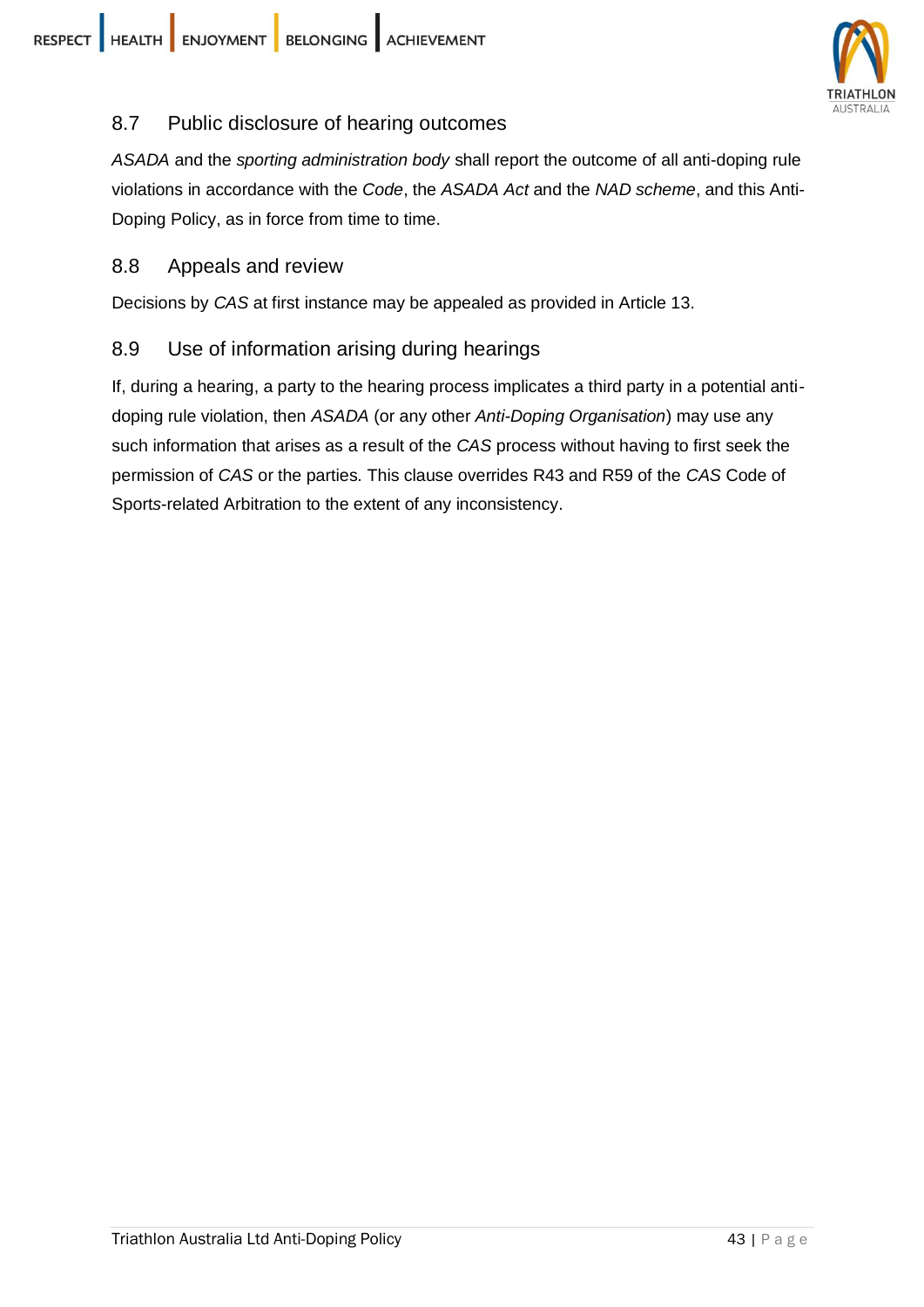## 8.7 Public disclosure of hearing outcomes

*ASADA* and the *sporting administration body* shall report the outcome of all anti-doping rule violations in accordance with the *Code*, the *ASADA Act* and the *NAD scheme*, and this Anti-Doping Policy, as in force from time to time.

## 8.8 Appeals and review

Decisions by *CAS* at first instance may be appealed as provided in Article 13.

## 8.9 Use of information arising during hearings

If, during a hearing, a party to the hearing process implicates a third party in a potential anti-doping rule violation, then *ASADA* (or any other *Anti-Doping Organisation*) may use any such information that arises as a result of the *CAS* process without having to first seek the permission of *CAS* or the parties. This clause overrides R43 and R59 of the *CAS* Code of Sports-related Arbitration to the extent of any inconsistency.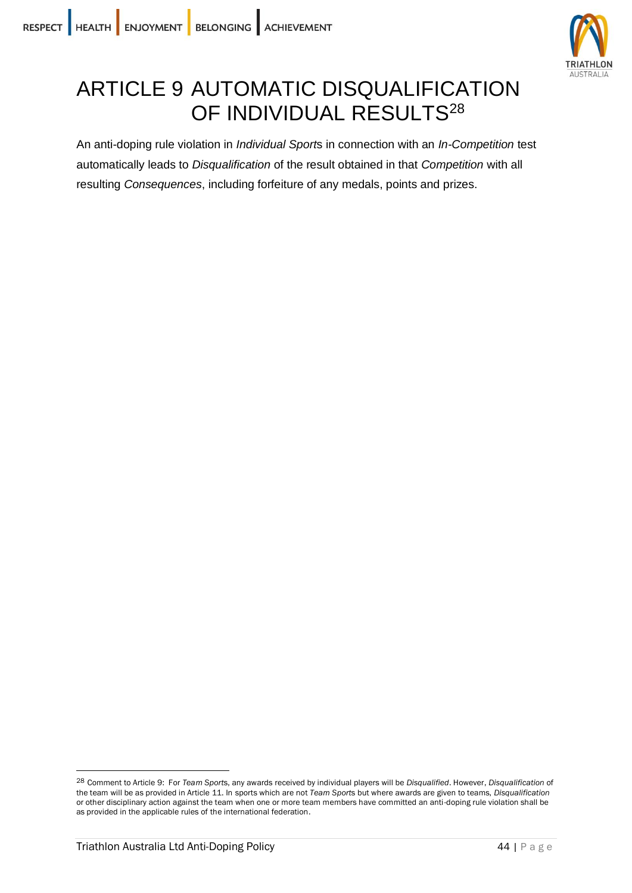# ARTICLE 9 AUTOMATIC DISQUALIFICATION OF INDIVIDUAL RESULTS[28]

An anti-doping rule violation in *Individual Sport*s in connection with an *In-Competition* test automatically leads to *Disqualification* of the result obtained in that *Competition* with all resulting *Consequences*, including forfeiture of any medals, points and prizes.

---

[28] Comment to Article 9: For *Team Sport*s, any awards received by individual players will be *Disqualified*. However, *Disqualification* of the team will be as provided in Article 11. In sports which are not *Team Sport*s but where awards are given to teams, *Disqualification* or other disciplinary action against the team when one or more team members have committed an anti-doping rule violation shall be as provided in the applicable rules of the international federation.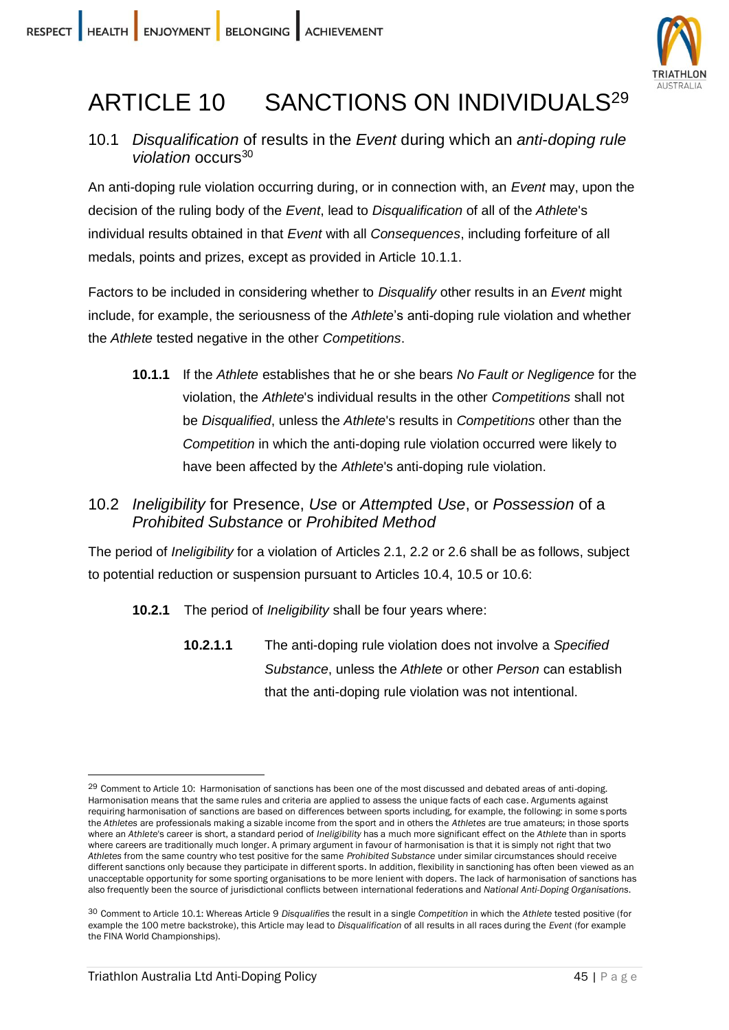# ARTICLE 10 SANCTIONS ON INDIVIDUALS[29]

## 10.1 *Disqualification* of results in the *Event* during which an *anti-doping rule violation* occurs[30]

An anti-doping rule violation occurring during, or in connection with, an *Event* may, upon the decision of the ruling body of the *Event*, lead to *Disqualification* of all of the *Athlete*'s individual results obtained in that *Event* with all *Consequences*, including forfeiture of all medals, points and prizes, except as provided in Article 10.1.1.

Factors to be included in considering whether to *Disqualify* other results in an *Event* might include, for example, the seriousness of the *Athlete*'s anti-doping rule violation and whether the *Athlete* tested negative in the other *Competitions*.

**10.1.1** If the *Athlete* establishes that he or she bears *No Fault or Negligence* for the violation, the *Athlete*'s individual results in the other *Competitions* shall not be *Disqualified*, unless the *Athlete*'s results in *Competitions* other than the *Competition* in which the anti-doping rule violation occurred were likely to have been affected by the *Athlete*'s anti-doping rule violation.

## 10.2 *Ineligibility* for Presence, *Use* or *Attempt*ed *Use*, or *Possession* of a *Prohibited Substance* or *Prohibited Method*

The period of *Ineligibility* for a violation of Articles 2.1, 2.2 or 2.6 shall be as follows, subject to potential reduction or suspension pursuant to Articles 10.4, 10.5 or 10.6:

**10.2.1** The period of *Ineligibility* shall be four years where:

**10.2.1.1** The anti-doping rule violation does not involve a *Specified Substance*, unless the *Athlete* or other *Person* can establish that the anti-doping rule violation was not intentional.

---

[29] Comment to Article 10: Harmonisation of sanctions has been one of the most discussed and debated areas of anti-doping. Harmonisation means that the same rules and criteria are applied to assess the unique facts of each case. Arguments against requiring harmonisation of sanctions are based on differences between sports including, for example, the following: in some sports the *Athletes* are professionals making a sizable income from the sport and in others the *Athletes* are true amateurs; in those sports where an *Athlete*'s career is short, a standard period of *Ineligibility* has a much more significant effect on the *Athlete* than in sports where careers are traditionally much longer. A primary argument in favour of harmonisation is that it is simply not right that two *Athletes* from the same country who test positive for the same *Prohibited Substance* under similar circumstances should receive different sanctions only because they participate in different sports. In addition, flexibility in sanctioning has often been viewed as an unacceptable opportunity for some sporting organisations to be more lenient with dopers. The lack of harmonisation of sanctions has also frequently been the source of jurisdictional conflicts between international federations and *National Anti-Doping Organisations*.

[30] Comment to Article 10.1: Whereas Article 9 *Disqualifies* the result in a single *Competition* in which the *Athlete* tested positive (for example the 100 metre backstroke), this Article may lead to *Disqualification* of all results in all races during the *Event* (for example the FINA World Championships).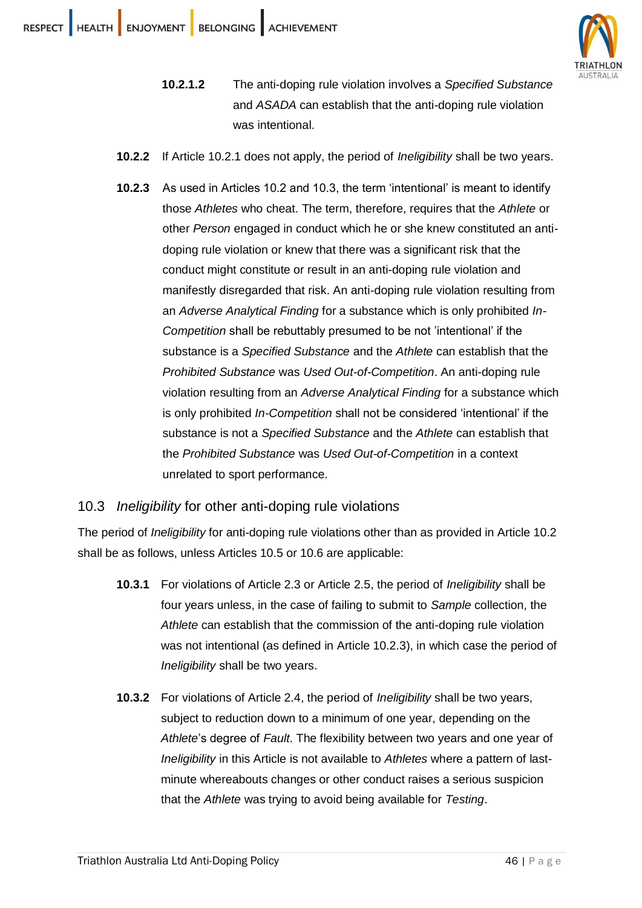**10.2.1.2** The anti-doping rule violation involves a *Specified Substance* and *ASADA* can establish that the anti-doping rule violation was intentional.

**10.2.2** If Article 10.2.1 does not apply, the period of *Ineligibility* shall be two years.

**10.2.3** As used in Articles 10.2 and 10.3, the term 'intentional' is meant to identify those *Athletes* who cheat. The term, therefore, requires that the *Athlete* or other *Person* engaged in conduct which he or she knew constituted an anti-doping rule violation or knew that there was a significant risk that the conduct might constitute or result in an anti-doping rule violation and manifestly disregarded that risk. An anti-doping rule violation resulting from an *Adverse Analytical Finding* for a substance which is only prohibited *In-Competition* shall be rebuttably presumed to be not 'intentional' if the substance is a *Specified Substance* and the *Athlete* can establish that the *Prohibited Substance* was *Used Out-of-Competition*. An anti-doping rule violation resulting from an *Adverse Analytical Finding* for a substance which is only prohibited *In-Competition* shall not be considered 'intentional' if the substance is not a *Specified Substance* and the *Athlete* can establish that the *Prohibited Substance* was *Used Out-of-Competition* in a context unrelated to sport performance.

## 10.3 *Ineligibility* for other anti-doping rule violations

The period of *Ineligibility* for anti-doping rule violations other than as provided in Article 10.2 shall be as follows, unless Articles 10.5 or 10.6 are applicable:

**10.3.1** For violations of Article 2.3 or Article 2.5, the period of *Ineligibility* shall be four years unless, in the case of failing to submit to *Sample* collection, the *Athlete* can establish that the commission of the anti-doping rule violation was not intentional (as defined in Article 10.2.3), in which case the period of *Ineligibility* shall be two years.

**10.3.2** For violations of Article 2.4, the period of *Ineligibility* shall be two years, subject to reduction down to a minimum of one year, depending on the *Athlete*'s degree of *Fault*. The flexibility between two years and one year of *Ineligibility* in this Article is not available to *Athletes* where a pattern of last-minute whereabouts changes or other conduct raises a serious suspicion that the *Athlete* was trying to avoid being available for *Testing*.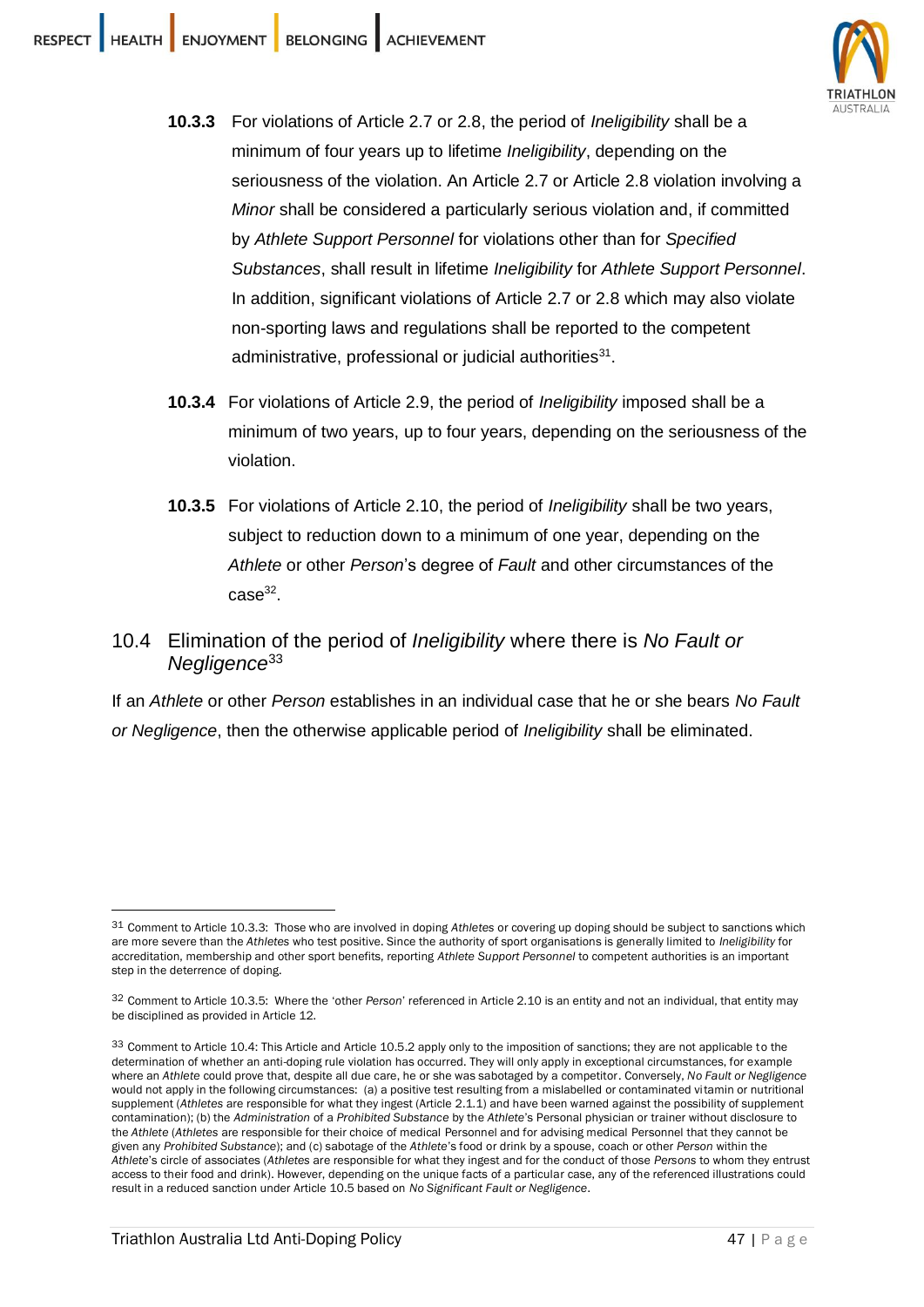**10.3.3** For violations of Article 2.7 or 2.8, the period of *Ineligibility* shall be a minimum of four years up to lifetime *Ineligibility*, depending on the seriousness of the violation. An Article 2.7 or Article 2.8 violation involving a *Minor* shall be considered a particularly serious violation and, if committed by *Athlete Support Personnel* for violations other than for *Specified Substances*, shall result in lifetime *Ineligibility* for *Athlete Support Personnel*. In addition, significant violations of Article 2.7 or 2.8 which may also violate non-sporting laws and regulations shall be reported to the competent administrative, professional or judicial authorities[31].

**10.3.4** For violations of Article 2.9, the period of *Ineligibility* imposed shall be a minimum of two years, up to four years, depending on the seriousness of the violation.

**10.3.5** For violations of Article 2.10, the period of *Ineligibility* shall be two years, subject to reduction down to a minimum of one year, depending on the *Athlete* or other *Person*'s degree of *Fault* and other circumstances of the case[32].

## 10.4 Elimination of the period of *Ineligibility* where there is *No Fault or Negligence*[33]

If an *Athlete* or other *Person* establishes in an individual case that he or she bears *No Fault or Negligence*, then the otherwise applicable period of *Ineligibility* shall be eliminated.

---

[31] Comment to Article 10.3.3: Those who are involved in doping *Athletes* or covering up doping should be subject to sanctions which are more severe than the *Athletes* who test positive. Since the authority of sport organisations is generally limited to *Ineligibility* for accreditation, membership and other sport benefits, reporting *Athlete Support Personnel* to competent authorities is an important step in the deterrence of doping.

[32] Comment to Article 10.3.5: Where the 'other *Person*' referenced in Article 2.10 is an entity and not an individual, that entity may be disciplined as provided in Article 12.

[33] Comment to Article 10.4: This Article and Article 10.5.2 apply only to the imposition of sanctions; they are not applicable to the determination of whether an anti-doping rule violation has occurred. They will only apply in exceptional circumstances, for example where an *Athlete* could prove that, despite all due care, he or she was sabotaged by a competitor. Conversely, *No Fault or Negligence* would not apply in the following circumstances: (a) a positive test resulting from a mislabelled or contaminated vitamin or nutritional supplement (*Athletes* are responsible for what they ingest (Article 2.1.1) and have been warned against the possibility of supplement contamination); (b) the *Administration* of a *Prohibited Substance* by the *Athlete*'s Personal physician or trainer without disclosure to the *Athlete* (*Athletes* are responsible for their choice of medical Personnel and for advising medical Personnel that they cannot be given any *Prohibited Substance*); and (c) sabotage of the *Athlete*'s food or drink by a spouse, coach or other *Person* within the *Athlete*'s circle of associates (*Athletes* are responsible for what they ingest and for the conduct of those *Persons* to whom they entrust access to their food and drink). However, depending on the unique facts of a particular case, any of the referenced illustrations could result in a reduced sanction under Article 10.5 based on *No Significant Fault or Negligence*.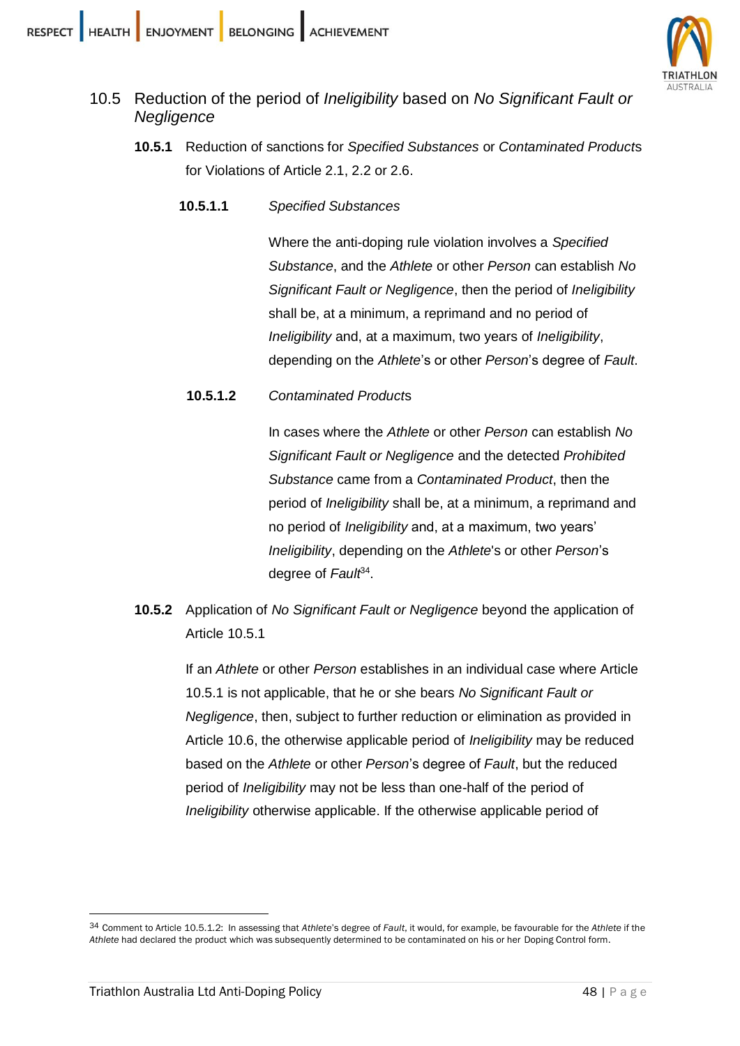## 10.5 Reduction of the period of *Ineligibility* based on *No Significant Fault or Negligence*

**10.5.1** Reduction of sanctions for *Specified Substances* or *Contaminated Product*s for Violations of Article 2.1, 2.2 or 2.6.

**10.5.1.1** *Specified Substances*

Where the anti-doping rule violation involves a *Specified Substance*, and the *Athlete* or other *Person* can establish *No Significant Fault or Negligence*, then the period of *Ineligibility* shall be, at a minimum, a reprimand and no period of *Ineligibility* and, at a maximum, two years of *Ineligibility*, depending on the *Athlete*'s or other *Person*'s degree of *Fault*.

**10.5.1.2** *Contaminated Product*s

In cases where the *Athlete* or other *Person* can establish *No Significant Fault or Negligence* and the detected *Prohibited Substance* came from a *Contaminated Product*, then the period of *Ineligibility* shall be, at a minimum, a reprimand and no period of *Ineligibility* and, at a maximum, two years' *Ineligibility*, depending on the *Athlete*'s or other *Person*'s degree of *Fault*[34].

**10.5.2** Application of *No Significant Fault or Negligence* beyond the application of Article 10.5.1

If an *Athlete* or other *Person* establishes in an individual case where Article 10.5.1 is not applicable, that he or she bears *No Significant Fault or Negligence*, then, subject to further reduction or elimination as provided in Article 10.6, the otherwise applicable period of *Ineligibility* may be reduced based on the *Athlete* or other *Person*'s degree of *Fault*, but the reduced period of *Ineligibility* may not be less than one-half of the period of *Ineligibility* otherwise applicable. If the otherwise applicable period of

---

[34] Comment to Article 10.5.1.2: In assessing that *Athlete*'s degree of *Fault*, it would, for example, be favourable for the *Athlete* if the *Athlete* had declared the product which was subsequently determined to be contaminated on his or her Doping Control form.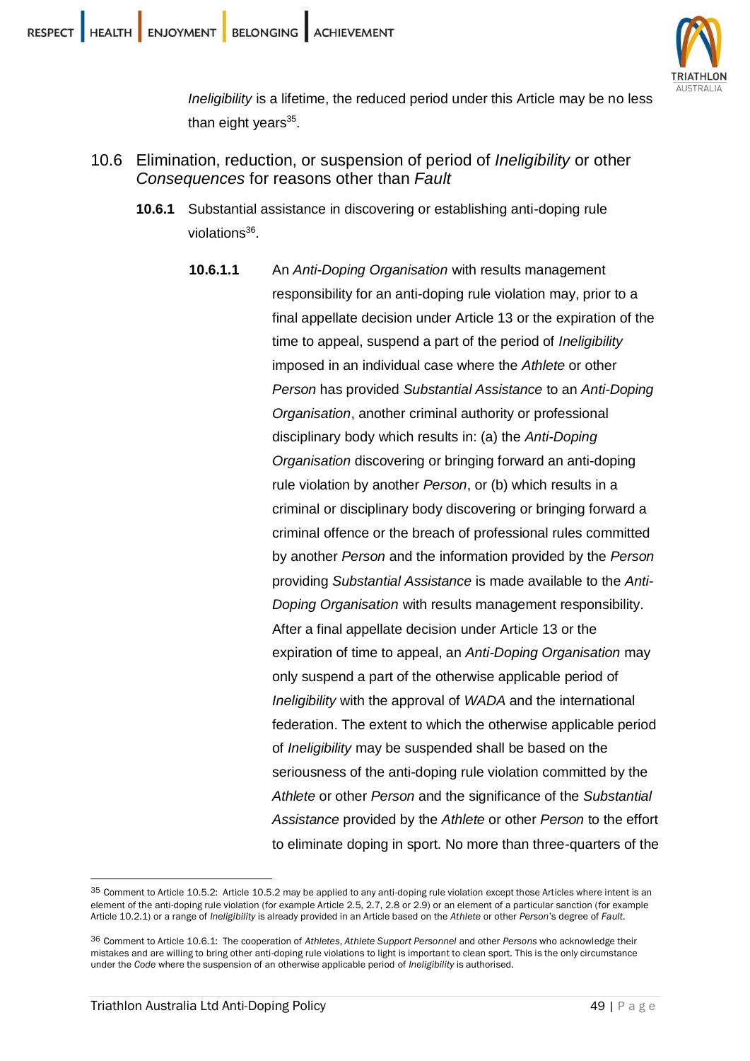*Ineligibility* is a lifetime, the reduced period under this Article may be no less than eight years[35].

## 10.6 Elimination, reduction, or suspension of period of *Ineligibility* or other *Consequences* for reasons other than *Fault*

**10.6.1** Substantial assistance in discovering or establishing anti-doping rule violations[36].

**10.6.1.1** An *Anti-Doping Organisation* with results management responsibility for an anti-doping rule violation may, prior to a final appellate decision under Article 13 or the expiration of the time to appeal, suspend a part of the period of *Ineligibility* imposed in an individual case where the *Athlete* or other *Person* has provided *Substantial Assistance* to an *Anti-Doping Organisation*, another criminal authority or professional disciplinary body which results in: (a) the *Anti-Doping Organisation* discovering or bringing forward an anti-doping rule violation by another *Person*, or (b) which results in a criminal or disciplinary body discovering or bringing forward a criminal offence or the breach of professional rules committed by another *Person* and the information provided by the *Person* providing *Substantial Assistance* is made available to the *Anti-Doping Organisation* with results management responsibility. After a final appellate decision under Article 13 or the expiration of time to appeal, an *Anti-Doping Organisation* may only suspend a part of the otherwise applicable period of *Ineligibility* with the approval of *WADA* and the international federation. The extent to which the otherwise applicable period of *Ineligibility* may be suspended shall be based on the seriousness of the anti-doping rule violation committed by the *Athlete* or other *Person* and the significance of the *Substantial Assistance* provided by the *Athlete* or other *Person* to the effort to eliminate doping in sport. No more than three-quarters of the

---

[35] Comment to Article 10.5.2: Article 10.5.2 may be applied to any anti-doping rule violation except those Articles where intent is an element of the anti-doping rule violation (for example Article 2.5, 2.7, 2.8 or 2.9) or an element of a particular sanction (for example Article 10.2.1) or a range of *Ineligibility* is already provided in an Article based on the *Athlete* or other *Person*'s degree of *Fault*.

[36] Comment to Article 10.6.1: The cooperation of *Athletes*, *Athlete Support Personnel* and other *Persons* who acknowledge their mistakes and are willing to bring other anti-doping rule violations to light is important to clean sport. This is the only circumstance under the *Code* where the suspension of an otherwise applicable period of *Ineligibility* is authorised.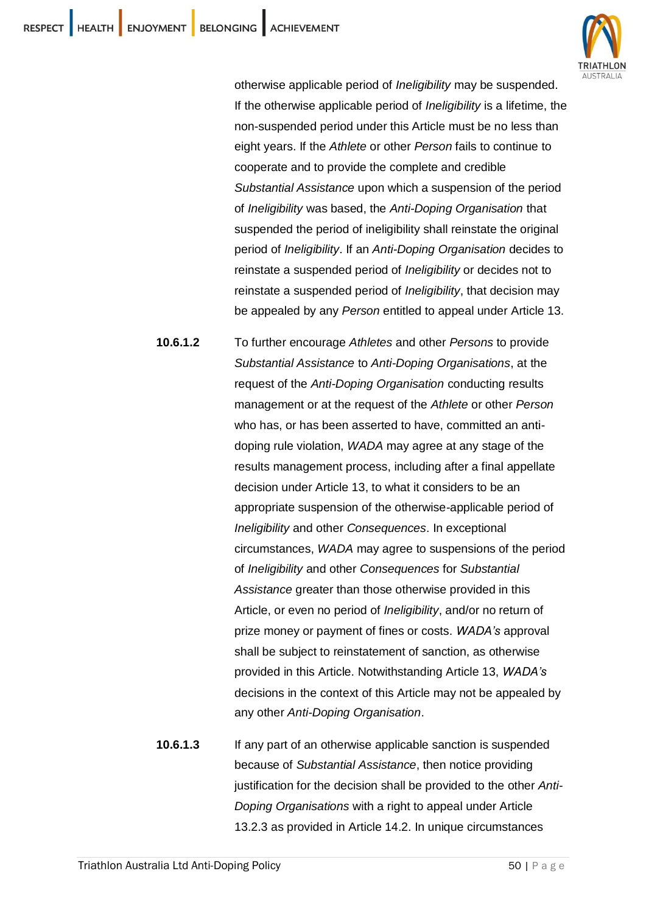otherwise applicable period of *Ineligibility* may be suspended. If the otherwise applicable period of *Ineligibility* is a lifetime, the non-suspended period under this Article must be no less than eight years. If the *Athlete* or other *Person* fails to continue to cooperate and to provide the complete and credible *Substantial Assistance* upon which a suspension of the period of *Ineligibility* was based, the *Anti-Doping Organisation* that suspended the period of ineligibility shall reinstate the original period of *Ineligibility*. If an *Anti-Doping Organisation* decides to reinstate a suspended period of *Ineligibility* or decides not to reinstate a suspended period of *Ineligibility*, that decision may be appealed by any *Person* entitled to appeal under Article 13.

**10.6.1.2** To further encourage *Athletes* and other *Persons* to provide *Substantial Assistance* to *Anti-Doping Organisations*, at the request of the *Anti-Doping Organisation* conducting results management or at the request of the *Athlete* or other *Person* who has, or has been asserted to have, committed an anti-doping rule violation, *WADA* may agree at any stage of the results management process, including after a final appellate decision under Article 13, to what it considers to be an appropriate suspension of the otherwise-applicable period of *Ineligibility* and other *Consequences*. In exceptional circumstances, *WADA* may agree to suspensions of the period of *Ineligibility* and other *Consequences* for *Substantial Assistance* greater than those otherwise provided in this Article, or even no period of *Ineligibility*, and/or no return of prize money or payment of fines or costs. *WADA's* approval shall be subject to reinstatement of sanction, as otherwise provided in this Article. Notwithstanding Article 13, *WADA's* decisions in the context of this Article may not be appealed by any other *Anti-Doping Organisation*.

**10.6.1.3** If any part of an otherwise applicable sanction is suspended because of *Substantial Assistance*, then notice providing justification for the decision shall be provided to the other *Anti-Doping Organisations* with a right to appeal under Article 13.2.3 as provided in Article 14.2. In unique circumstances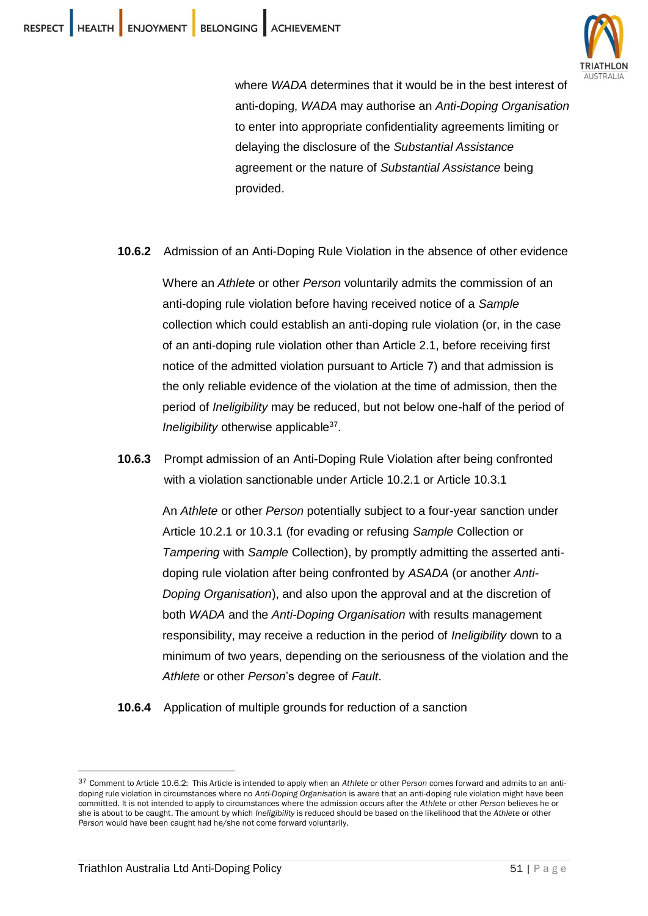where *WADA* determines that it would be in the best interest of anti-doping, *WADA* may authorise an *Anti-Doping Organisation* to enter into appropriate confidentiality agreements limiting or delaying the disclosure of the *Substantial Assistance* agreement or the nature of *Substantial Assistance* being provided.

**10.6.2** Admission of an Anti-Doping Rule Violation in the absence of other evidence

Where an *Athlete* or other *Person* voluntarily admits the commission of an anti-doping rule violation before having received notice of a *Sample* collection which could establish an anti-doping rule violation (or, in the case of an anti-doping rule violation other than Article 2.1, before receiving first notice of the admitted violation pursuant to Article 7) and that admission is the only reliable evidence of the violation at the time of admission, then the period of *Ineligibility* may be reduced, but not below one-half of the period of *Ineligibility* otherwise applicable[37].

**10.6.3** Prompt admission of an Anti-Doping Rule Violation after being confronted with a violation sanctionable under Article 10.2.1 or Article 10.3.1

An *Athlete* or other *Person* potentially subject to a four-year sanction under Article 10.2.1 or 10.3.1 (for evading or refusing *Sample* Collection or *Tampering* with *Sample* Collection), by promptly admitting the asserted anti-doping rule violation after being confronted by *ASADA* (or another *Anti-Doping Organisation*), and also upon the approval and at the discretion of both *WADA* and the *Anti-Doping Organisation* with results management responsibility, may receive a reduction in the period of *Ineligibility* down to a minimum of two years, depending on the seriousness of the violation and the *Athlete* or other *Person*'s degree of *Fault*.

**10.6.4** Application of multiple grounds for reduction of a sanction

---

[37] Comment to Article 10.6.2: This Article is intended to apply when an *Athlete* or other *Person* comes forward and admits to an anti-doping rule violation in circumstances where no *Anti-Doping Organisation* is aware that an anti-doping rule violation might have been committed. It is not intended to apply to circumstances where the admission occurs after the *Athlete* or other *Person* believes he or she is about to be caught. The amount by which *Ineligibility* is reduced should be based on the likelihood that the *Athlete* or other *Person* would have been caught had he/she not come forward voluntarily.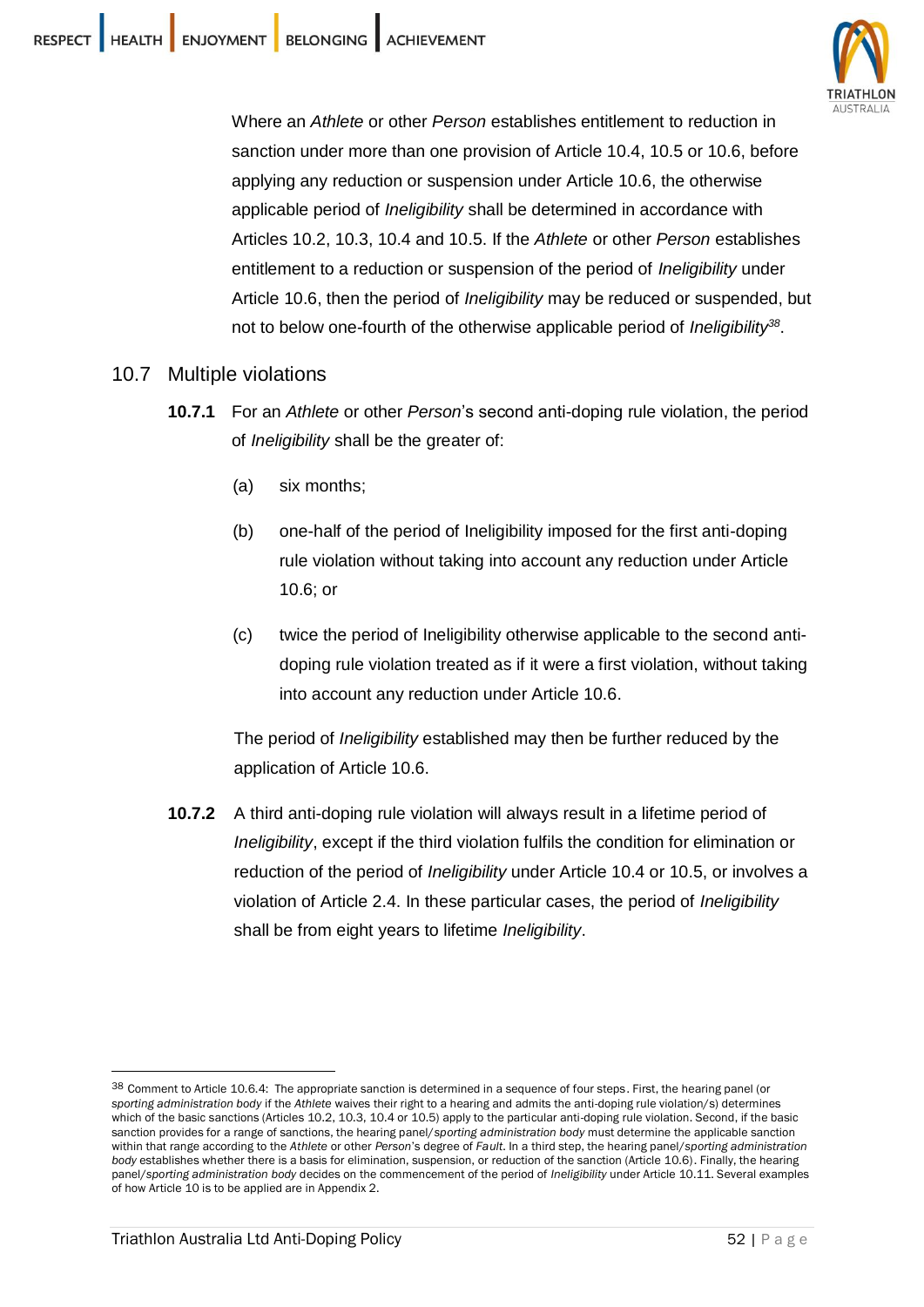Where an *Athlete* or other *Person* establishes entitlement to reduction in sanction under more than one provision of Article 10.4, 10.5 or 10.6, before applying any reduction or suspension under Article 10.6, the otherwise applicable period of *Ineligibility* shall be determined in accordance with Articles 10.2, 10.3, 10.4 and 10.5. If the *Athlete* or other *Person* establishes entitlement to a reduction or suspension of the period of *Ineligibility* under Article 10.6, then the period of *Ineligibility* may be reduced or suspended, but not to below one-fourth of the otherwise applicable period of *Ineligibility*[38].

## 10.7 Multiple violations

**10.7.1** For an *Athlete* or other *Person*'s second anti-doping rule violation, the period of *Ineligibility* shall be the greater of:

(a) six months;

(b) one-half of the period of Ineligibility imposed for the first anti-doping rule violation without taking into account any reduction under Article 10.6; or

(c) twice the period of Ineligibility otherwise applicable to the second anti-doping rule violation treated as if it were a first violation, without taking into account any reduction under Article 10.6.

The period of *Ineligibility* established may then be further reduced by the application of Article 10.6.

**10.7.2** A third anti-doping rule violation will always result in a lifetime period of *Ineligibility*, except if the third violation fulfils the condition for elimination or reduction of the period of *Ineligibility* under Article 10.4 or 10.5, or involves a violation of Article 2.4. In these particular cases, the period of *Ineligibility* shall be from eight years to lifetime *Ineligibility*.

---

[38] Comment to Article 10.6.4: The appropriate sanction is determined in a sequence of four steps. First, the hearing panel (or *sporting administration body* if the *Athlete* waives their right to a hearing and admits the anti-doping rule violation/s) determines which of the basic sanctions (Articles 10.2, 10.3, 10.4 or 10.5) apply to the particular anti-doping rule violation. Second, if the basic sanction provides for a range of sanctions, the hearing panel/*sporting administration body* must determine the applicable sanction within that range according to the *Athlete* or other *Person*'s degree of *Fault*. In a third step, the hearing panel/*sporting administration body* establishes whether there is a basis for elimination, suspension, or reduction of the sanction (Article 10.6). Finally, the hearing panel/*sporting administration body* decides on the commencement of the period of *Ineligibility* under Article 10.11. Several examples of how Article 10 is to be applied are in Appendix 2.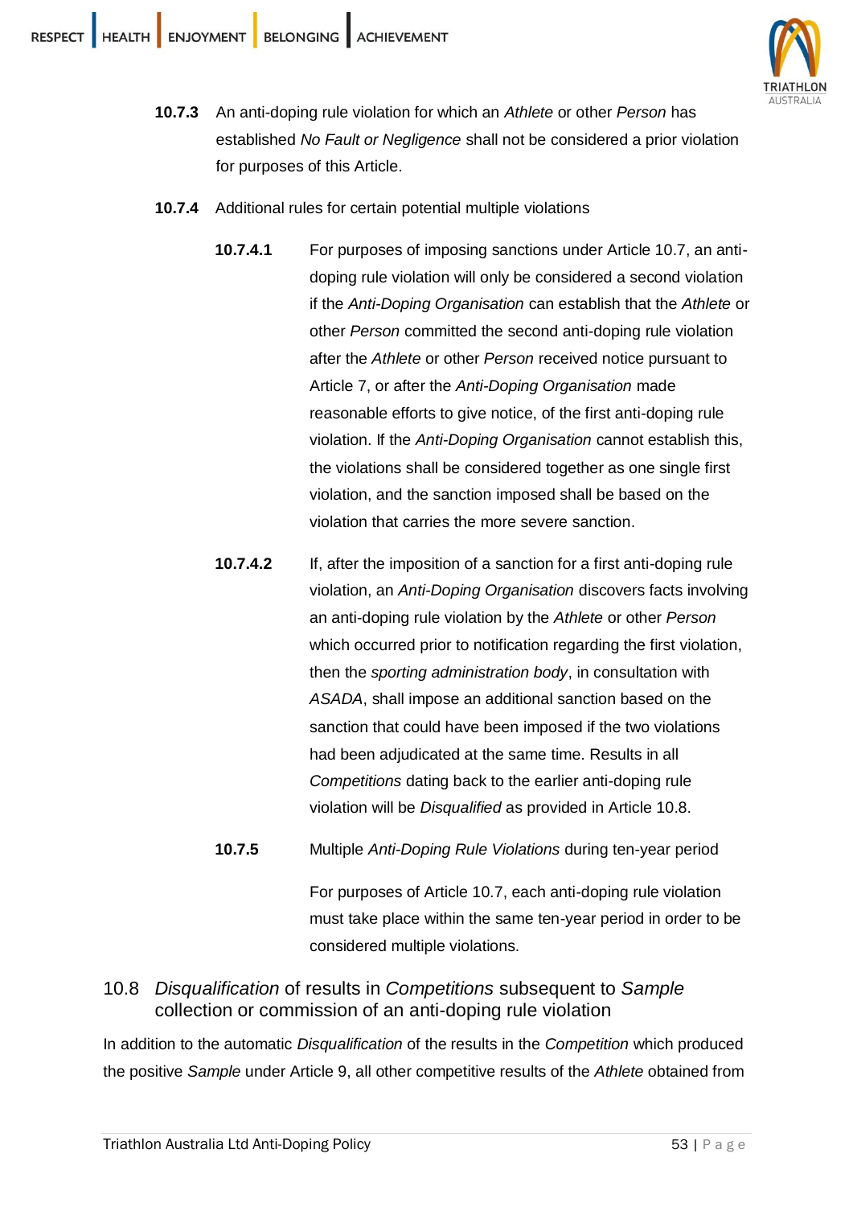**10.7.3** An anti-doping rule violation for which an *Athlete* or other *Person* has established *No Fault or Negligence* shall not be considered a prior violation for purposes of this Article.

**10.7.4** Additional rules for certain potential multiple violations

**10.7.4.1** For purposes of imposing sanctions under Article 10.7, an anti-doping rule violation will only be considered a second violation if the *Anti-Doping Organisation* can establish that the *Athlete* or other *Person* committed the second anti-doping rule violation after the *Athlete* or other *Person* received notice pursuant to Article 7, or after the *Anti-Doping Organisation* made reasonable efforts to give notice, of the first anti-doping rule violation. If the *Anti-Doping Organisation* cannot establish this, the violations shall be considered together as one single first violation, and the sanction imposed shall be based on the violation that carries the more severe sanction.

**10.7.4.2** If, after the imposition of a sanction for a first anti-doping rule violation, an *Anti-Doping Organisation* discovers facts involving an anti-doping rule violation by the *Athlete* or other *Person* which occurred prior to notification regarding the first violation, then the *sporting administration body*, in consultation with *ASADA*, shall impose an additional sanction based on the sanction that could have been imposed if the two violations had been adjudicated at the same time. Results in all *Competitions* dating back to the earlier anti-doping rule violation will be *Disqualified* as provided in Article 10.8.

**10.7.5** Multiple *Anti-Doping Rule Violations* during ten-year period

For purposes of Article 10.7, each anti-doping rule violation must take place within the same ten-year period in order to be considered multiple violations.

## 10.8 *Disqualification* of results in *Competitions* subsequent to *Sample* collection or commission of an anti-doping rule violation

In addition to the automatic *Disqualification* of the results in the *Competition* which produced the positive *Sample* under Article 9, all other competitive results of the *Athlete* obtained from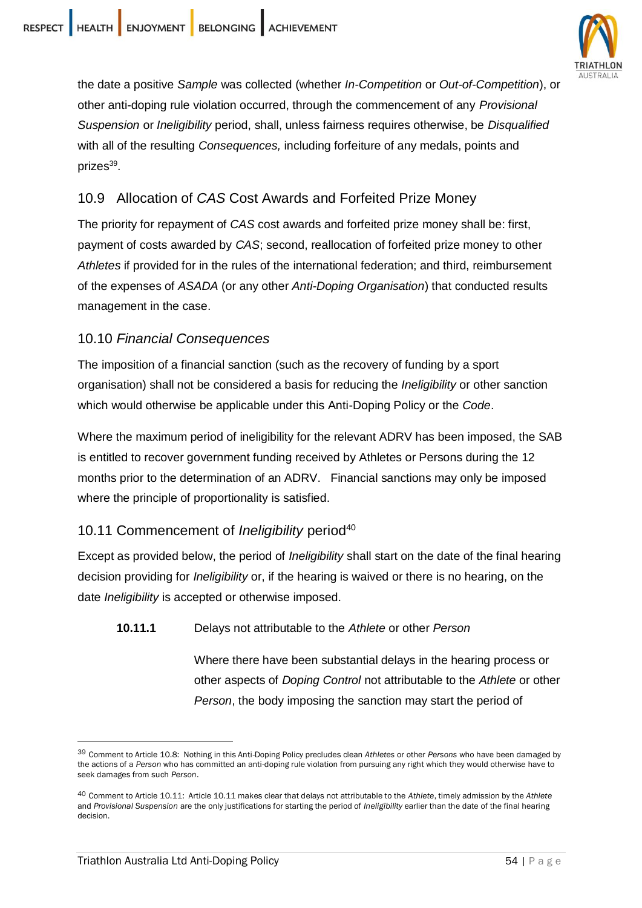the date a positive *Sample* was collected (whether *In-Competition* or *Out-of-Competition*), or other anti-doping rule violation occurred, through the commencement of any *Provisional Suspension* or *Ineligibility* period, shall, unless fairness requires otherwise, be *Disqualified* with all of the resulting *Consequences,* including forfeiture of any medals, points and prizes[39].

## 10.9 Allocation of *CAS* Cost Awards and Forfeited Prize Money

The priority for repayment of *CAS* cost awards and forfeited prize money shall be: first, payment of costs awarded by *CAS*; second, reallocation of forfeited prize money to other *Athletes* if provided for in the rules of the international federation; and third, reimbursement of the expenses of *ASADA* (or any other *Anti-Doping Organisation*) that conducted results management in the case.

## 10.10 *Financial Consequences*

The imposition of a financial sanction (such as the recovery of funding by a sport organisation) shall not be considered a basis for reducing the *Ineligibility* or other sanction which would otherwise be applicable under this Anti-Doping Policy or the *Code*.

Where the maximum period of ineligibility for the relevant ADRV has been imposed, the SAB is entitled to recover government funding received by Athletes or Persons during the 12 months prior to the determination of an ADRV. Financial sanctions may only be imposed where the principle of proportionality is satisfied.

## 10.11 Commencement of *Ineligibility* period[40]

Except as provided below, the period of *Ineligibility* shall start on the date of the final hearing decision providing for *Ineligibility* or, if the hearing is waived or there is no hearing, on the date *Ineligibility* is accepted or otherwise imposed.

**10.11.1** Delays not attributable to the *Athlete* or other *Person*

Where there have been substantial delays in the hearing process or other aspects of *Doping Control* not attributable to the *Athlete* or other *Person*, the body imposing the sanction may start the period of

---

[39] Comment to Article 10.8: Nothing in this Anti-Doping Policy precludes clean *Athletes* or other *Persons* who have been damaged by the actions of a *Person* who has committed an anti-doping rule violation from pursuing any right which they would otherwise have to seek damages from such *Person*.

[40] Comment to Article 10.11: Article 10.11 makes clear that delays not attributable to the *Athlete*, timely admission by the *Athlete* and *Provisional Suspension* are the only justifications for starting the period of *Ineligibility* earlier than the date of the final hearing decision.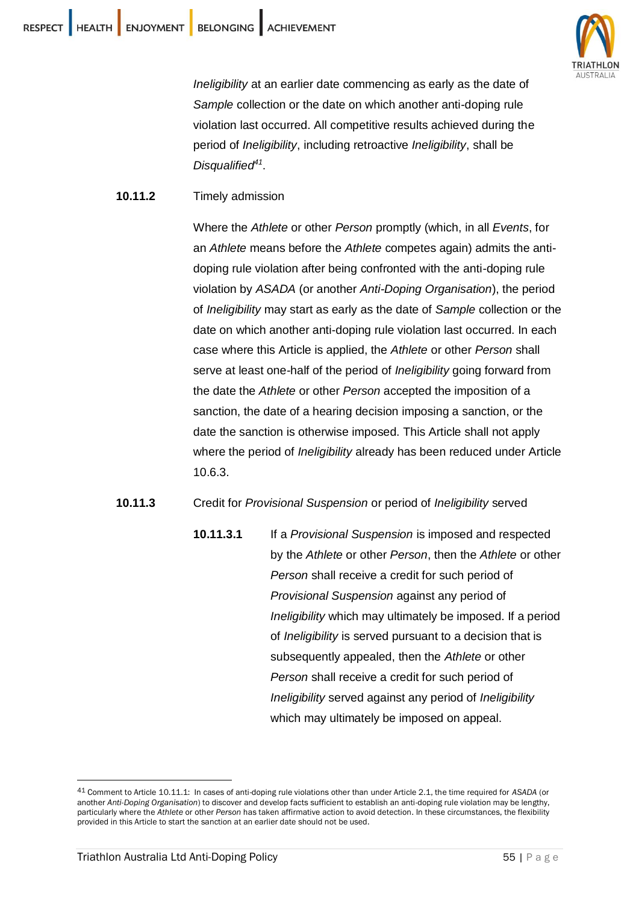*Ineligibility* at an earlier date commencing as early as the date of *Sample* collection or the date on which another anti-doping rule violation last occurred. All competitive results achieved during the period of *Ineligibility*, including retroactive *Ineligibility*, shall be *Disqualified*[41].

**10.11.2** Timely admission

Where the *Athlete* or other *Person* promptly (which, in all *Events*, for an *Athlete* means before the *Athlete* competes again) admits the anti-doping rule violation after being confronted with the anti-doping rule violation by *ASADA* (or another *Anti-Doping Organisation*), the period of *Ineligibility* may start as early as the date of *Sample* collection or the date on which another anti-doping rule violation last occurred. In each case where this Article is applied, the *Athlete* or other *Person* shall serve at least one-half of the period of *Ineligibility* going forward from the date the *Athlete* or other *Person* accepted the imposition of a sanction, the date of a hearing decision imposing a sanction, or the date the sanction is otherwise imposed. This Article shall not apply where the period of *Ineligibility* already has been reduced under Article 10.6.3.

**10.11.3** Credit for *Provisional Suspension* or period of *Ineligibility* served

**10.11.3.1** If a *Provisional Suspension* is imposed and respected by the *Athlete* or other *Person*, then the *Athlete* or other *Person* shall receive a credit for such period of *Provisional Suspension* against any period of *Ineligibility* which may ultimately be imposed. If a period of *Ineligibility* is served pursuant to a decision that is subsequently appealed, then the *Athlete* or other *Person* shall receive a credit for such period of *Ineligibility* served against any period of *Ineligibility* which may ultimately be imposed on appeal.

---

[41] Comment to Article 10.11.1: In cases of anti-doping rule violations other than under Article 2.1, the time required for *ASADA* (or another *Anti-Doping Organisation*) to discover and develop facts sufficient to establish an anti-doping rule violation may be lengthy, particularly where the *Athlete* or other *Person* has taken affirmative action to avoid detection. In these circumstances, the flexibility provided in this Article to start the sanction at an earlier date should not be used.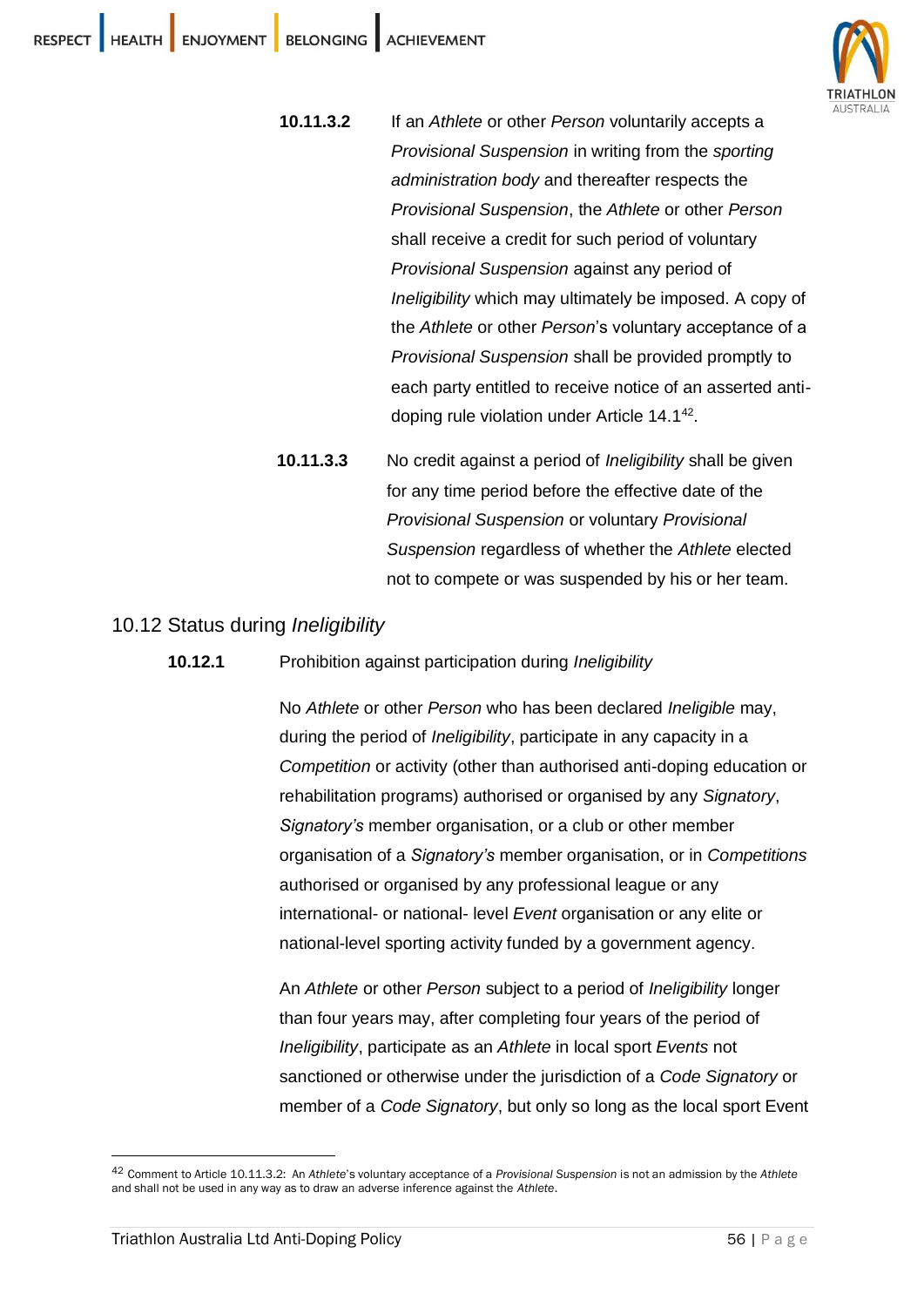**10.11.3.2** If an *Athlete* or other *Person* voluntarily accepts a *Provisional Suspension* in writing from the *sporting administration body* and thereafter respects the *Provisional Suspension*, the *Athlete* or other *Person* shall receive a credit for such period of voluntary *Provisional Suspension* against any period of *Ineligibility* which may ultimately be imposed. A copy of the *Athlete* or other *Person*'s voluntary acceptance of a *Provisional Suspension* shall be provided promptly to each party entitled to receive notice of an asserted anti-doping rule violation under Article 14.1[42].

**10.11.3.3** No credit against a period of *Ineligibility* shall be given for any time period before the effective date of the *Provisional Suspension* or voluntary *Provisional Suspension* regardless of whether the *Athlete* elected not to compete or was suspended by his or her team.

## 10.12 Status during *Ineligibility*

**10.12.1** Prohibition against participation during *Ineligibility*

No *Athlete* or other *Person* who has been declared *Ineligible* may, during the period of *Ineligibility*, participate in any capacity in a *Competition* or activity (other than authorised anti-doping education or rehabilitation programs) authorised or organised by any *Signatory*, *Signatory's* member organisation, or a club or other member organisation of a *Signatory's* member organisation, or in *Competitions* authorised or organised by any professional league or any international- or national- level *Event* organisation or any elite or national-level sporting activity funded by a government agency.

An *Athlete* or other *Person* subject to a period of *Ineligibility* longer than four years may, after completing four years of the period of *Ineligibility*, participate as an *Athlete* in local sport *Events* not sanctioned or otherwise under the jurisdiction of a *Code Signatory* or member of a *Code Signatory*, but only so long as the local sport Event

---

[42] Comment to Article 10.11.3.2: An *Athlete*'s voluntary acceptance of a *Provisional Suspension* is not an admission by the *Athlete* and shall not be used in any way as to draw an adverse inference against the *Athlete*.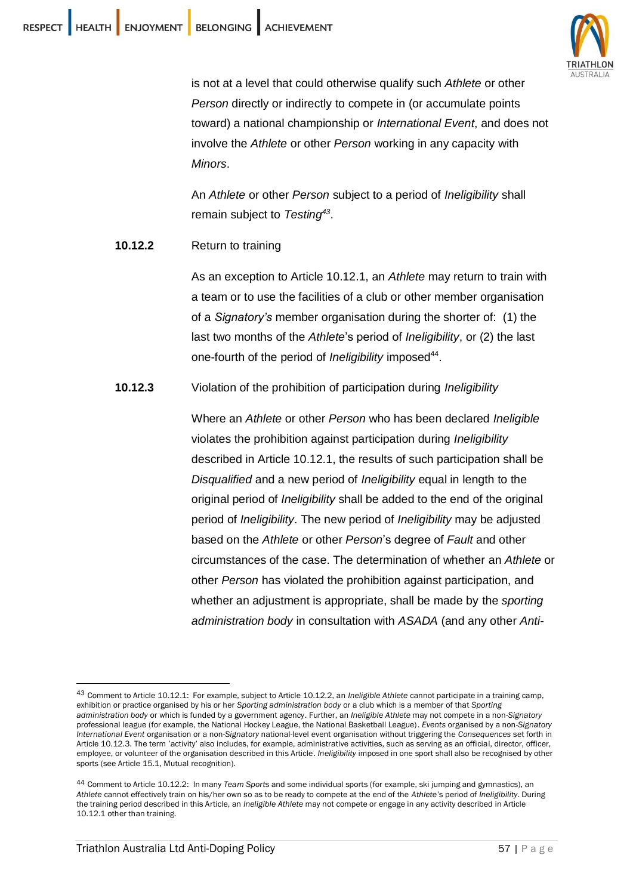is not at a level that could otherwise qualify such *Athlete* or other *Person* directly or indirectly to compete in (or accumulate points toward) a national championship or *International Event*, and does not involve the *Athlete* or other *Person* working in any capacity with *Minors*.

An *Athlete* or other *Person* subject to a period of *Ineligibility* shall remain subject to *Testing*[43].

**10.12.2** Return to training

As an exception to Article 10.12.1, an *Athlete* may return to train with a team or to use the facilities of a club or other member organisation of a *Signatory's* member organisation during the shorter of: (1) the last two months of the *Athlete*'s period of *Ineligibility*, or (2) the last one-fourth of the period of *Ineligibility* imposed[44].

**10.12.3** Violation of the prohibition of participation during *Ineligibility*

Where an *Athlete* or other *Person* who has been declared *Ineligible* violates the prohibition against participation during *Ineligibility* described in Article 10.12.1, the results of such participation shall be *Disqualified* and a new period of *Ineligibility* equal in length to the original period of *Ineligibility* shall be added to the end of the original period of *Ineligibility*. The new period of *Ineligibility* may be adjusted based on the *Athlete* or other *Person*'s degree of *Fault* and other circumstances of the case. The determination of whether an *Athlete* or other *Person* has violated the prohibition against participation, and whether an adjustment is appropriate, shall be made by the *sporting administration body* in consultation with *ASADA* (and any other *Anti-*

---

[43] Comment to Article 10.12.1: For example, subject to Article 10.12.2, an *Ineligible Athlete* cannot participate in a training camp, exhibition or practice organised by his or her *Sporting administration body* or a club which is a member of that *Sporting administration body* or which is funded by a government agency. Further, an *Ineligible Athlete* may not compete in a non-*Signatory* professional league (for example, the National Hockey League, the National Basketball League). *Events* organised by a non-*Signatory International Event* organisation or a non-*Signatory* national-level event organisation without triggering the *Consequences* set forth in Article 10.12.3. The term 'activity' also includes, for example, administrative activities, such as serving as an official, director, officer, employee, or volunteer of the organisation described in this Article. *Ineligibility* imposed in one sport shall also be recognised by other sports (see Article 15.1, Mutual recognition).

[44] Comment to Article 10.12.2: In many *Team Sports* and some individual sports (for example, ski jumping and gymnastics), an *Athlete* cannot effectively train on his/her own so as to be ready to compete at the end of the *Athlete*'s period of *Ineligibility*. During the training period described in this Article, an *Ineligible Athlete* may not compete or engage in any activity described in Article 10.12.1 other than training.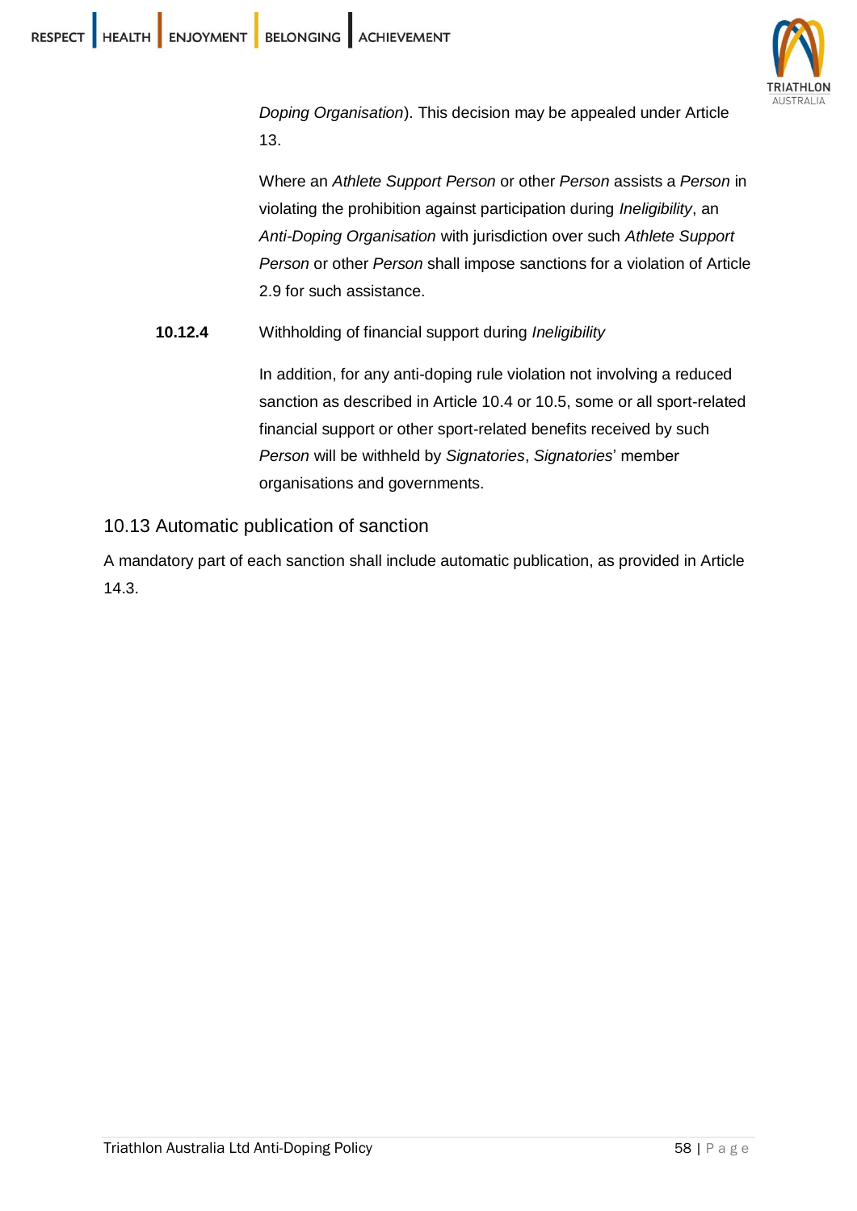*Doping Organisation*). This decision may be appealed under Article 13.

Where an *Athlete Support Person* or other *Person* assists a *Person* in violating the prohibition against participation during *Ineligibility*, an *Anti-Doping Organisation* with jurisdiction over such *Athlete Support Person* or other *Person* shall impose sanctions for a violation of Article 2.9 for such assistance.

**10.12.4** Withholding of financial support during *Ineligibility*

In addition, for any anti-doping rule violation not involving a reduced sanction as described in Article 10.4 or 10.5, some or all sport-related financial support or other sport-related benefits received by such *Person* will be withheld by *Signatories*, *Signatories*' member organisations and governments.

## 10.13 Automatic publication of sanction

A mandatory part of each sanction shall include automatic publication, as provided in Article 14.3.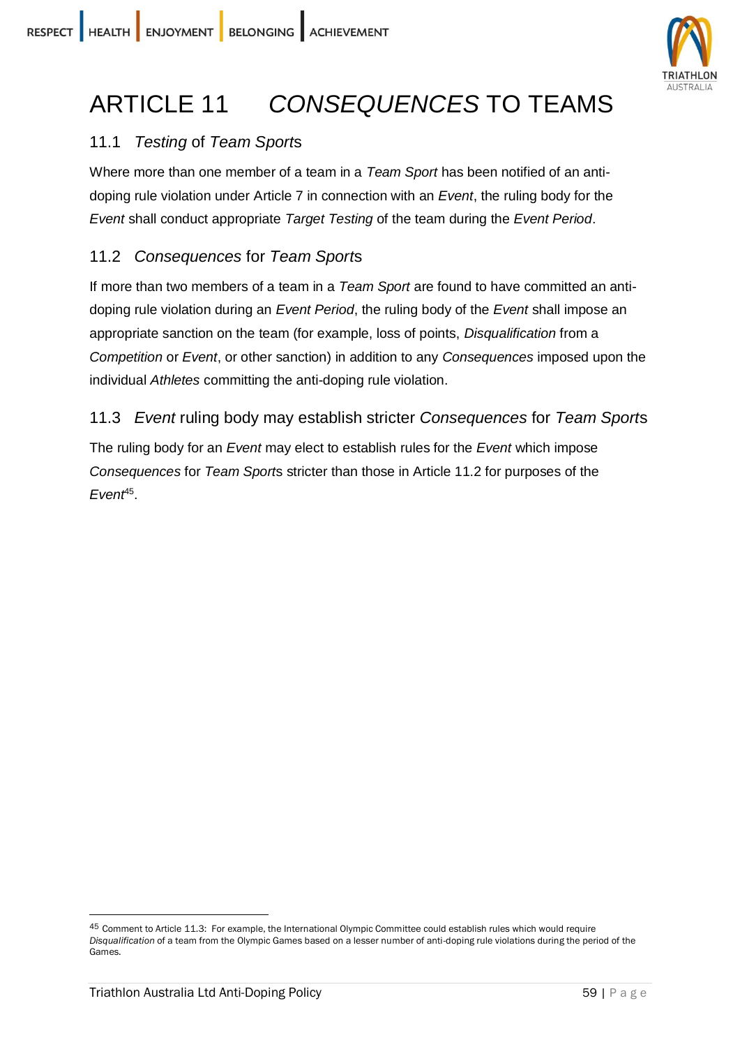# ARTICLE 11 *CONSEQUENCES* TO TEAMS

## 11.1 *Testing* of *Team Sport*s

Where more than one member of a team in a *Team Sport* has been notified of an anti-doping rule violation under Article 7 in connection with an *Event*, the ruling body for the *Event* shall conduct appropriate *Target Testing* of the team during the *Event Period*.

## 11.2 *Consequences* for *Team Sport*s

If more than two members of a team in a *Team Sport* are found to have committed an anti-doping rule violation during an *Event Period*, the ruling body of the *Event* shall impose an appropriate sanction on the team (for example, loss of points, *Disqualification* from a *Competition* or *Event*, or other sanction) in addition to any *Consequences* imposed upon the individual *Athletes* committing the anti-doping rule violation.

## 11.3 *Event* ruling body may establish stricter *Consequences* for *Team Sport*s

The ruling body for an *Event* may elect to establish rules for the *Event* which impose *Consequences* for *Team Sport*s stricter than those in Article 11.2 for purposes of the *Event*[45].

---

[45] Comment to Article 11.3: For example, the International Olympic Committee could establish rules which would require *Disqualification* of a team from the Olympic Games based on a lesser number of anti-doping rule violations during the period of the Games.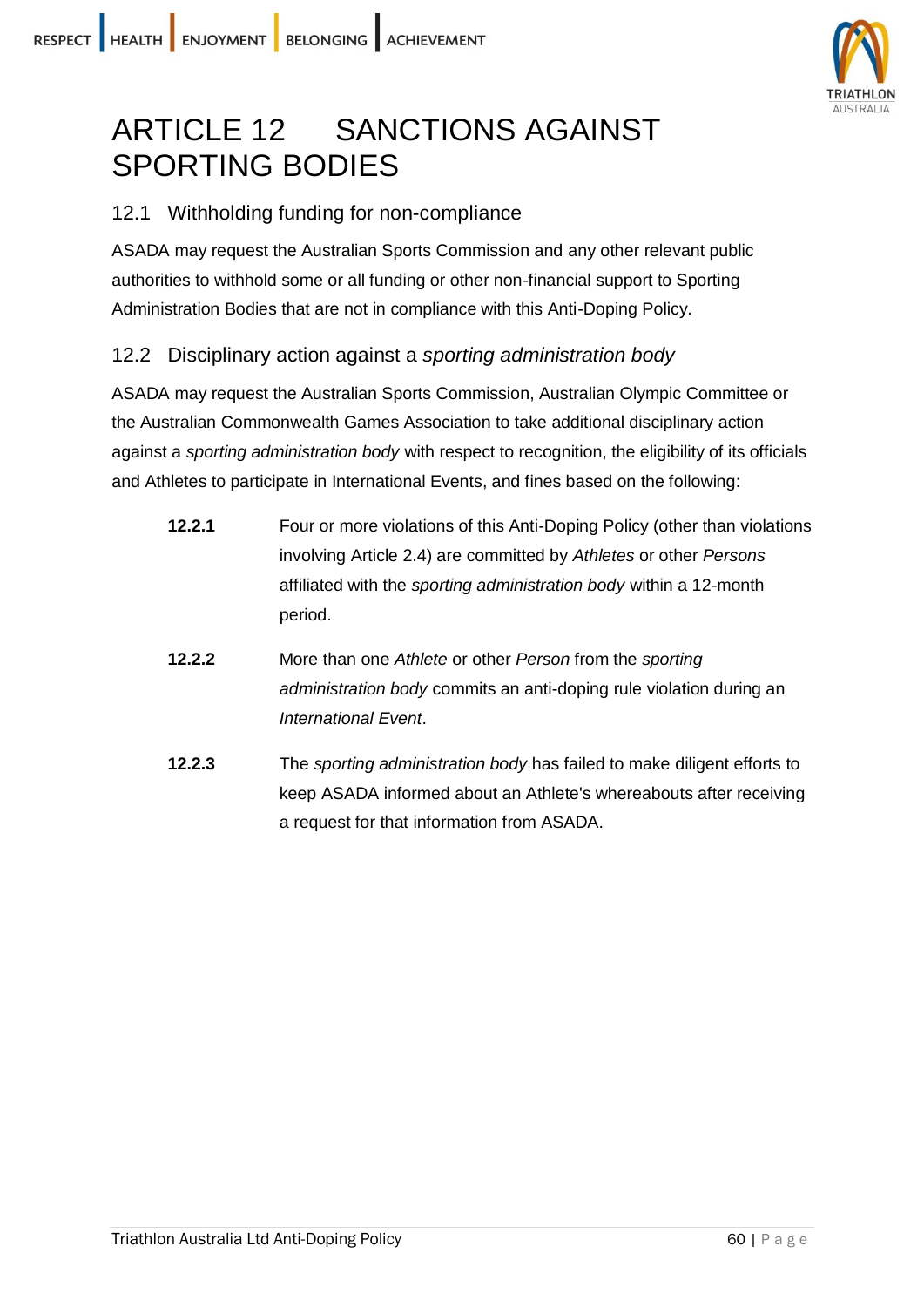# ARTICLE 12 SANCTIONS AGAINST SPORTING BODIES

## 12.1 Withholding funding for non-compliance

ASADA may request the Australian Sports Commission and any other relevant public authorities to withhold some or all funding or other non-financial support to Sporting Administration Bodies that are not in compliance with this Anti-Doping Policy.

## 12.2 Disciplinary action against a *sporting administration body*

ASADA may request the Australian Sports Commission, Australian Olympic Committee or the Australian Commonwealth Games Association to take additional disciplinary action against a *sporting administration body* with respect to recognition, the eligibility of its officials and Athletes to participate in International Events, and fines based on the following:

**12.2.1** Four or more violations of this Anti-Doping Policy (other than violations involving Article 2.4) are committed by *Athletes* or other *Persons* affiliated with the *sporting administration body* within a 12-month period.

**12.2.2** More than one *Athlete* or other *Person* from the *sporting administration body* commits an anti-doping rule violation during an *International Event*.

**12.2.3** The *sporting administration body* has failed to make diligent efforts to keep ASADA informed about an Athlete's whereabouts after receiving a request for that information from ASADA.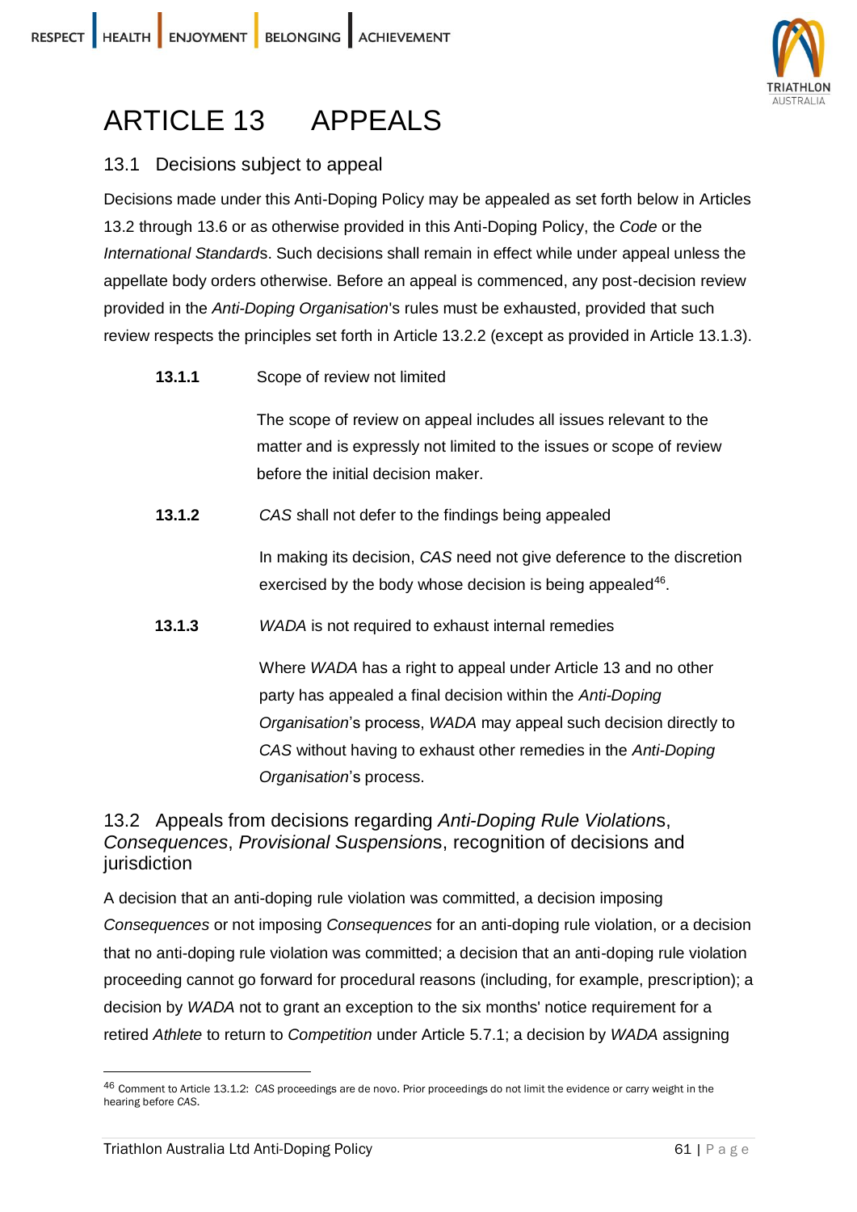# ARTICLE 13 APPEALS

## 13.1 Decisions subject to appeal

Decisions made under this Anti-Doping Policy may be appealed as set forth below in Articles 13.2 through 13.6 or as otherwise provided in this Anti-Doping Policy, the *Code* or the *International Standards*. Such decisions shall remain in effect while under appeal unless the appellate body orders otherwise. Before an appeal is commenced, any post-decision review provided in the *Anti-Doping Organisation*'s rules must be exhausted, provided that such review respects the principles set forth in Article 13.2.2 (except as provided in Article 13.1.3).

**13.1.1** Scope of review not limited

The scope of review on appeal includes all issues relevant to the matter and is expressly not limited to the issues or scope of review before the initial decision maker.

**13.1.2** *CAS* shall not defer to the findings being appealed

In making its decision, *CAS* need not give deference to the discretion exercised by the body whose decision is being appealed[46].

**13.1.3** *WADA* is not required to exhaust internal remedies

Where *WADA* has a right to appeal under Article 13 and no other party has appealed a final decision within the *Anti-Doping Organisation*'s process, *WADA* may appeal such decision directly to *CAS* without having to exhaust other remedies in the *Anti-Doping Organisation*'s process.

## 13.2 Appeals from decisions regarding *Anti-Doping Rule Violation*s, *Consequences*, *Provisional Suspension*s, recognition of decisions and jurisdiction

A decision that an anti-doping rule violation was committed, a decision imposing *Consequences* or not imposing *Consequences* for an anti-doping rule violation, or a decision that no anti-doping rule violation was committed; a decision that an anti-doping rule violation proceeding cannot go forward for procedural reasons (including, for example, prescription); a decision by *WADA* not to grant an exception to the six months' notice requirement for a retired *Athlete* to return to *Competition* under Article 5.7.1; a decision by *WADA* assigning

---

[46] Comment to Article 13.1.2: *CAS* proceedings are de novo. Prior proceedings do not limit the evidence or carry weight in the hearing before *CAS*.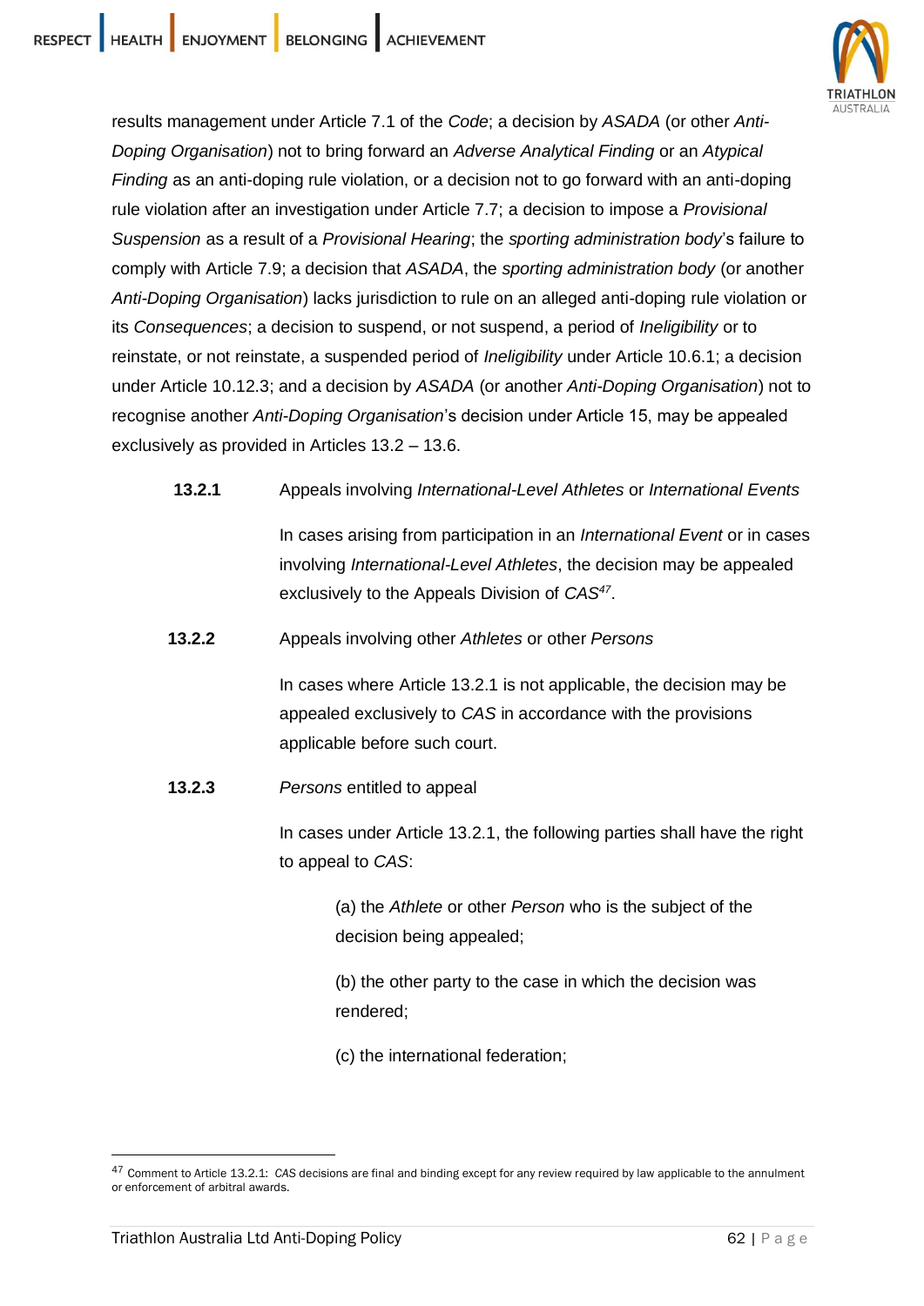results management under Article 7.1 of the *Code*; a decision by *ASADA* (or other *Anti-Doping Organisation*) not to bring forward an *Adverse Analytical Finding* or an *Atypical Finding* as an anti-doping rule violation, or a decision not to go forward with an anti-doping rule violation after an investigation under Article 7.7; a decision to impose a *Provisional Suspension* as a result of a *Provisional Hearing*; the *sporting administration body*'s failure to comply with Article 7.9; a decision that *ASADA*, the *sporting administration body* (or another *Anti-Doping Organisation*) lacks jurisdiction to rule on an alleged anti-doping rule violation or its *Consequences*; a decision to suspend, or not suspend, a period of *Ineligibility* or to reinstate, or not reinstate, a suspended period of *Ineligibility* under Article 10.6.1; a decision under Article 10.12.3; and a decision by *ASADA* (or another *Anti-Doping Organisation*) not to recognise another *Anti-Doping Organisation*'s decision under Article 15, may be appealed exclusively as provided in Articles 13.2 – 13.6.

**13.2.1** Appeals involving *International-Level Athletes* or *International Events*

In cases arising from participation in an *International Event* or in cases involving *International-Level Athletes*, the decision may be appealed exclusively to the Appeals Division of *CAS*[47].

**13.2.2** Appeals involving other *Athletes* or other *Persons*

In cases where Article 13.2.1 is not applicable, the decision may be appealed exclusively to *CAS* in accordance with the provisions applicable before such court.

**13.2.3** *Persons* entitled to appeal

In cases under Article 13.2.1, the following parties shall have the right to appeal to *CAS*:

(a) the *Athlete* or other *Person* who is the subject of the decision being appealed;

(b) the other party to the case in which the decision was rendered;

(c) the international federation;

---

[47] Comment to Article 13.2.1: *CAS* decisions are final and binding except for any review required by law applicable to the annulment or enforcement of arbitral awards.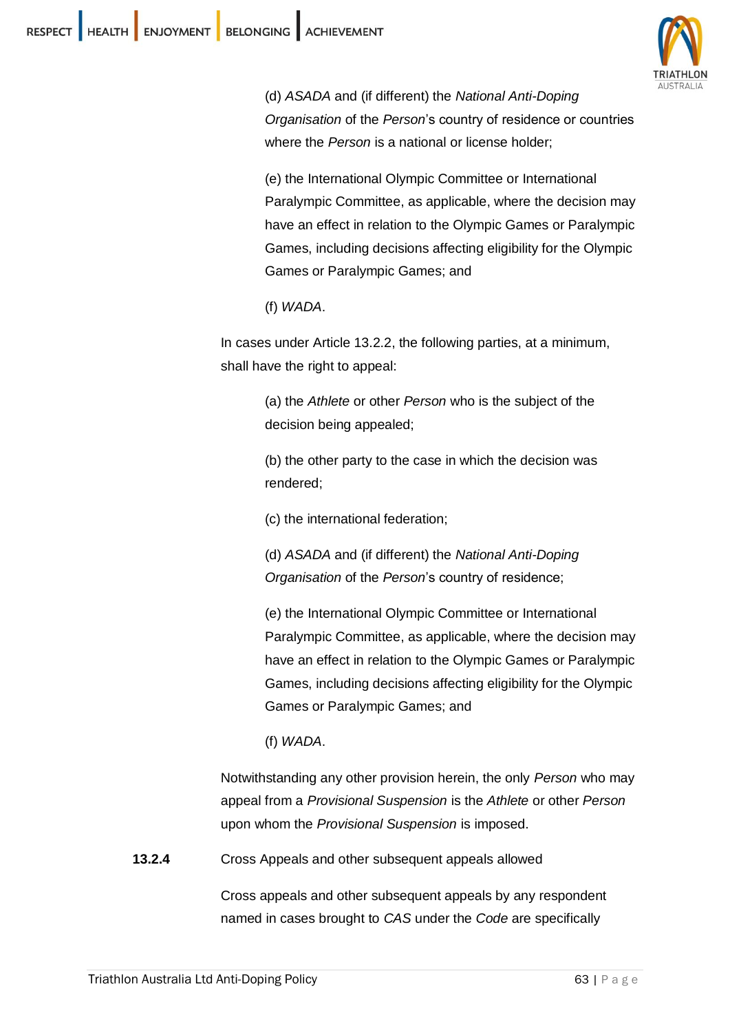(d) *ASADA* and (if different) the *National Anti-Doping Organisation* of the *Person*'s country of residence or countries where the *Person* is a national or license holder;

(e) the International Olympic Committee or International Paralympic Committee, as applicable, where the decision may have an effect in relation to the Olympic Games or Paralympic Games, including decisions affecting eligibility for the Olympic Games or Paralympic Games; and

(f) *WADA*.

In cases under Article 13.2.2, the following parties, at a minimum, shall have the right to appeal:

(a) the *Athlete* or other *Person* who is the subject of the decision being appealed;

(b) the other party to the case in which the decision was rendered;

(c) the international federation;

(d) *ASADA* and (if different) the *National Anti-Doping Organisation* of the *Person*'s country of residence;

(e) the International Olympic Committee or International Paralympic Committee, as applicable, where the decision may have an effect in relation to the Olympic Games or Paralympic Games, including decisions affecting eligibility for the Olympic Games or Paralympic Games; and

(f) *WADA*.

Notwithstanding any other provision herein, the only *Person* who may appeal from a *Provisional Suspension* is the *Athlete* or other *Person* upon whom the *Provisional Suspension* is imposed.

**13.2.4** Cross Appeals and other subsequent appeals allowed

Cross appeals and other subsequent appeals by any respondent named in cases brought to *CAS* under the *Code* are specifically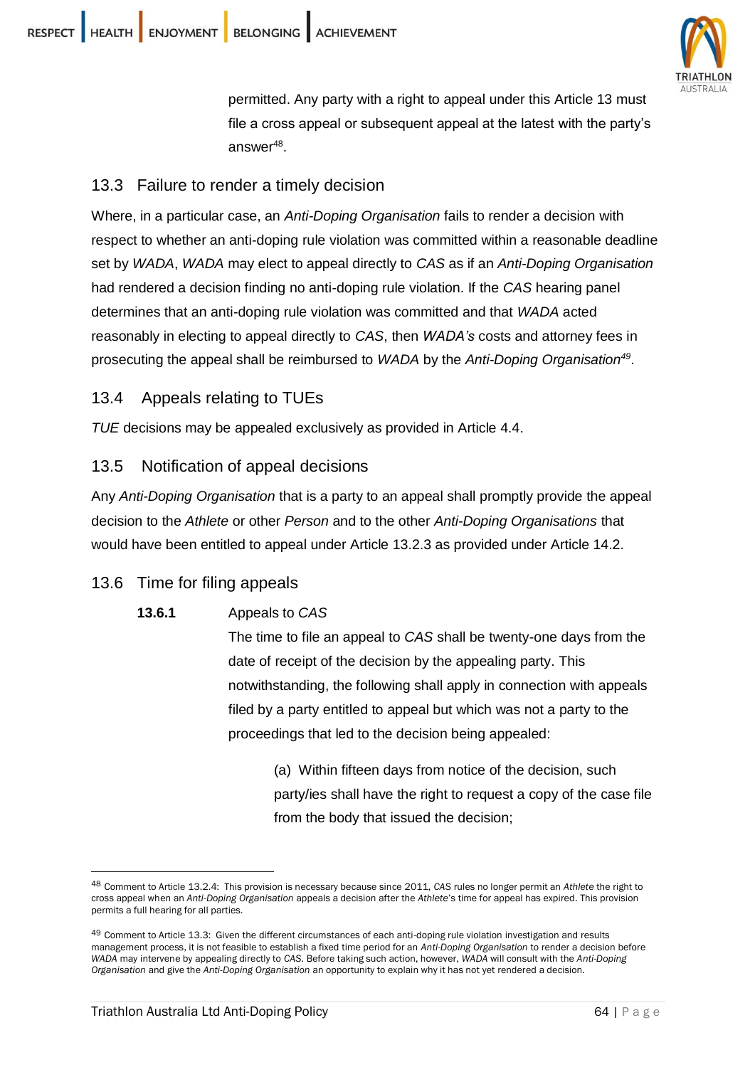permitted. Any party with a right to appeal under this Article 13 must file a cross appeal or subsequent appeal at the latest with the party's answer[48].

## 13.3 Failure to render a timely decision

Where, in a particular case, an *Anti-Doping Organisation* fails to render a decision with respect to whether an anti-doping rule violation was committed within a reasonable deadline set by *WADA*, *WADA* may elect to appeal directly to *CAS* as if an *Anti-Doping Organisation* had rendered a decision finding no anti-doping rule violation. If the *CAS* hearing panel determines that an anti-doping rule violation was committed and that *WADA* acted reasonably in electing to appeal directly to *CAS*, then *WADA's* costs and attorney fees in prosecuting the appeal shall be reimbursed to *WADA* by the *Anti-Doping Organisation*[49].

## 13.4 Appeals relating to TUEs

*TUE* decisions may be appealed exclusively as provided in Article 4.4.

## 13.5 Notification of appeal decisions

Any *Anti-Doping Organisation* that is a party to an appeal shall promptly provide the appeal decision to the *Athlete* or other *Person* and to the other *Anti-Doping Organisations* that would have been entitled to appeal under Article 13.2.3 as provided under Article 14.2.

## 13.6 Time for filing appeals

**13.6.1** Appeals to *CAS*

The time to file an appeal to *CAS* shall be twenty-one days from the date of receipt of the decision by the appealing party. This notwithstanding, the following shall apply in connection with appeals filed by a party entitled to appeal but which was not a party to the proceedings that led to the decision being appealed:

(a) Within fifteen days from notice of the decision, such party/ies shall have the right to request a copy of the case file from the body that issued the decision;

---

[48] Comment to Article 13.2.4: This provision is necessary because since 2011, *CAS* rules no longer permit an *Athlete* the right to cross appeal when an *Anti-Doping Organisation* appeals a decision after the *Athlete*'s time for appeal has expired. This provision permits a full hearing for all parties.

[49] Comment to Article 13.3: Given the different circumstances of each anti-doping rule violation investigation and results management process, it is not feasible to establish a fixed time period for an *Anti-Doping Organisation* to render a decision before *WADA* may intervene by appealing directly to *CAS*. Before taking such action, however, *WADA* will consult with the *Anti-Doping Organisation* and give the *Anti-Doping Organisation* an opportunity to explain why it has not yet rendered a decision.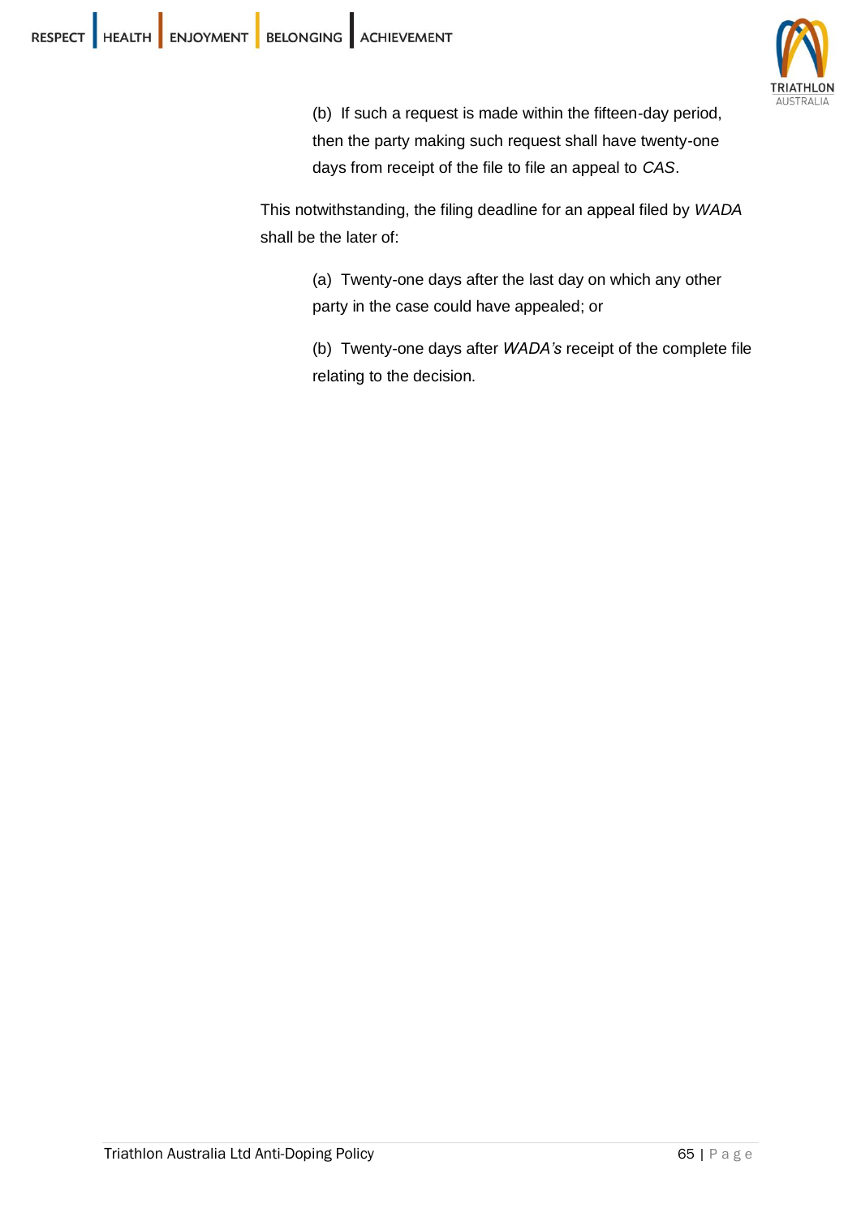(b) If such a request is made within the fifteen-day period, then the party making such request shall have twenty-one days from receipt of the file to file an appeal to *CAS*.

This notwithstanding, the filing deadline for an appeal filed by *WADA* shall be the later of:

(a) Twenty-one days after the last day on which any other party in the case could have appealed; or

(b) Twenty-one days after *WADA's* receipt of the complete file relating to the decision.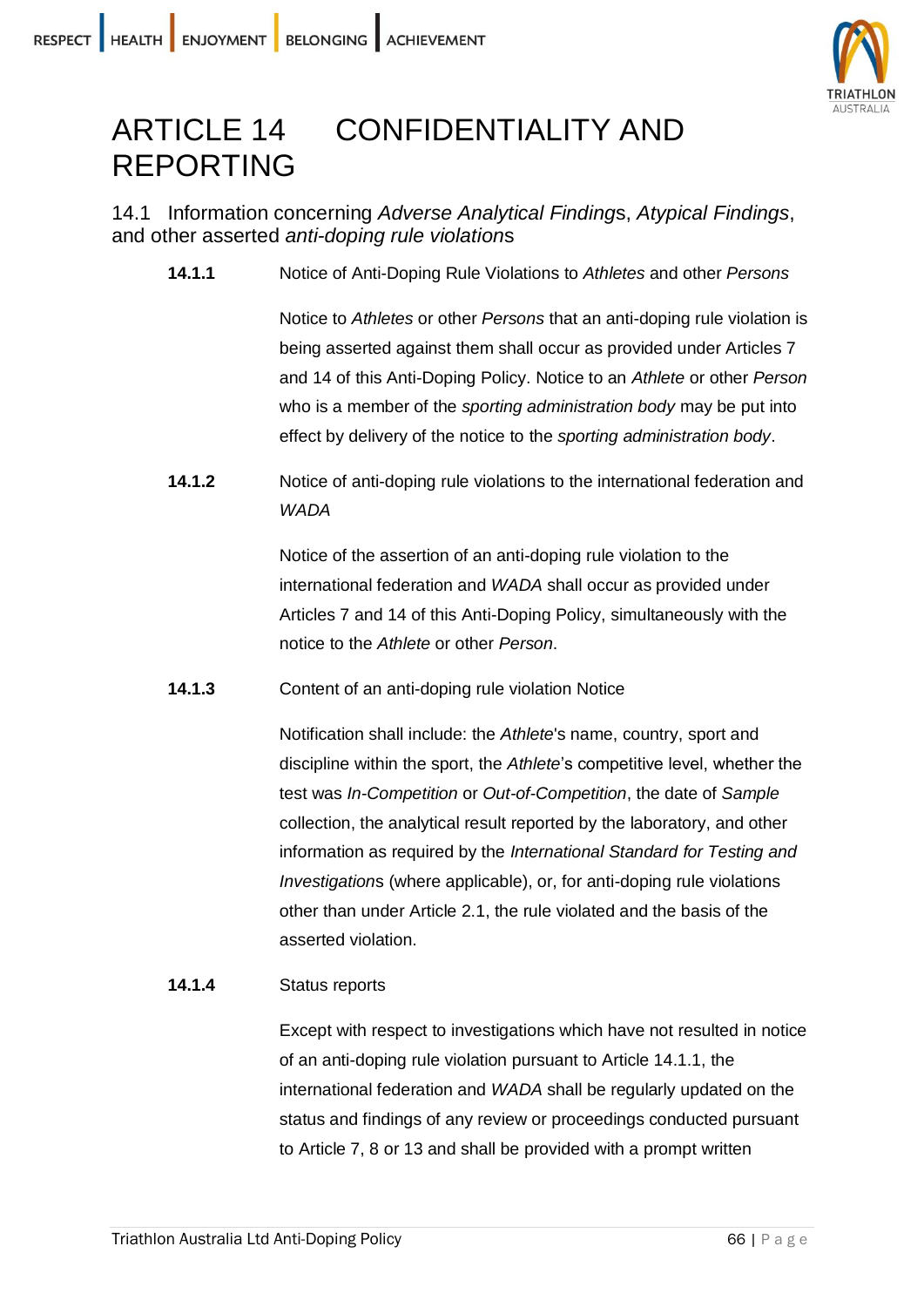# ARTICLE 14 CONFIDENTIALITY AND REPORTING

## 14.1 Information concerning *Adverse Analytical Finding*s, *Atypical Findings*, and other asserted *anti-doping rule violation*s

**14.1.1** Notice of Anti-Doping Rule Violations to *Athletes* and other *Persons*

Notice to *Athletes* or other *Persons* that an anti-doping rule violation is being asserted against them shall occur as provided under Articles 7 and 14 of this Anti-Doping Policy. Notice to an *Athlete* or other *Person* who is a member of the *sporting administration body* may be put into effect by delivery of the notice to the *sporting administration body*.

**14.1.2** Notice of anti-doping rule violations to the international federation and *WADA*

Notice of the assertion of an anti-doping rule violation to the international federation and *WADA* shall occur as provided under Articles 7 and 14 of this Anti-Doping Policy, simultaneously with the notice to the *Athlete* or other *Person*.

**14.1.3** Content of an anti-doping rule violation Notice

Notification shall include: the *Athlete*'s name, country, sport and discipline within the sport, the *Athlete*'s competitive level, whether the test was *In-Competition* or *Out-of-Competition*, the date of *Sample* collection, the analytical result reported by the laboratory, and other information as required by the *International Standard for Testing and Investigation*s (where applicable), or, for anti-doping rule violations other than under Article 2.1, the rule violated and the basis of the asserted violation.

**14.1.4** Status reports

Except with respect to investigations which have not resulted in notice of an anti-doping rule violation pursuant to Article 14.1.1, the international federation and *WADA* shall be regularly updated on the status and findings of any review or proceedings conducted pursuant to Article 7, 8 or 13 and shall be provided with a prompt written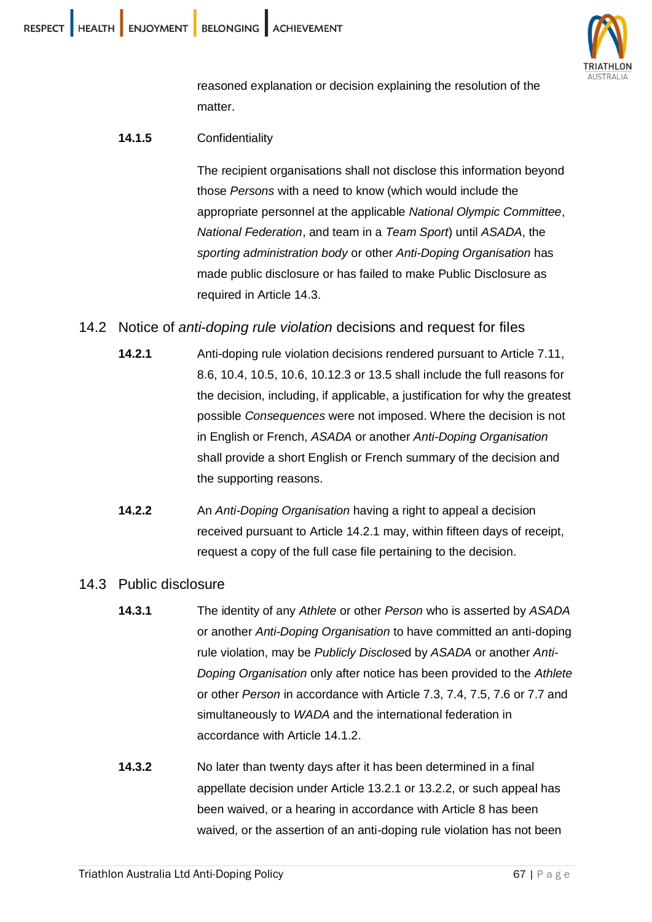reasoned explanation or decision explaining the resolution of the matter.

**14.1.5** Confidentiality

The recipient organisations shall not disclose this information beyond those *Persons* with a need to know (which would include the appropriate personnel at the applicable *National Olympic Committee*, *National Federation*, and team in a *Team Sport*) until *ASADA*, the *sporting administration body* or other *Anti-Doping Organisation* has made public disclosure or has failed to make Public Disclosure as required in Article 14.3.

## 14.2 Notice of *anti-doping rule violation* decisions and request for files

**14.2.1** Anti-doping rule violation decisions rendered pursuant to Article 7.11, 8.6, 10.4, 10.5, 10.6, 10.12.3 or 13.5 shall include the full reasons for the decision, including, if applicable, a justification for why the greatest possible *Consequences* were not imposed. Where the decision is not in English or French, *ASADA* or another *Anti-Doping Organisation* shall provide a short English or French summary of the decision and the supporting reasons.

**14.2.2** An *Anti-Doping Organisation* having a right to appeal a decision received pursuant to Article 14.2.1 may, within fifteen days of receipt, request a copy of the full case file pertaining to the decision.

## 14.3 Public disclosure

**14.3.1** The identity of any *Athlete* or other *Person* who is asserted by *ASADA* or another *Anti-Doping Organisation* to have committed an anti-doping rule violation, may be *Publicly Disclose*d by *ASADA* or another *Anti-Doping Organisation* only after notice has been provided to the *Athlete* or other *Person* in accordance with Article 7.3, 7.4, 7.5, 7.6 or 7.7 and simultaneously to *WADA* and the international federation in accordance with Article 14.1.2.

**14.3.2** No later than twenty days after it has been determined in a final appellate decision under Article 13.2.1 or 13.2.2, or such appeal has been waived, or a hearing in accordance with Article 8 has been waived, or the assertion of an anti-doping rule violation has not been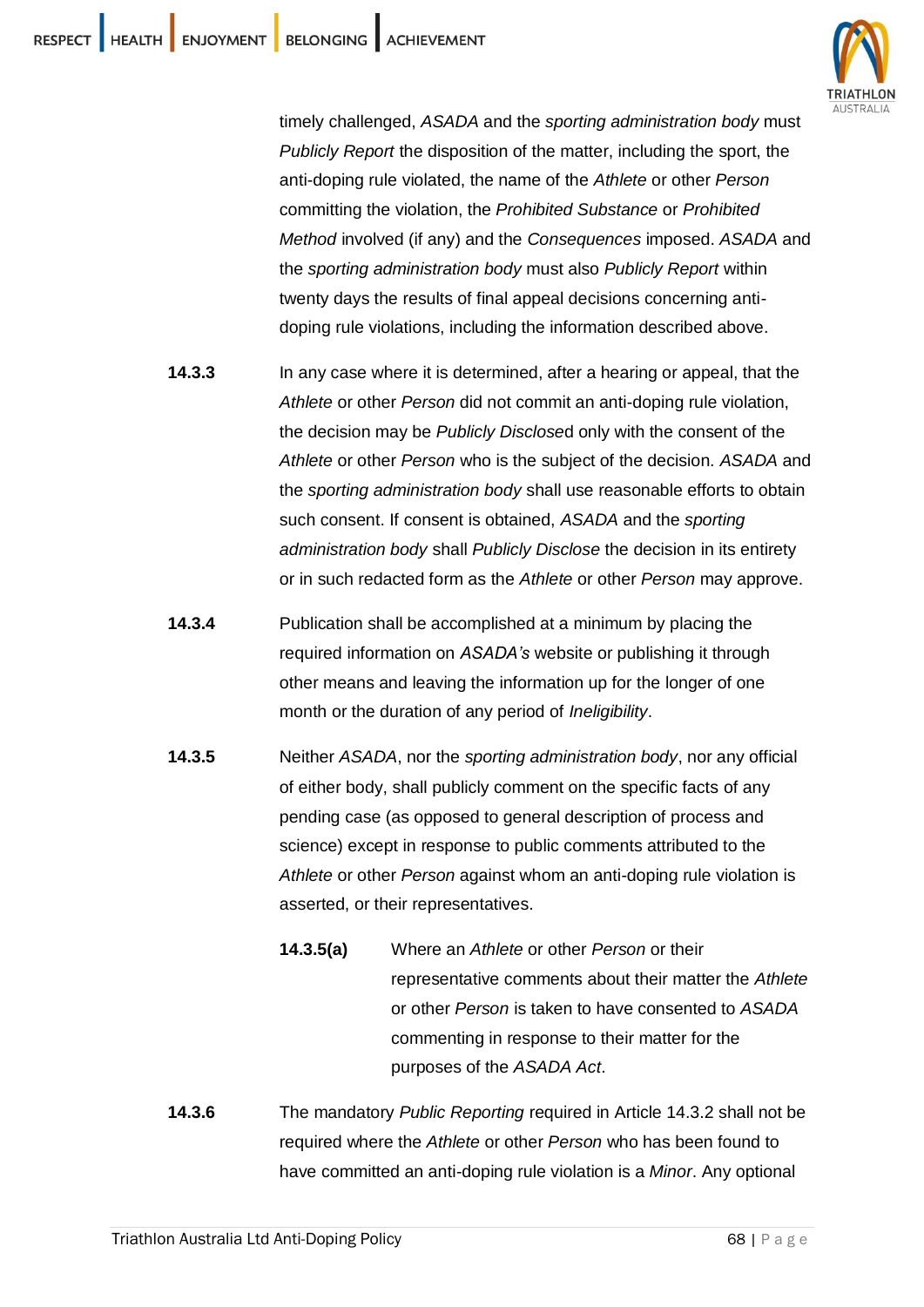timely challenged, *ASADA* and the *sporting administration body* must *Publicly Report* the disposition of the matter, including the sport, the anti-doping rule violated, the name of the *Athlete* or other *Person* committing the violation, the *Prohibited Substance* or *Prohibited Method* involved (if any) and the *Consequences* imposed. *ASADA* and the *sporting administration body* must also *Publicly Report* within twenty days the results of final appeal decisions concerning anti-doping rule violations, including the information described above.

**14.3.3** In any case where it is determined, after a hearing or appeal, that the *Athlete* or other *Person* did not commit an anti-doping rule violation, the decision may be *Publicly Disclose*d only with the consent of the *Athlete* or other *Person* who is the subject of the decision. *ASADA* and the *sporting administration body* shall use reasonable efforts to obtain such consent. If consent is obtained, *ASADA* and the *sporting administration body* shall *Publicly Disclose* the decision in its entirety or in such redacted form as the *Athlete* or other *Person* may approve.

**14.3.4** Publication shall be accomplished at a minimum by placing the required information on *ASADA's* website or publishing it through other means and leaving the information up for the longer of one month or the duration of any period of *Ineligibility*.

**14.3.5** Neither *ASADA*, nor the *sporting administration body*, nor any official of either body, shall publicly comment on the specific facts of any pending case (as opposed to general description of process and science) except in response to public comments attributed to the *Athlete* or other *Person* against whom an anti-doping rule violation is asserted, or their representatives.

**14.3.5(a)** Where an *Athlete* or other *Person* or their representative comments about their matter the *Athlete* or other *Person* is taken to have consented to *ASADA* commenting in response to their matter for the purposes of the *ASADA Act*.

**14.3.6** The mandatory *Public Reporting* required in Article 14.3.2 shall not be required where the *Athlete* or other *Person* who has been found to have committed an anti-doping rule violation is a *Minor*. Any optional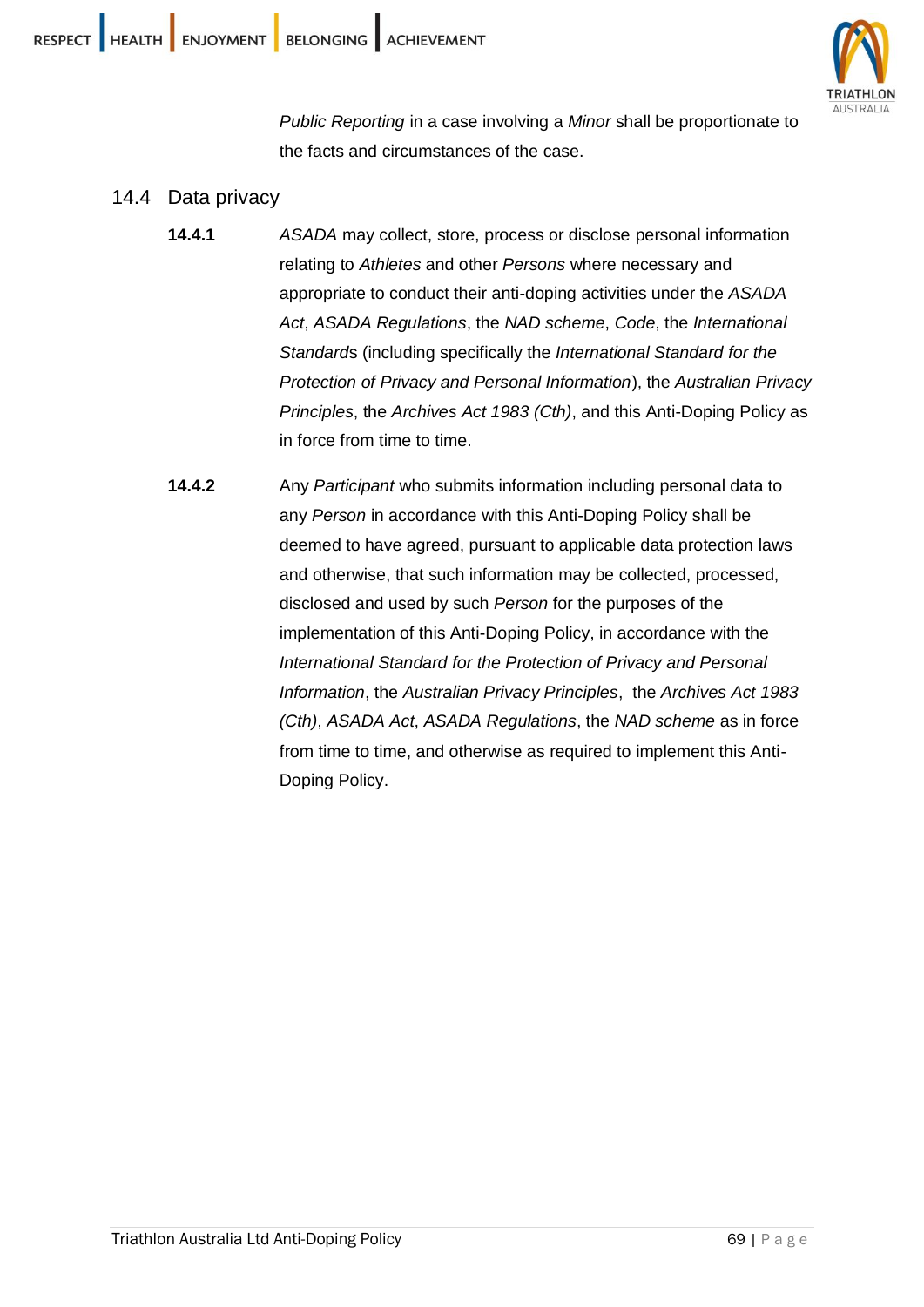*Public Reporting* in a case involving a *Minor* shall be proportionate to the facts and circumstances of the case.

## 14.4 Data privacy

**14.4.1** *ASADA* may collect, store, process or disclose personal information relating to *Athletes* and other *Persons* where necessary and appropriate to conduct their anti-doping activities under the *ASADA Act*, *ASADA Regulations*, the *NAD scheme*, *Code*, the *International Standards* (including specifically the *International Standard for the Protection of Privacy and Personal Information*), the *Australian Privacy Principles*, the *Archives Act 1983 (Cth)*, and this Anti-Doping Policy as in force from time to time.

**14.4.2** Any *Participant* who submits information including personal data to any *Person* in accordance with this Anti-Doping Policy shall be deemed to have agreed, pursuant to applicable data protection laws and otherwise, that such information may be collected, processed, disclosed and used by such *Person* for the purposes of the implementation of this Anti-Doping Policy, in accordance with the *International Standard for the Protection of Privacy and Personal Information*, the *Australian Privacy Principles*, the *Archives Act 1983 (Cth)*, *ASADA Act*, *ASADA Regulations*, the *NAD scheme* as in force from time to time, and otherwise as required to implement this Anti-Doping Policy.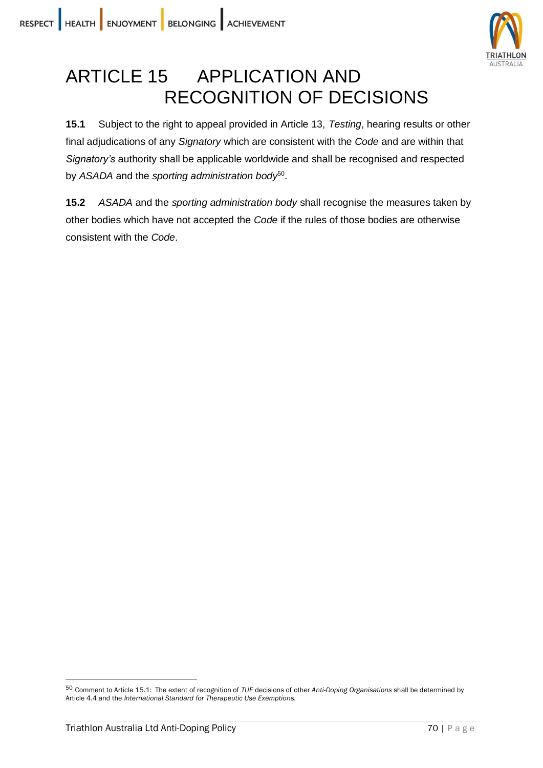# ARTICLE 15 APPLICATION AND RECOGNITION OF DECISIONS

**15.1** Subject to the right to appeal provided in Article 13, *Testing*, hearing results or other final adjudications of any *Signatory* which are consistent with the *Code* and are within that *Signatory's* authority shall be applicable worldwide and shall be recognised and respected by *ASADA* and the *sporting administration body*[50].

**15.2** *ASADA* and the *sporting administration body* shall recognise the measures taken by other bodies which have not accepted the *Code* if the rules of those bodies are otherwise consistent with the *Code*.

[50] Comment to Article 15.1: The extent of recognition of *TUE* decisions of other *Anti-Doping Organisations* shall be determined by Article 4.4 and the *International Standard for Therapeutic Use Exemptions*.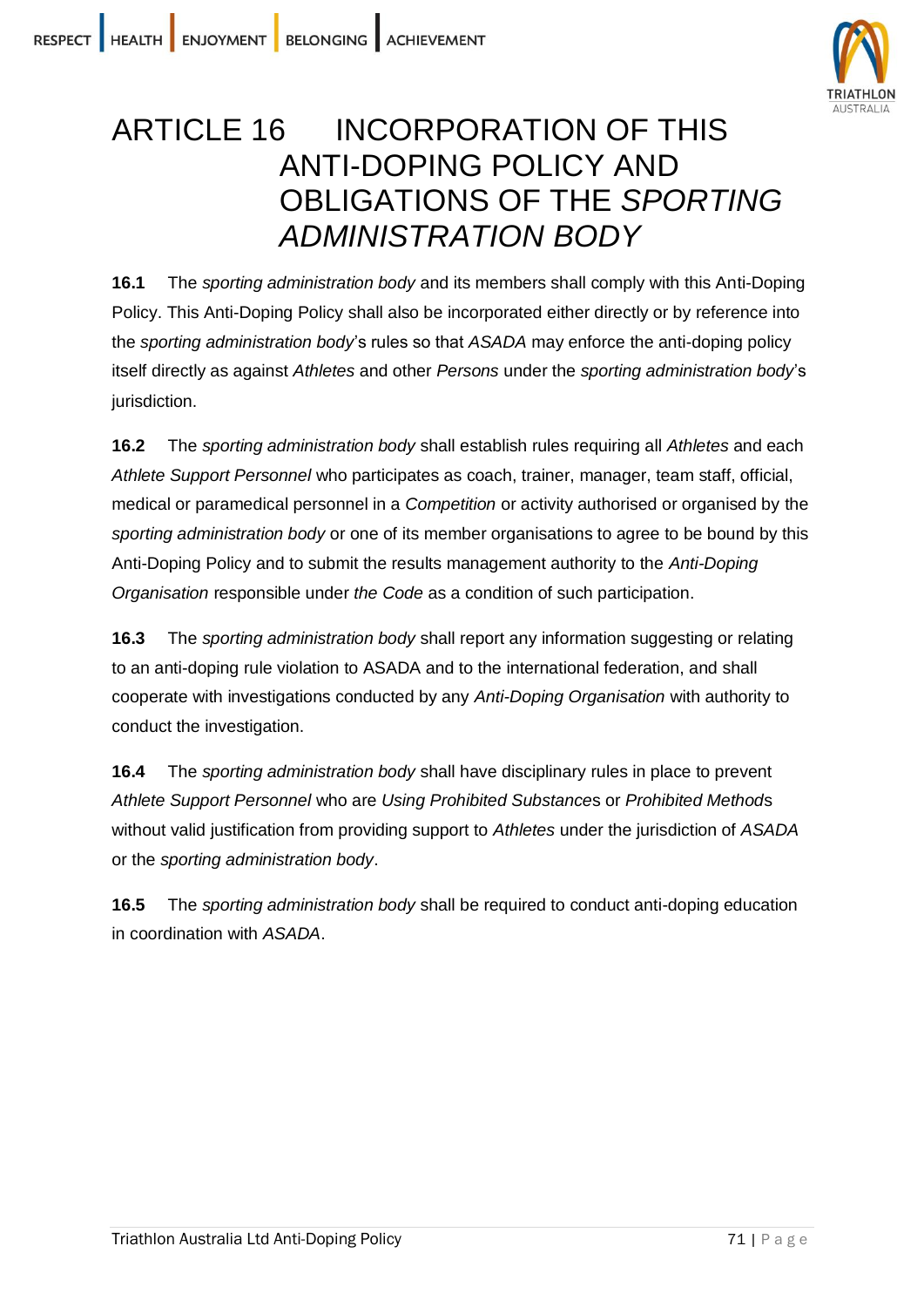# ARTICLE 16 INCORPORATION OF THIS ANTI-DOPING POLICY AND OBLIGATIONS OF THE *SPORTING ADMINISTRATION BODY*

**16.1** The *sporting administration body* and its members shall comply with this Anti-Doping Policy. This Anti-Doping Policy shall also be incorporated either directly or by reference into the *sporting administration body*'s rules so that *ASADA* may enforce the anti-doping policy itself directly as against *Athletes* and other *Persons* under the *sporting administration body*'s jurisdiction.

**16.2** The *sporting administration body* shall establish rules requiring all *Athletes* and each *Athlete Support Personnel* who participates as coach, trainer, manager, team staff, official, medical or paramedical personnel in a *Competition* or activity authorised or organised by the *sporting administration body* or one of its member organisations to agree to be bound by this Anti-Doping Policy and to submit the results management authority to the *Anti-Doping Organisation* responsible under *the Code* as a condition of such participation.

**16.3** The *sporting administration body* shall report any information suggesting or relating to an anti-doping rule violation to ASADA and to the international federation, and shall cooperate with investigations conducted by any *Anti-Doping Organisation* with authority to conduct the investigation.

**16.4** The *sporting administration body* shall have disciplinary rules in place to prevent *Athlete Support Personnel* who are *Using Prohibited Substance*s or *Prohibited Method*s without valid justification from providing support to *Athletes* under the jurisdiction of *ASADA* or the *sporting administration body*.

**16.5** The *sporting administration body* shall be required to conduct anti-doping education in coordination with *ASADA*.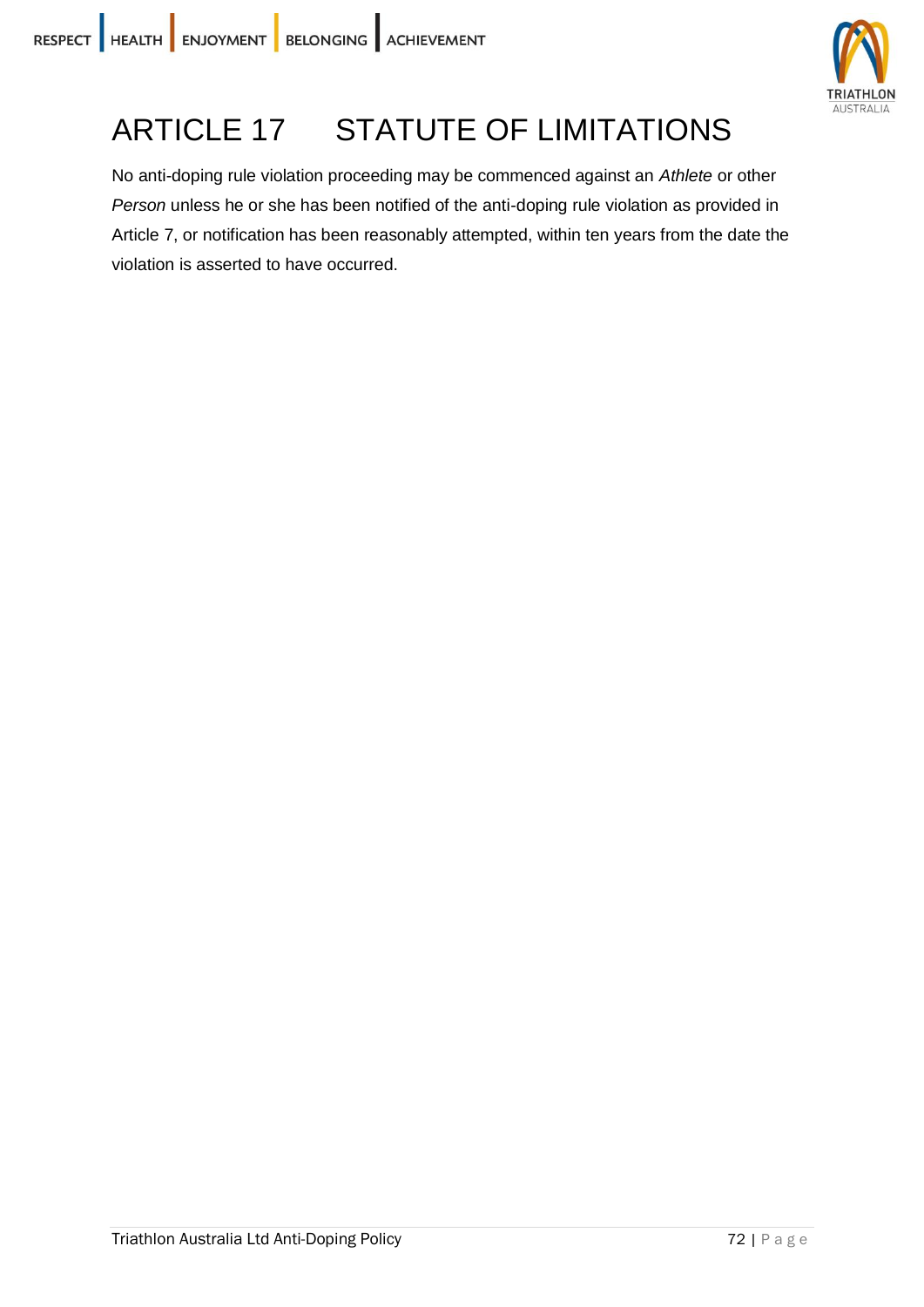# ARTICLE 17 STATUTE OF LIMITATIONS

No anti-doping rule violation proceeding may be commenced against an *Athlete* or other *Person* unless he or she has been notified of the anti-doping rule violation as provided in Article 7, or notification has been reasonably attempted, within ten years from the date the violation is asserted to have occurred.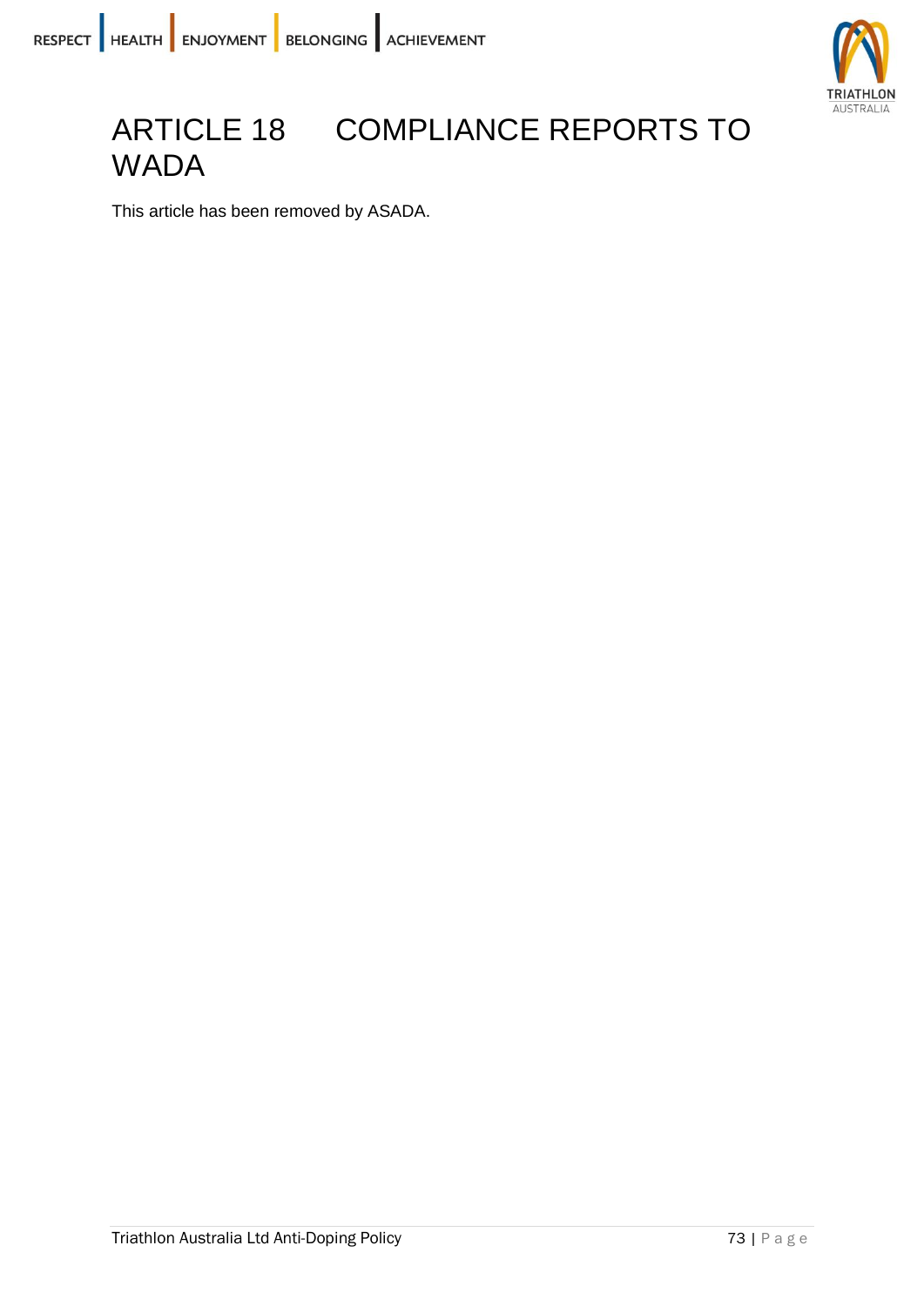# ARTICLE 18 COMPLIANCE REPORTS TO WADA

This article has been removed by ASADA.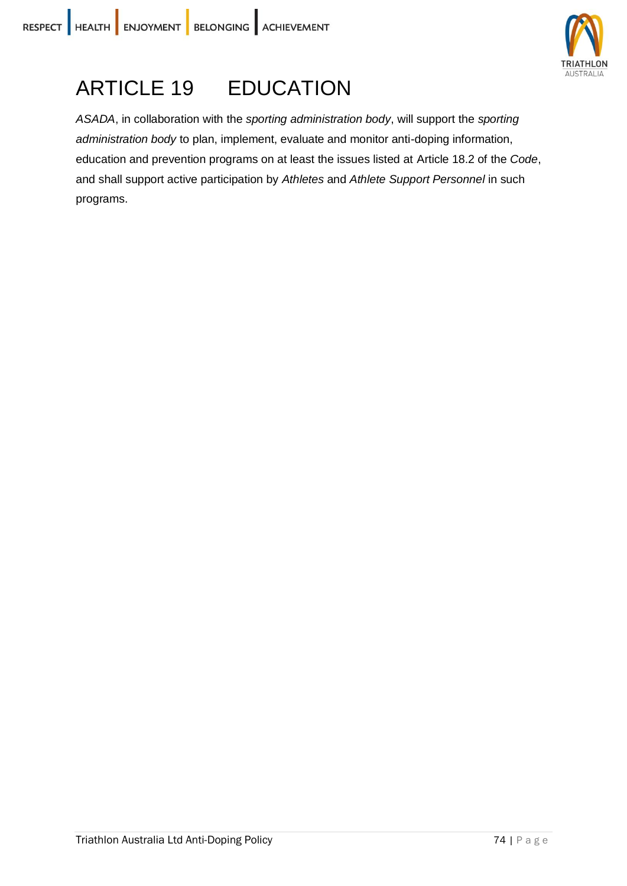# ARTICLE 19 EDUCATION

*ASADA*, in collaboration with the *sporting administration body*, will support the *sporting administration body* to plan, implement, evaluate and monitor anti-doping information, education and prevention programs on at least the issues listed at Article 18.2 of the *Code*, and shall support active participation by *Athletes* and *Athlete Support Personnel* in such programs.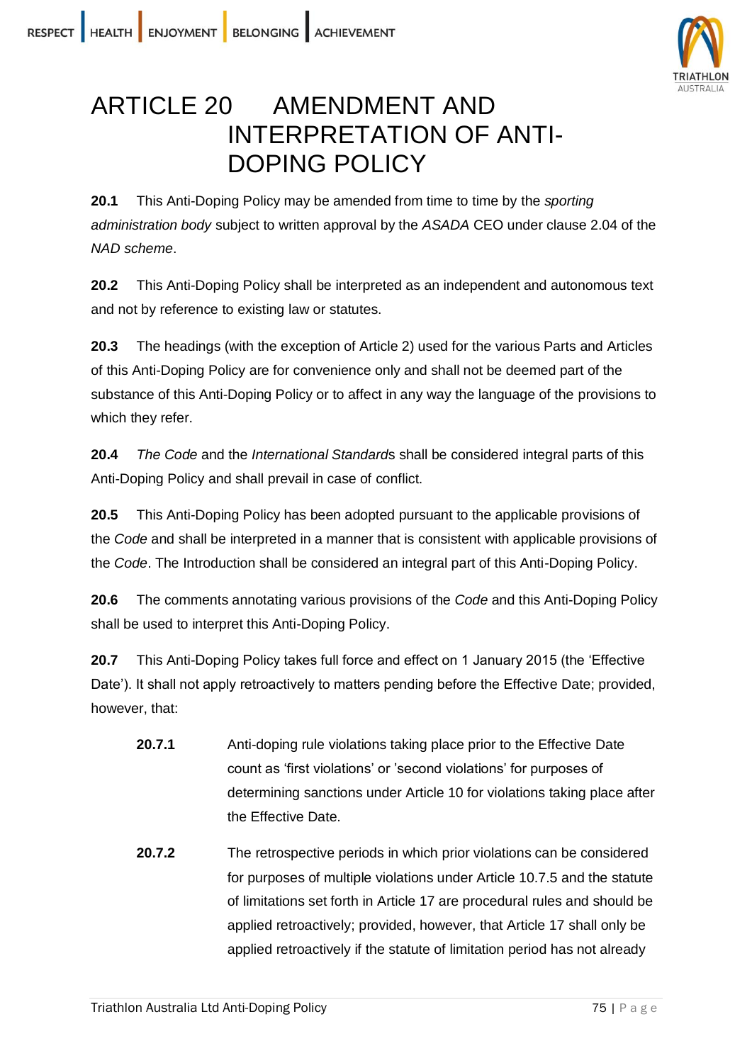# ARTICLE 20 AMENDMENT AND INTERPRETATION OF ANTI-DOPING POLICY

**20.1** This Anti-Doping Policy may be amended from time to time by the *sporting administration body* subject to written approval by the *ASADA* CEO under clause 2.04 of the *NAD scheme*.

**20.2** This Anti-Doping Policy shall be interpreted as an independent and autonomous text and not by reference to existing law or statutes.

**20.3** The headings (with the exception of Article 2) used for the various Parts and Articles of this Anti-Doping Policy are for convenience only and shall not be deemed part of the substance of this Anti-Doping Policy or to affect in any way the language of the provisions to which they refer.

**20.4** *The Code* and the *International Standard*s shall be considered integral parts of this Anti-Doping Policy and shall prevail in case of conflict.

**20.5** This Anti-Doping Policy has been adopted pursuant to the applicable provisions of the *Code* and shall be interpreted in a manner that is consistent with applicable provisions of the *Code*. The Introduction shall be considered an integral part of this Anti-Doping Policy.

**20.6** The comments annotating various provisions of the *Code* and this Anti-Doping Policy shall be used to interpret this Anti-Doping Policy.

**20.7** This Anti-Doping Policy takes full force and effect on 1 January 2015 (the 'Effective Date'). It shall not apply retroactively to matters pending before the Effective Date; provided, however, that:

**20.7.1** Anti-doping rule violations taking place prior to the Effective Date count as 'first violations' or 'second violations' for purposes of determining sanctions under Article 10 for violations taking place after the Effective Date.

**20.7.2** The retrospective periods in which prior violations can be considered for purposes of multiple violations under Article 10.7.5 and the statute of limitations set forth in Article 17 are procedural rules and should be applied retroactively; provided, however, that Article 17 shall only be applied retroactively if the statute of limitation period has not already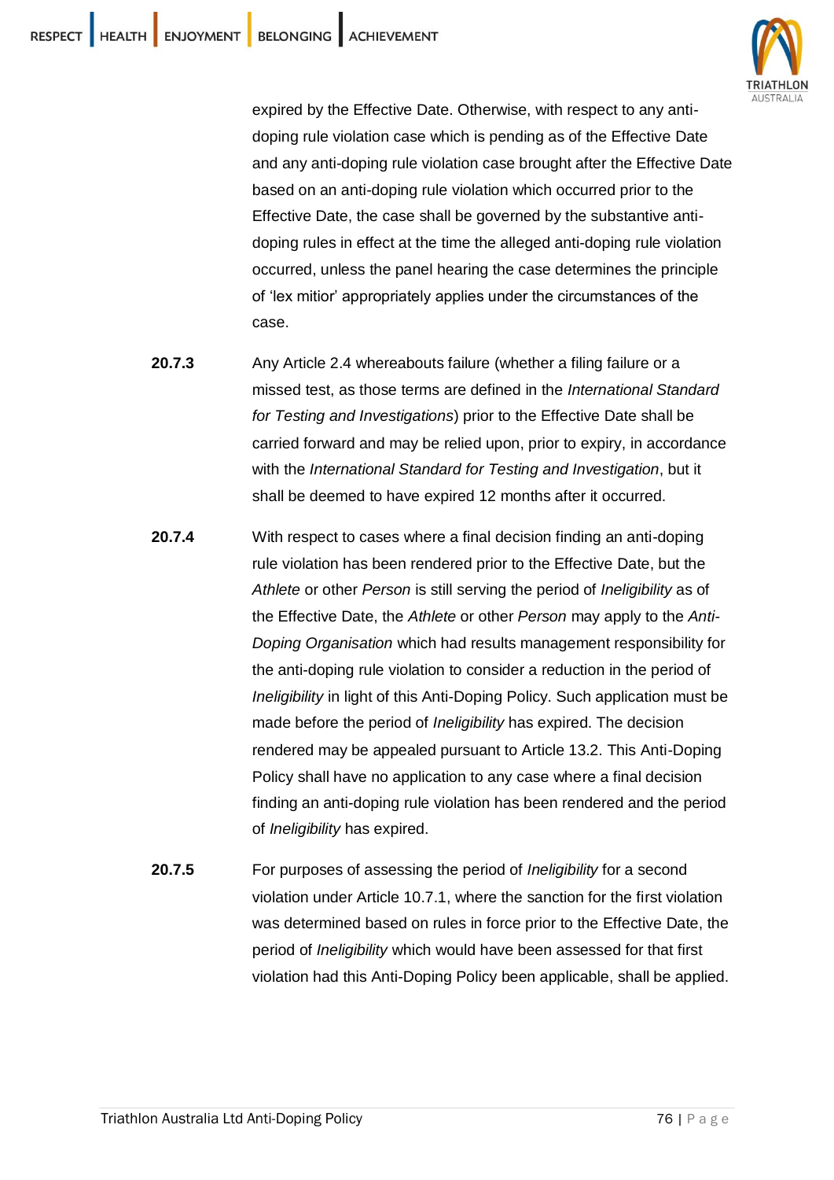expired by the Effective Date. Otherwise, with respect to any anti-doping rule violation case which is pending as of the Effective Date and any anti-doping rule violation case brought after the Effective Date based on an anti-doping rule violation which occurred prior to the Effective Date, the case shall be governed by the substantive anti-doping rules in effect at the time the alleged anti-doping rule violation occurred, unless the panel hearing the case determines the principle of 'lex mitior' appropriately applies under the circumstances of the case.

**20.7.3** Any Article 2.4 whereabouts failure (whether a filing failure or a missed test, as those terms are defined in the *International Standard for Testing and Investigations*) prior to the Effective Date shall be carried forward and may be relied upon, prior to expiry, in accordance with the *International Standard for Testing and Investigation*, but it shall be deemed to have expired 12 months after it occurred.

**20.7.4** With respect to cases where a final decision finding an anti-doping rule violation has been rendered prior to the Effective Date, but the *Athlete* or other *Person* is still serving the period of *Ineligibility* as of the Effective Date, the *Athlete* or other *Person* may apply to the *Anti-Doping Organisation* which had results management responsibility for the anti-doping rule violation to consider a reduction in the period of *Ineligibility* in light of this Anti-Doping Policy. Such application must be made before the period of *Ineligibility* has expired. The decision rendered may be appealed pursuant to Article 13.2. This Anti-Doping Policy shall have no application to any case where a final decision finding an anti-doping rule violation has been rendered and the period of *Ineligibility* has expired.

**20.7.5** For purposes of assessing the period of *Ineligibility* for a second violation under Article 10.7.1, where the sanction for the first violation was determined based on rules in force prior to the Effective Date, the period of *Ineligibility* which would have been assessed for that first violation had this Anti-Doping Policy been applicable, shall be applied.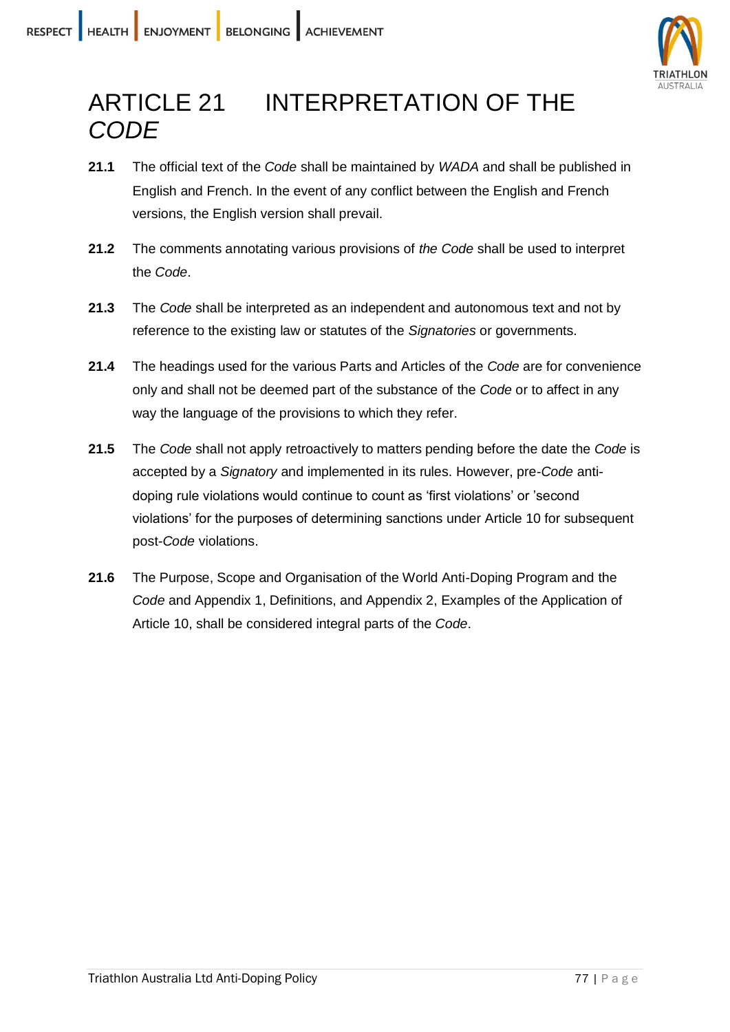# ARTICLE 21 INTERPRETATION OF THE *CODE*

**21.1** The official text of the *Code* shall be maintained by *WADA* and shall be published in English and French. In the event of any conflict between the English and French versions, the English version shall prevail.

**21.2** The comments annotating various provisions of *the Code* shall be used to interpret the *Code*.

**21.3** The *Code* shall be interpreted as an independent and autonomous text and not by reference to the existing law or statutes of the *Signatories* or governments.

**21.4** The headings used for the various Parts and Articles of the *Code* are for convenience only and shall not be deemed part of the substance of the *Code* or to affect in any way the language of the provisions to which they refer.

**21.5** The *Code* shall not apply retroactively to matters pending before the date the *Code* is accepted by a *Signatory* and implemented in its rules. However, pre-*Code* anti-doping rule violations would continue to count as 'first violations' or 'second violations' for the purposes of determining sanctions under Article 10 for subsequent post-*Code* violations.

**21.6** The Purpose, Scope and Organisation of the World Anti-Doping Program and the *Code* and Appendix 1, Definitions, and Appendix 2, Examples of the Application of Article 10, shall be considered integral parts of the *Code*.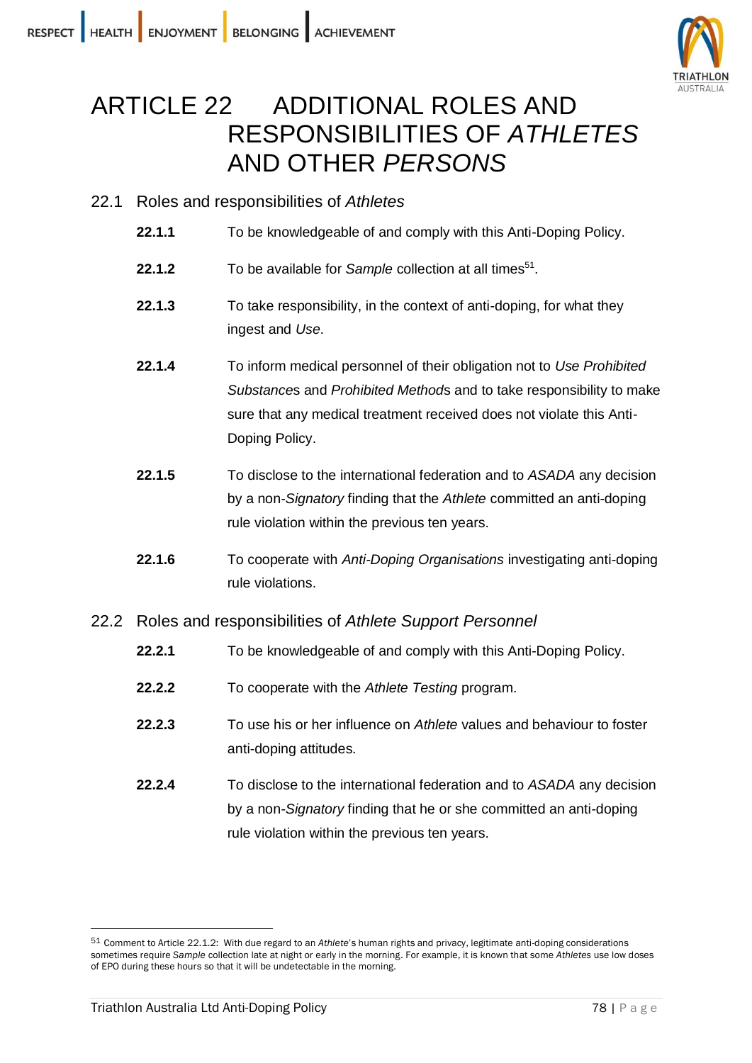# ARTICLE 22 ADDITIONAL ROLES AND RESPONSIBILITIES OF *ATHLETES* AND OTHER *PERSONS*

## 22.1 Roles and responsibilities of *Athletes*

**22.1.1** To be knowledgeable of and comply with this Anti-Doping Policy.

**22.1.2** To be available for *Sample* collection at all times[51].

**22.1.3** To take responsibility, in the context of anti-doping, for what they ingest and *Use*.

**22.1.4** To inform medical personnel of their obligation not to *Use Prohibited Substances* and *Prohibited Methods* and to take responsibility to make sure that any medical treatment received does not violate this Anti-Doping Policy.

**22.1.5** To disclose to the international federation and to *ASADA* any decision by a non-*Signatory* finding that the *Athlete* committed an anti-doping rule violation within the previous ten years.

**22.1.6** To cooperate with *Anti-Doping Organisations* investigating anti-doping rule violations.

## 22.2 Roles and responsibilities of *Athlete Support Personnel*

**22.2.1** To be knowledgeable of and comply with this Anti-Doping Policy.

**22.2.2** To cooperate with the *Athlete Testing* program.

**22.2.3** To use his or her influence on *Athlete* values and behaviour to foster anti-doping attitudes.

**22.2.4** To disclose to the international federation and to *ASADA* any decision by a non-*Signatory* finding that he or she committed an anti-doping rule violation within the previous ten years.

---

[51] Comment to Article 22.1.2: With due regard to an *Athlete*'s human rights and privacy, legitimate anti-doping considerations sometimes require *Sample* collection late at night or early in the morning. For example, it is known that some *Athletes* use low doses of EPO during these hours so that it will be undetectable in the morning.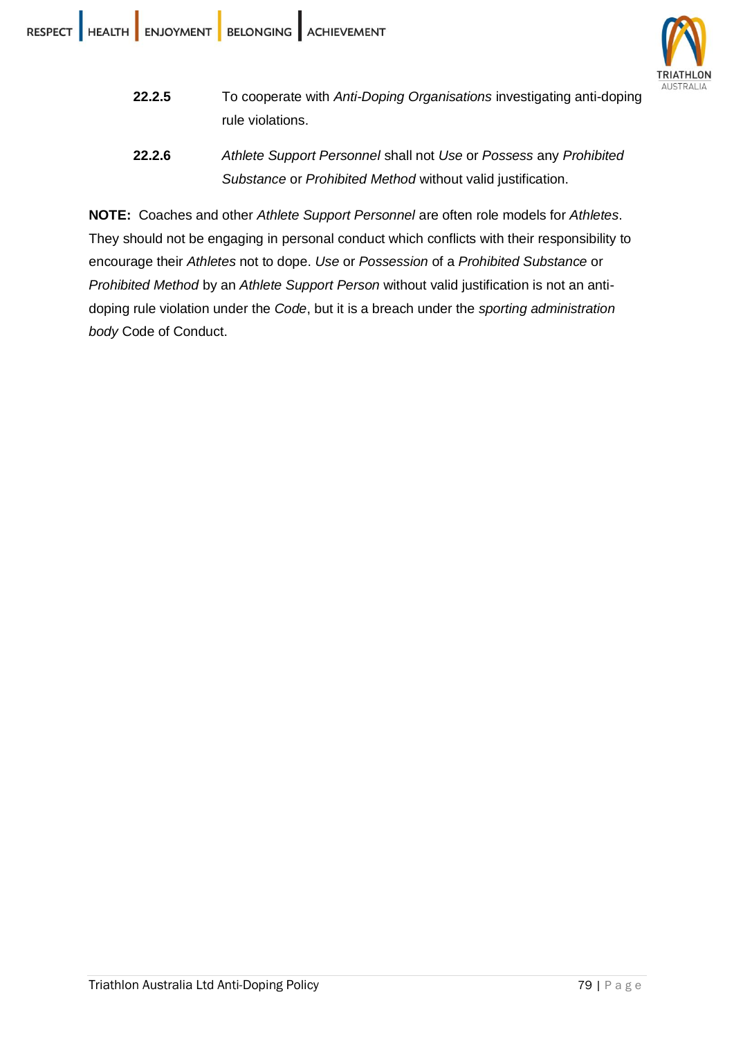**22.2.5** To cooperate with *Anti-Doping Organisations* investigating anti-doping rule violations.

**22.2.6** *Athlete Support Personnel* shall not *Use* or *Possess* any *Prohibited Substance* or *Prohibited Method* without valid justification.

**NOTE:** Coaches and other *Athlete Support Personnel* are often role models for *Athletes*. They should not be engaging in personal conduct which conflicts with their responsibility to encourage their *Athletes* not to dope. *Use* or *Possession* of a *Prohibited Substance* or *Prohibited Method* by an *Athlete Support Person* without valid justification is not an anti-doping rule violation under the *Code*, but it is a breach under the *sporting administration body* Code of Conduct.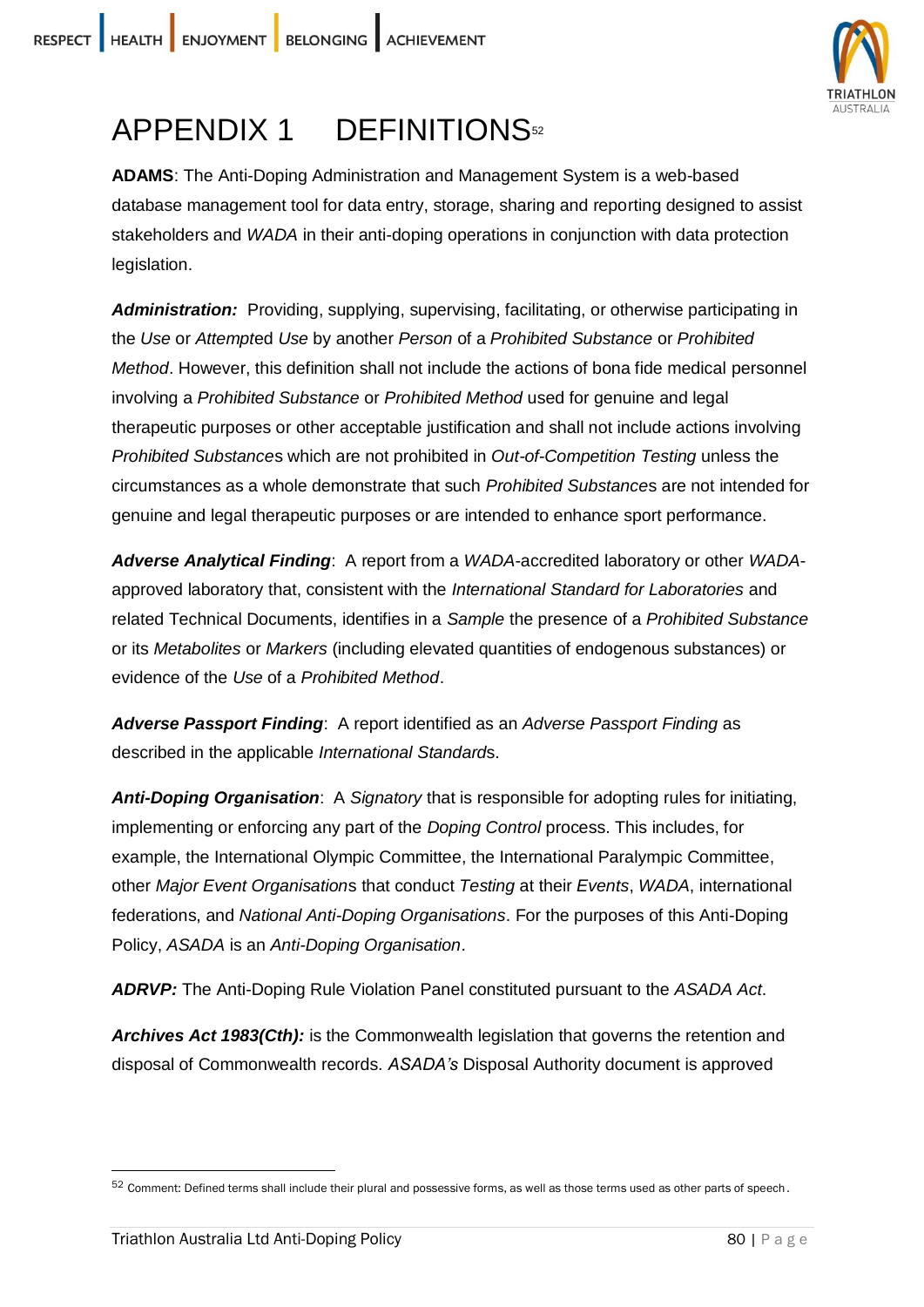# APPENDIX 1 DEFINITIONS[52]

**ADAMS**: The Anti-Doping Administration and Management System is a web-based database management tool for data entry, storage, sharing and reporting designed to assist stakeholders and *WADA* in their anti-doping operations in conjunction with data protection legislation.

***Administration:*** Providing, supplying, supervising, facilitating, or otherwise participating in the *Use* or *Attempt*ed *Use* by another *Person* of a *Prohibited Substance* or *Prohibited Method*. However, this definition shall not include the actions of bona fide medical personnel involving a *Prohibited Substance* or *Prohibited Method* used for genuine and legal therapeutic purposes or other acceptable justification and shall not include actions involving *Prohibited Substance*s which are not prohibited in *Out-of-Competition Testing* unless the circumstances as a whole demonstrate that such *Prohibited Substance*s are not intended for genuine and legal therapeutic purposes or are intended to enhance sport performance.

***Adverse Analytical Finding***: A report from a *WADA*-accredited laboratory or other *WADA*-approved laboratory that, consistent with the *International Standard for Laboratories* and related Technical Documents, identifies in a *Sample* the presence of a *Prohibited Substance* or its *Metabolites* or *Markers* (including elevated quantities of endogenous substances) or evidence of the *Use* of a *Prohibited Method*.

***Adverse Passport Finding***: A report identified as an *Adverse Passport Finding* as described in the applicable *International Standard*s.

***Anti-Doping Organisation***: A *Signatory* that is responsible for adopting rules for initiating, implementing or enforcing any part of the *Doping Control* process. This includes, for example, the International Olympic Committee, the International Paralympic Committee, other *Major Event Organisation*s that conduct *Testing* at their *Events*, *WADA*, international federations, and *National Anti-Doping Organisations*. For the purposes of this Anti-Doping Policy, *ASADA* is an *Anti-Doping Organisation*.

***ADRVP:*** The Anti-Doping Rule Violation Panel constituted pursuant to the *ASADA Act*.

***Archives Act 1983(Cth):*** is the Commonwealth legislation that governs the retention and disposal of Commonwealth records. *ASADA's* Disposal Authority document is approved

[52] Comment: Defined terms shall include their plural and possessive forms, as well as those terms used as other parts of speech.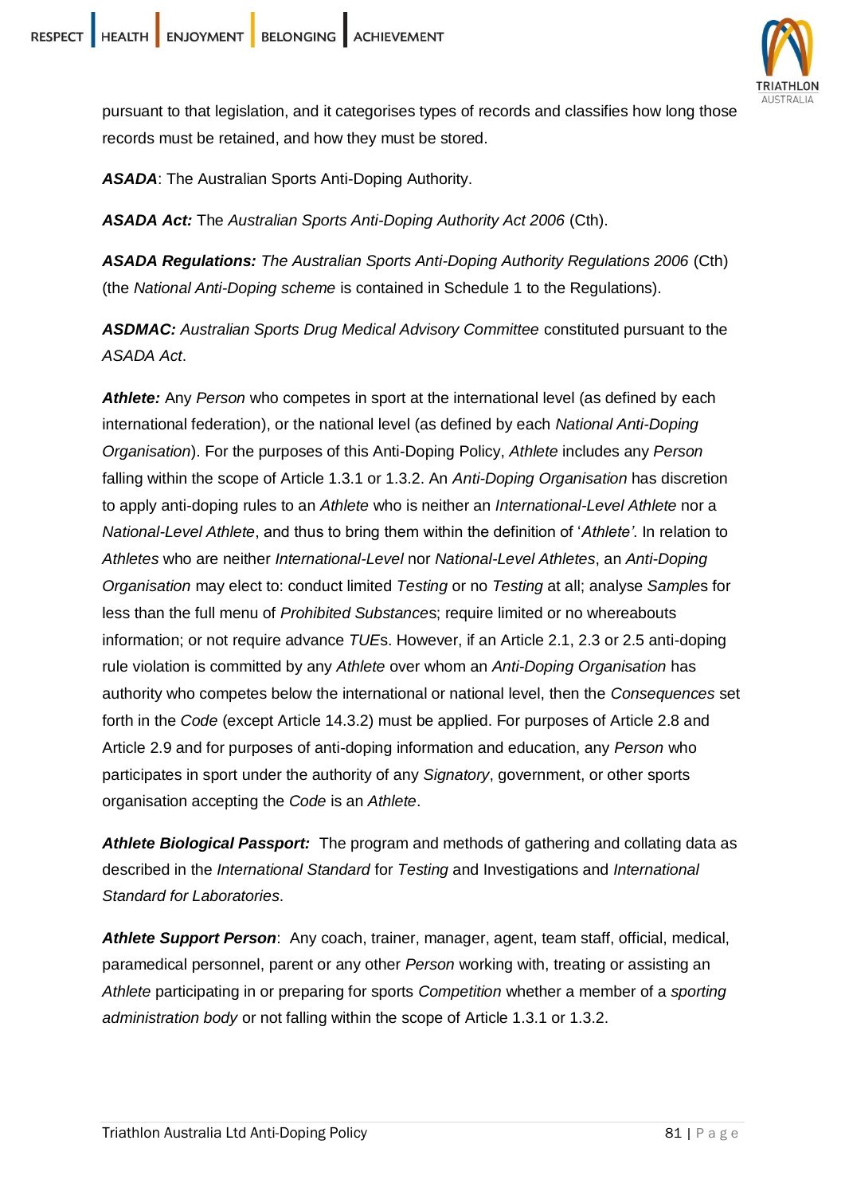pursuant to that legislation, and it categorises types of records and classifies how long those records must be retained, and how they must be stored.

***ASADA***: The Australian Sports Anti-Doping Authority.

***ASADA Act:*** The *Australian Sports Anti-Doping Authority Act 2006* (Cth).

***ASADA Regulations:*** *The Australian Sports Anti-Doping Authority Regulations 2006* (Cth) (the *National Anti-Doping scheme* is contained in Schedule 1 to the Regulations).

***ASDMAC:*** *Australian Sports Drug Medical Advisory Committee* constituted pursuant to the *ASADA Act*.

***Athlete:*** Any *Person* who competes in sport at the international level (as defined by each international federation), or the national level (as defined by each *National Anti-Doping Organisation*). For the purposes of this Anti-Doping Policy, *Athlete* includes any *Person* falling within the scope of Article 1.3.1 or 1.3.2. An *Anti-Doping Organisation* has discretion to apply anti-doping rules to an *Athlete* who is neither an *International-Level Athlete* nor a *National-Level Athlete*, and thus to bring them within the definition of '*Athlete'*. In relation to *Athletes* who are neither *International-Level* nor *National-Level Athletes*, an *Anti-Doping Organisation* may elect to: conduct limited *Testing* or no *Testing* at all; analyse *Sample*s for less than the full menu of *Prohibited Substance*s; require limited or no whereabouts information; or not require advance *TUE*s. However, if an Article 2.1, 2.3 or 2.5 anti-doping rule violation is committed by any *Athlete* over whom an *Anti-Doping Organisation* has authority who competes below the international or national level, then the *Consequences* set forth in the *Code* (except Article 14.3.2) must be applied. For purposes of Article 2.8 and Article 2.9 and for purposes of anti-doping information and education, any *Person* who participates in sport under the authority of any *Signatory*, government, or other sports organisation accepting the *Code* is an *Athlete*.

***Athlete Biological Passport:*** The program and methods of gathering and collating data as described in the *International Standard* for *Testing* and Investigations and *International Standard for Laboratories*.

***Athlete Support Person***: Any coach, trainer, manager, agent, team staff, official, medical, paramedical personnel, parent or any other *Person* working with, treating or assisting an *Athlete* participating in or preparing for sports *Competition* whether a member of a *sporting administration body* or not falling within the scope of Article 1.3.1 or 1.3.2.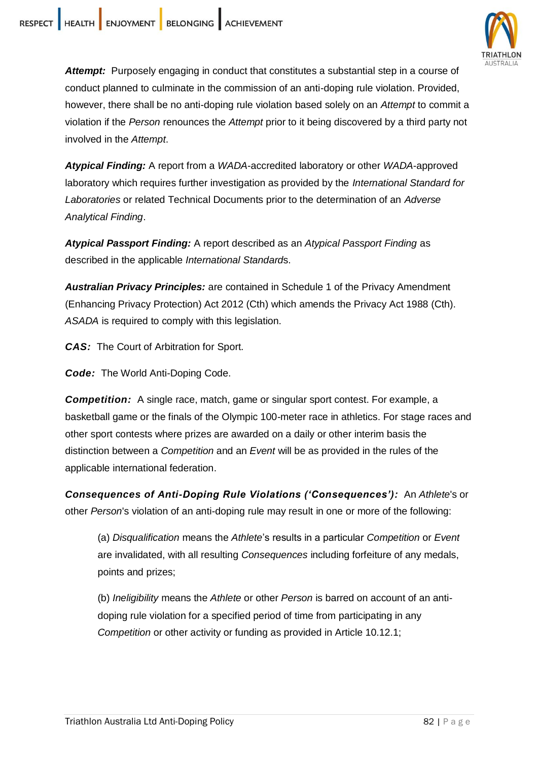***Attempt:*** Purposely engaging in conduct that constitutes a substantial step in a course of conduct planned to culminate in the commission of an anti-doping rule violation. Provided, however, there shall be no anti-doping rule violation based solely on an *Attempt* to commit a violation if the *Person* renounces the *Attempt* prior to it being discovered by a third party not involved in the *Attempt*.

***Atypical Finding:*** A report from a *WADA*-accredited laboratory or other *WADA*-approved laboratory which requires further investigation as provided by the *International Standard for Laboratories* or related Technical Documents prior to the determination of an *Adverse Analytical Finding*.

***Atypical Passport Finding:*** A report described as an *Atypical Passport Finding* as described in the applicable *International Standard*s.

***Australian Privacy Principles:*** are contained in Schedule 1 of the Privacy Amendment (Enhancing Privacy Protection) Act 2012 (Cth) which amends the Privacy Act 1988 (Cth). *ASADA* is required to comply with this legislation.

***CAS:*** The Court of Arbitration for Sport.

***Code:*** The World Anti-Doping Code.

***Competition:*** A single race, match, game or singular sport contest. For example, a basketball game or the finals of the Olympic 100-meter race in athletics. For stage races and other sport contests where prizes are awarded on a daily or other interim basis the distinction between a *Competition* and an *Event* will be as provided in the rules of the applicable international federation.

***Consequences of Anti-Doping Rule Violations ('Consequences'):*** An *Athlete*'s or other *Person*'s violation of an anti-doping rule may result in one or more of the following:

(a) *Disqualification* means the *Athlete*'s results in a particular *Competition* or *Event* are invalidated, with all resulting *Consequences* including forfeiture of any medals, points and prizes;

(b) *Ineligibility* means the *Athlete* or other *Person* is barred on account of an anti-doping rule violation for a specified period of time from participating in any *Competition* or other activity or funding as provided in Article 10.12.1;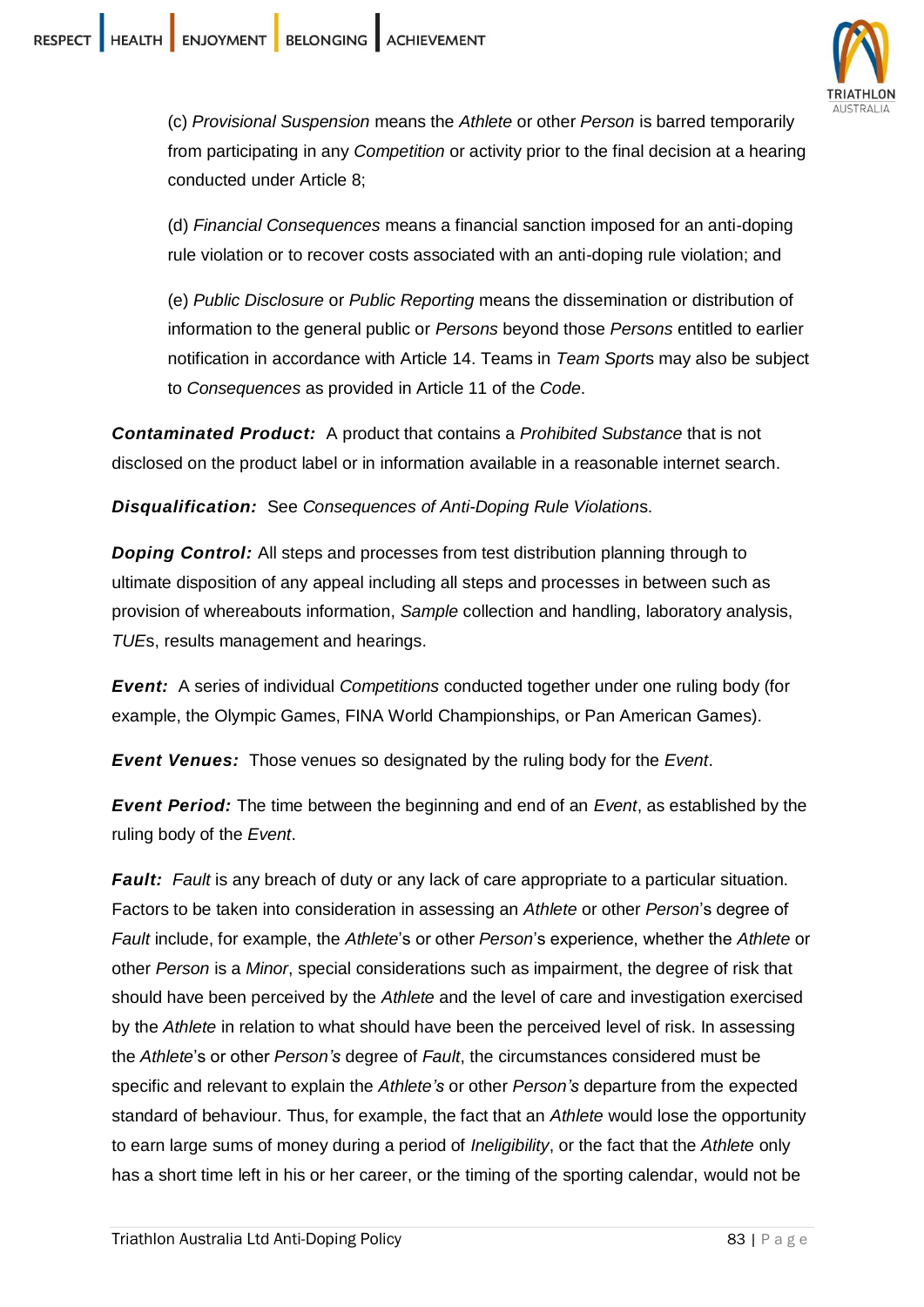(c) *Provisional Suspension* means the *Athlete* or other *Person* is barred temporarily from participating in any *Competition* or activity prior to the final decision at a hearing conducted under Article 8;

(d) *Financial Consequences* means a financial sanction imposed for an anti-doping rule violation or to recover costs associated with an anti-doping rule violation; and

(e) *Public Disclosure* or *Public Reporting* means the dissemination or distribution of information to the general public or *Persons* beyond those *Persons* entitled to earlier notification in accordance with Article 14. Teams in *Team Sport*s may also be subject to *Consequences* as provided in Article 11 of the *Code*.

***Contaminated Product:*** A product that contains a *Prohibited Substance* that is not disclosed on the product label or in information available in a reasonable internet search.

***Disqualification:*** See *Consequences of Anti-Doping Rule Violation*s.

***Doping Control:*** All steps and processes from test distribution planning through to ultimate disposition of any appeal including all steps and processes in between such as provision of whereabouts information, *Sample* collection and handling, laboratory analysis, *TUE*s, results management and hearings.

***Event:*** A series of individual *Competitions* conducted together under one ruling body (for example, the Olympic Games, FINA World Championships, or Pan American Games).

***Event Venues:*** Those venues so designated by the ruling body for the *Event*.

***Event Period:*** The time between the beginning and end of an *Event*, as established by the ruling body of the *Event*.

***Fault:*** *Fault* is any breach of duty or any lack of care appropriate to a particular situation. Factors to be taken into consideration in assessing an *Athlete* or other *Person*'s degree of *Fault* include, for example, the *Athlete*'s or other *Person*'s experience, whether the *Athlete* or other *Person* is a *Minor*, special considerations such as impairment, the degree of risk that should have been perceived by the *Athlete* and the level of care and investigation exercised by the *Athlete* in relation to what should have been the perceived level of risk. In assessing the *Athlete*'s or other *Person's* degree of *Fault*, the circumstances considered must be specific and relevant to explain the *Athlete's* or other *Person's* departure from the expected standard of behaviour. Thus, for example, the fact that an *Athlete* would lose the opportunity to earn large sums of money during a period of *Ineligibility*, or the fact that the *Athlete* only has a short time left in his or her career, or the timing of the sporting calendar, would not be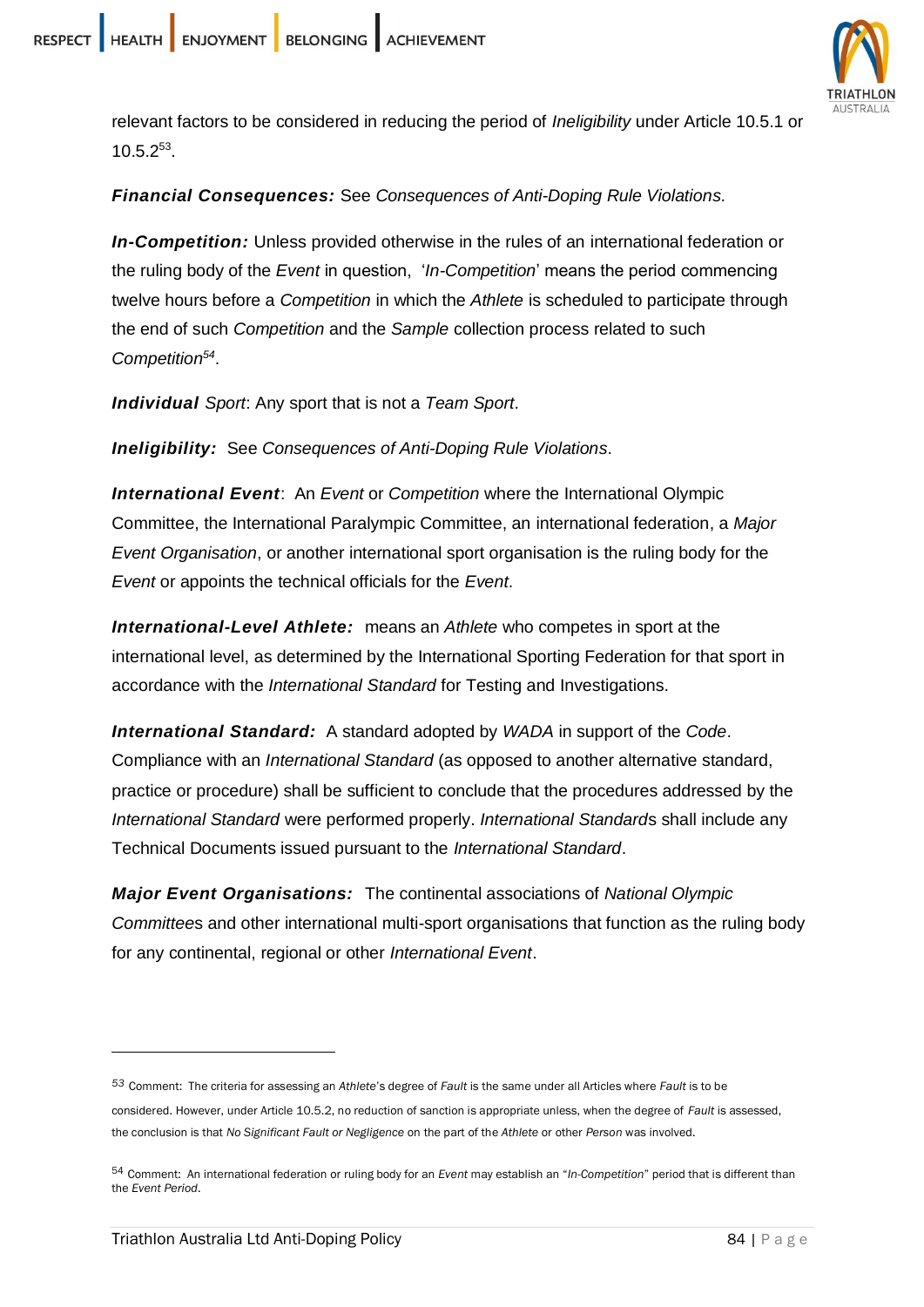relevant factors to be considered in reducing the period of *Ineligibility* under Article 10.5.1 or 10.5.2[53].

***Financial Consequences:*** See *Consequences of Anti-Doping Rule Violations*.

***In-Competition:*** Unless provided otherwise in the rules of an international federation or the ruling body of the *Event* in question, '*In-Competition*' means the period commencing twelve hours before a *Competition* in which the *Athlete* is scheduled to participate through the end of such *Competition* and the *Sample* collection process related to such *Competition*[54].

***Individual** Sport*: Any sport that is not a *Team Sport*.

***Ineligibility:*** See *Consequences of Anti-Doping Rule Violations*.

***International Event***: An *Event* or *Competition* where the International Olympic Committee, the International Paralympic Committee, an international federation, a *Major Event Organisation*, or another international sport organisation is the ruling body for the *Event* or appoints the technical officials for the *Event*.

***International-Level Athlete:*** means an *Athlete* who competes in sport at the international level, as determined by the International Sporting Federation for that sport in accordance with the *International Standard* for Testing and Investigations.

***International Standard:*** A standard adopted by *WADA* in support of the *Code*. Compliance with an *International Standard* (as opposed to another alternative standard, practice or procedure) shall be sufficient to conclude that the procedures addressed by the *International Standard* were performed properly. *International Standard*s shall include any Technical Documents issued pursuant to the *International Standard*.

***Major Event Organisations:*** The continental associations of *National Olympic Committee*s and other international multi-sport organisations that function as the ruling body for any continental, regional or other *International Event*.

---

[53] Comment: The criteria for assessing an *Athlete*'s degree of *Fault* is the same under all Articles where *Fault* is to be considered. However, under Article 10.5.2, no reduction of sanction is appropriate unless, when the degree of *Fault* is assessed, the conclusion is that *No Significant Fault or Negligence* on the part of the *Athlete* or other *Person* was involved.

[54] Comment: An international federation or ruling body for an *Event* may establish an "*In-Competition*" period that is different than the *Event Period*.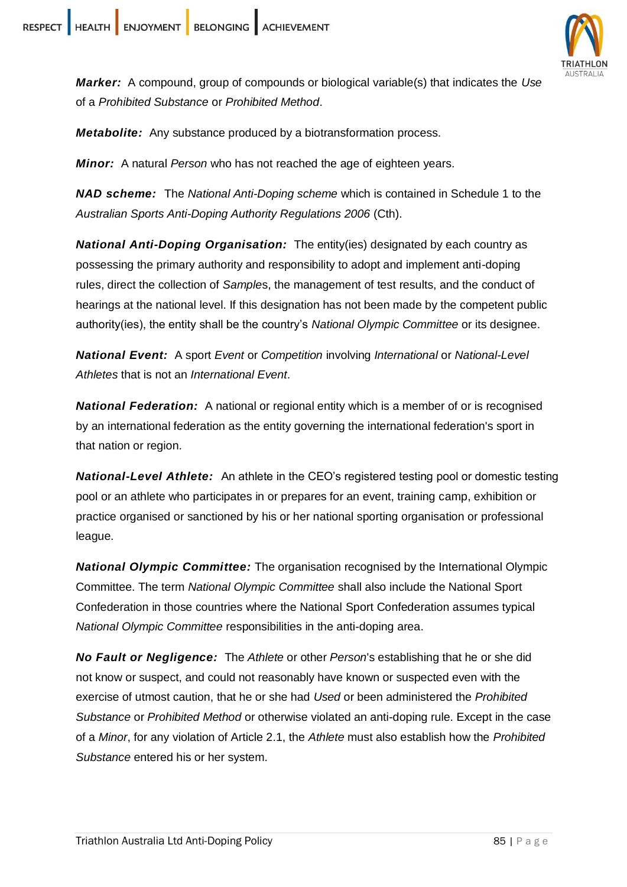***Marker:*** A compound, group of compounds or biological variable(s) that indicates the *Use* of a *Prohibited Substance* or *Prohibited Method*.

***Metabolite:*** Any substance produced by a biotransformation process.

***Minor:*** A natural *Person* who has not reached the age of eighteen years.

***NAD scheme:*** The *National Anti-Doping scheme* which is contained in Schedule 1 to the *Australian Sports Anti-Doping Authority Regulations 2006* (Cth).

***National Anti-Doping Organisation:*** The entity(ies) designated by each country as possessing the primary authority and responsibility to adopt and implement anti-doping rules, direct the collection of *Samples*, the management of test results, and the conduct of hearings at the national level. If this designation has not been made by the competent public authority(ies), the entity shall be the country's *National Olympic Committee* or its designee.

***National Event:*** A sport *Event* or *Competition* involving *International* or *National-Level Athletes* that is not an *International Event*.

***National Federation:*** A national or regional entity which is a member of or is recognised by an international federation as the entity governing the international federation's sport in that nation or region.

***National-Level Athlete:*** An athlete in the CEO's registered testing pool or domestic testing pool or an athlete who participates in or prepares for an event, training camp, exhibition or practice organised or sanctioned by his or her national sporting organisation or professional league.

***National Olympic Committee:*** The organisation recognised by the International Olympic Committee. The term *National Olympic Committee* shall also include the National Sport Confederation in those countries where the National Sport Confederation assumes typical *National Olympic Committee* responsibilities in the anti-doping area.

***No Fault or Negligence:*** The *Athlete* or other *Person*'s establishing that he or she did not know or suspect, and could not reasonably have known or suspected even with the exercise of utmost caution, that he or she had *Used* or been administered the *Prohibited Substance* or *Prohibited Method* or otherwise violated an anti-doping rule. Except in the case of a *Minor*, for any violation of Article 2.1, the *Athlete* must also establish how the *Prohibited Substance* entered his or her system.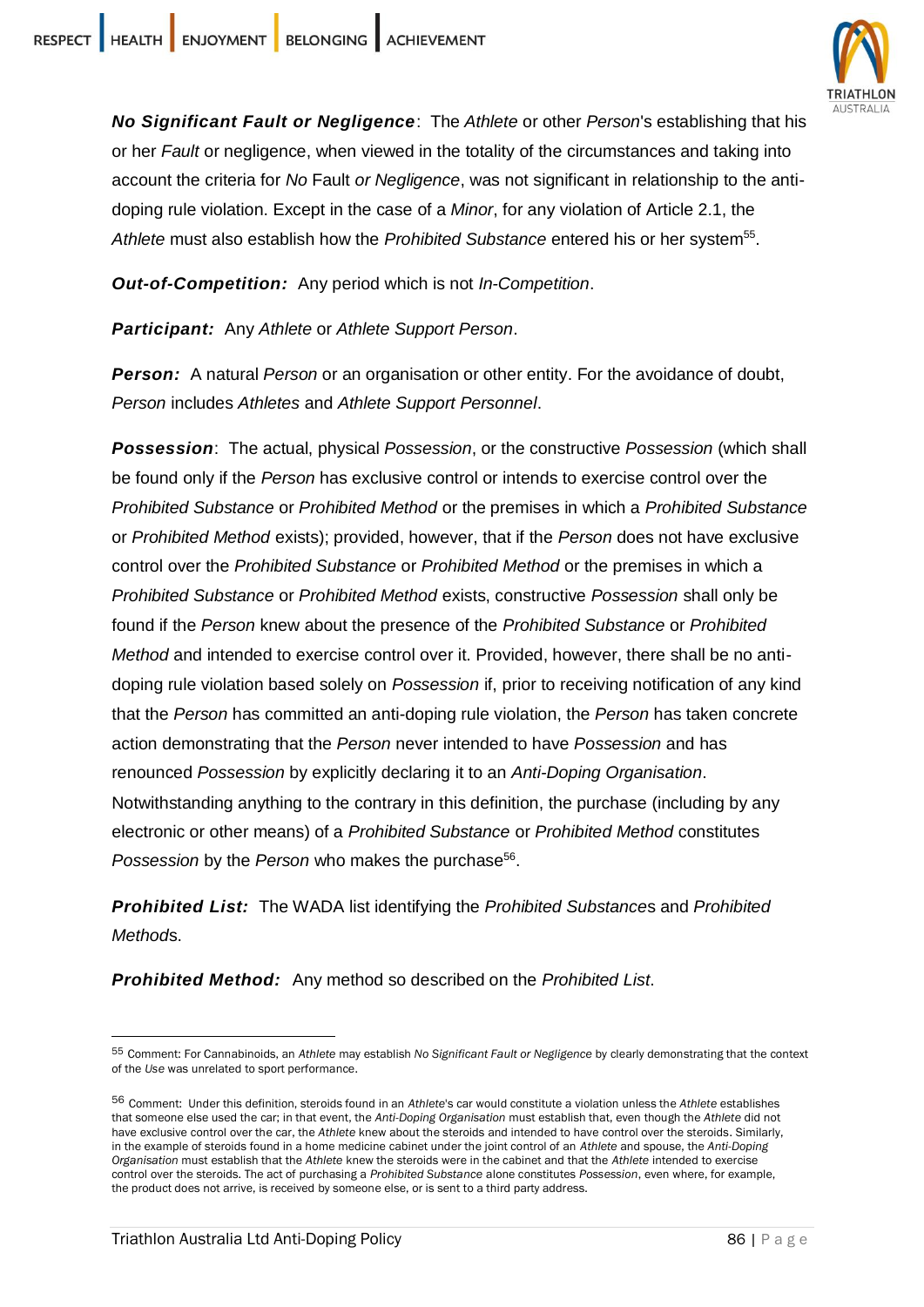***No Significant Fault or Negligence***: The *Athlete* or other *Person*'s establishing that his or her *Fault* or negligence, when viewed in the totality of the circumstances and taking into account the criteria for *No* Fault *or Negligence*, was not significant in relationship to the anti-doping rule violation. Except in the case of a *Minor*, for any violation of Article 2.1, the *Athlete* must also establish how the *Prohibited Substance* entered his or her system[55].

***Out-of-Competition:*** Any period which is not *In-Competition*.

***Participant:*** Any *Athlete* or *Athlete Support Person*.

***Person:*** A natural *Person* or an organisation or other entity. For the avoidance of doubt, *Person* includes *Athletes* and *Athlete Support Personnel*.

***Possession***: The actual, physical *Possession*, or the constructive *Possession* (which shall be found only if the *Person* has exclusive control or intends to exercise control over the *Prohibited Substance* or *Prohibited Method* or the premises in which a *Prohibited Substance* or *Prohibited Method* exists); provided, however, that if the *Person* does not have exclusive control over the *Prohibited Substance* or *Prohibited Method* or the premises in which a *Prohibited Substance* or *Prohibited Method* exists, constructive *Possession* shall only be found if the *Person* knew about the presence of the *Prohibited Substance* or *Prohibited Method* and intended to exercise control over it. Provided, however, there shall be no anti-doping rule violation based solely on *Possession* if, prior to receiving notification of any kind that the *Person* has committed an anti-doping rule violation, the *Person* has taken concrete action demonstrating that the *Person* never intended to have *Possession* and has renounced *Possession* by explicitly declaring it to an *Anti-Doping Organisation*. Notwithstanding anything to the contrary in this definition, the purchase (including by any electronic or other means) of a *Prohibited Substance* or *Prohibited Method* constitutes *Possession* by the *Person* who makes the purchase[56].

***Prohibited List:*** The WADA list identifying the *Prohibited Substance*s and *Prohibited Method*s.

***Prohibited Method:*** Any method so described on the *Prohibited List*.

---

[55] Comment: For Cannabinoids, an *Athlete* may establish *No Significant Fault or Negligence* by clearly demonstrating that the context of the *Use* was unrelated to sport performance.

[56] Comment: Under this definition, steroids found in an *Athlete*'s car would constitute a violation unless the *Athlete* establishes that someone else used the car; in that event, the *Anti-Doping Organisation* must establish that, even though the *Athlete* did not have exclusive control over the car, the *Athlete* knew about the steroids and intended to have control over the steroids. Similarly, in the example of steroids found in a home medicine cabinet under the joint control of an *Athlete* and spouse, the *Anti-Doping Organisation* must establish that the *Athlete* knew the steroids were in the cabinet and that the *Athlete* intended to exercise control over the steroids. The act of purchasing a *Prohibited Substance* alone constitutes *Possession*, even where, for example, the product does not arrive, is received by someone else, or is sent to a third party address.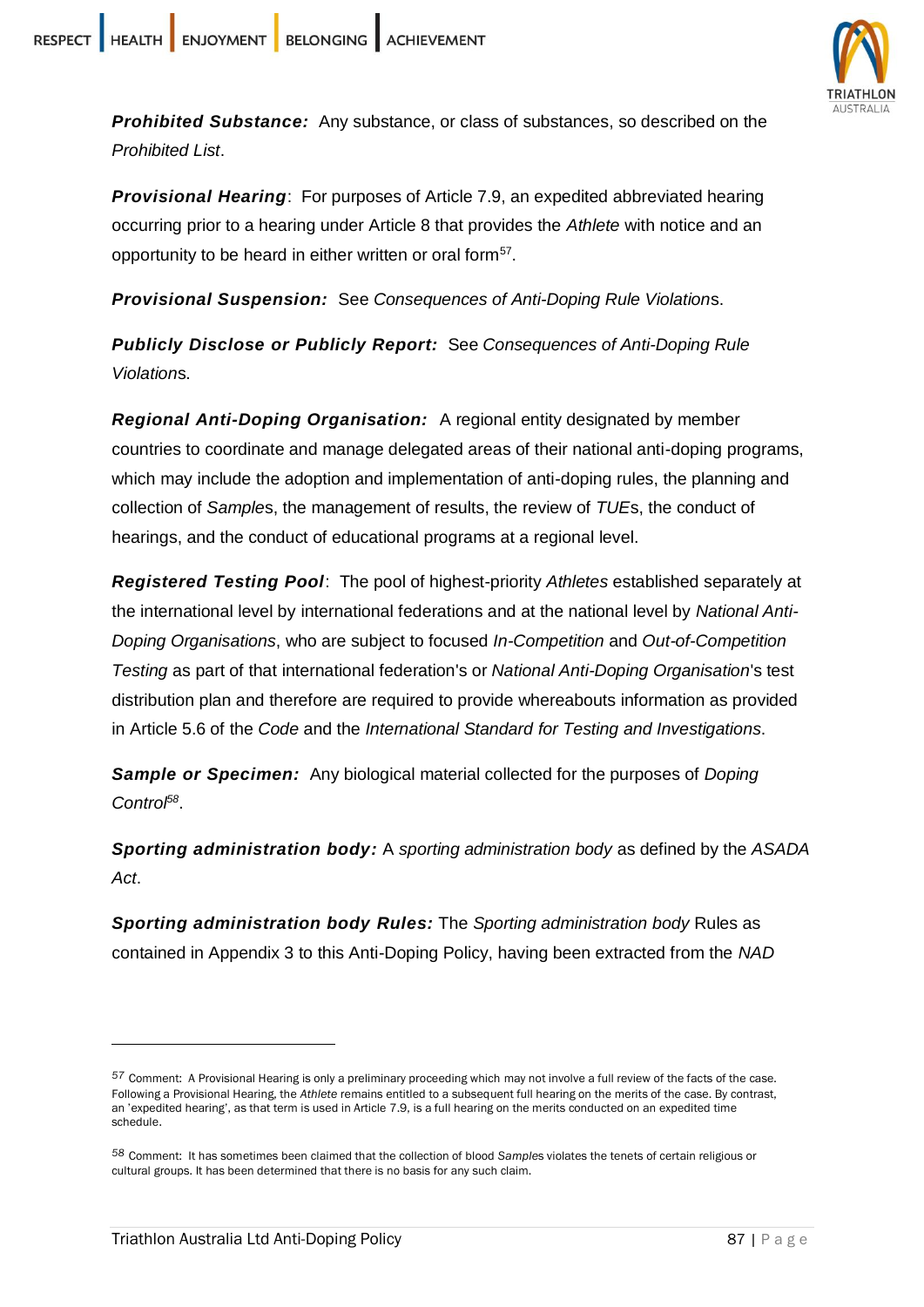***Prohibited Substance:*** Any substance, or class of substances, so described on the *Prohibited List*.

***Provisional Hearing***: For purposes of Article 7.9, an expedited abbreviated hearing occurring prior to a hearing under Article 8 that provides the *Athlete* with notice and an opportunity to be heard in either written or oral form[57].

***Provisional Suspension:*** See *Consequences of Anti-Doping Rule Violation*s.

***Publicly Disclose or Publicly Report:*** See *Consequences of Anti-Doping Rule Violation*s.

***Regional Anti-Doping Organisation:*** A regional entity designated by member countries to coordinate and manage delegated areas of their national anti-doping programs, which may include the adoption and implementation of anti-doping rules, the planning and collection of *Sample*s, the management of results, the review of *TUE*s, the conduct of hearings, and the conduct of educational programs at a regional level.

***Registered Testing Pool***: The pool of highest-priority *Athletes* established separately at the international level by international federations and at the national level by *National Anti-Doping Organisations*, who are subject to focused *In-Competition* and *Out-of-Competition Testing* as part of that international federation's or *National Anti-Doping Organisation*'s test distribution plan and therefore are required to provide whereabouts information as provided in Article 5.6 of the *Code* and the *International Standard for Testing and Investigations*.

***Sample or Specimen:*** Any biological material collected for the purposes of *Doping Control*[58].

***Sporting administration body:*** A *sporting administration body* as defined by the *ASADA Act*.

***Sporting administration body Rules:*** The *Sporting administration body* Rules as contained in Appendix 3 to this Anti-Doping Policy, having been extracted from the *NAD*

---

[57] Comment: A Provisional Hearing is only a preliminary proceeding which may not involve a full review of the facts of the case. Following a Provisional Hearing, the *Athlete* remains entitled to a subsequent full hearing on the merits of the case. By contrast, an 'expedited hearing', as that term is used in Article 7.9, is a full hearing on the merits conducted on an expedited time schedule.

[58] Comment: It has sometimes been claimed that the collection of blood *Sample*s violates the tenets of certain religious or cultural groups. It has been determined that there is no basis for any such claim.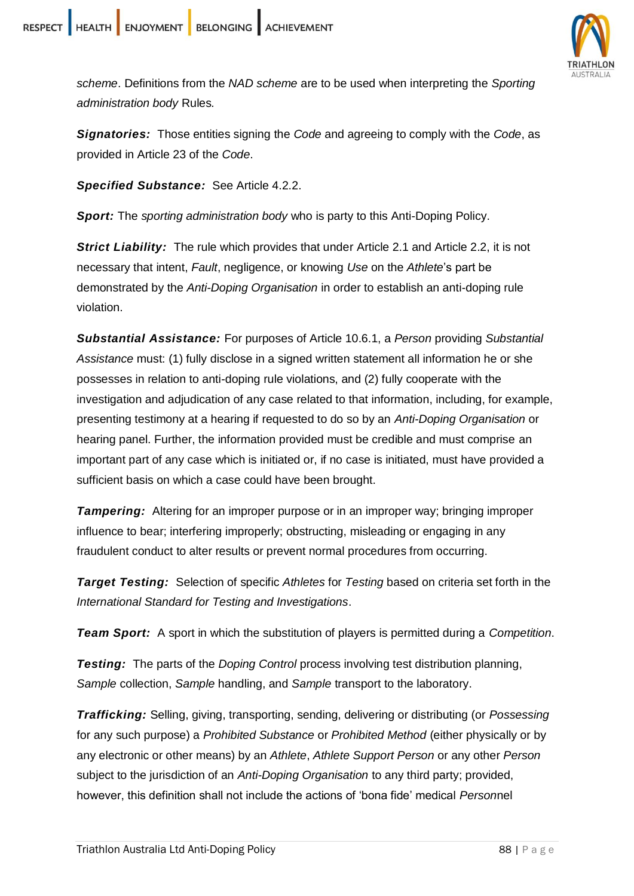*scheme*. Definitions from the *NAD scheme* are to be used when interpreting the *Sporting administration body* Rules.

***Signatories:*** Those entities signing the *Code* and agreeing to comply with the *Code*, as provided in Article 23 of the *Code*.

***Specified Substance:*** See Article 4.2.2.

***Sport:*** The *sporting administration body* who is party to this Anti-Doping Policy.

***Strict Liability:*** The rule which provides that under Article 2.1 and Article 2.2, it is not necessary that intent, *Fault*, negligence, or knowing *Use* on the *Athlete*'s part be demonstrated by the *Anti-Doping Organisation* in order to establish an anti-doping rule violation.

***Substantial Assistance:*** For purposes of Article 10.6.1, a *Person* providing *Substantial Assistance* must: (1) fully disclose in a signed written statement all information he or she possesses in relation to anti-doping rule violations, and (2) fully cooperate with the investigation and adjudication of any case related to that information, including, for example, presenting testimony at a hearing if requested to do so by an *Anti-Doping Organisation* or hearing panel. Further, the information provided must be credible and must comprise an important part of any case which is initiated or, if no case is initiated, must have provided a sufficient basis on which a case could have been brought.

***Tampering:*** Altering for an improper purpose or in an improper way; bringing improper influence to bear; interfering improperly; obstructing, misleading or engaging in any fraudulent conduct to alter results or prevent normal procedures from occurring.

***Target Testing:*** Selection of specific *Athletes* for *Testing* based on criteria set forth in the *International Standard for Testing and Investigations*.

***Team Sport:*** A sport in which the substitution of players is permitted during a *Competition*.

***Testing:*** The parts of the *Doping Control* process involving test distribution planning, *Sample* collection, *Sample* handling, and *Sample* transport to the laboratory.

***Trafficking:*** Selling, giving, transporting, sending, delivering or distributing (or *Possessing* for any such purpose) a *Prohibited Substance* or *Prohibited Method* (either physically or by any electronic or other means) by an *Athlete*, *Athlete Support Person* or any other *Person* subject to the jurisdiction of an *Anti-Doping Organisation* to any third party; provided, however, this definition shall not include the actions of 'bona fide' medical *Person*nel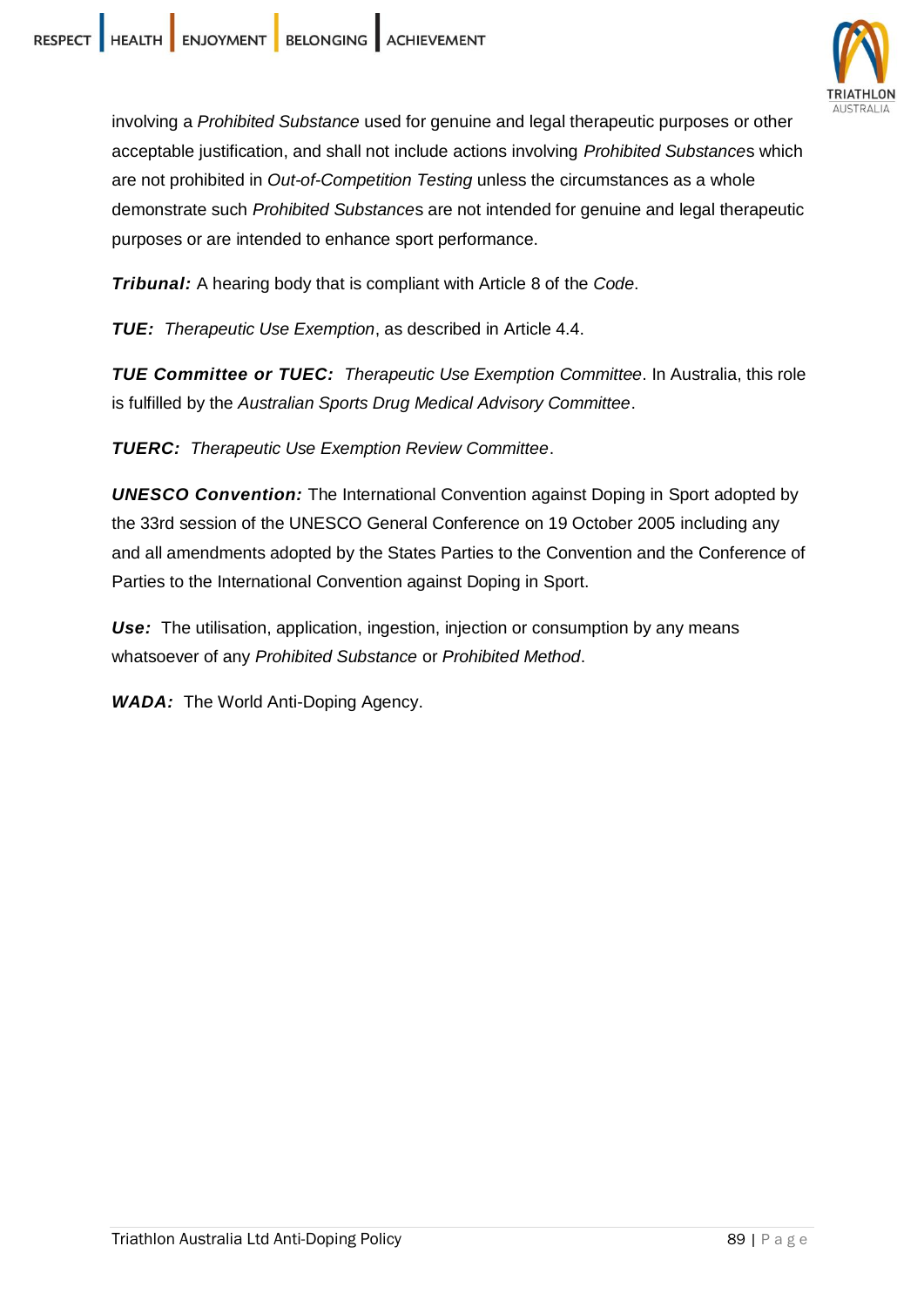involving a *Prohibited Substance* used for genuine and legal therapeutic purposes or other acceptable justification, and shall not include actions involving *Prohibited Substance*s which are not prohibited in *Out-of-Competition Testing* unless the circumstances as a whole demonstrate such *Prohibited Substance*s are not intended for genuine and legal therapeutic purposes or are intended to enhance sport performance.

***Tribunal:*** A hearing body that is compliant with Article 8 of the *Code*.

***TUE:*** *Therapeutic Use Exemption*, as described in Article 4.4.

***TUE Committee or TUEC:*** *Therapeutic Use Exemption Committee*. In Australia, this role is fulfilled by the *Australian Sports Drug Medical Advisory Committee*.

***TUERC:*** *Therapeutic Use Exemption Review Committee*.

***UNESCO Convention:*** The International Convention against Doping in Sport adopted by the 33rd session of the UNESCO General Conference on 19 October 2005 including any and all amendments adopted by the States Parties to the Convention and the Conference of Parties to the International Convention against Doping in Sport.

***Use:*** The utilisation, application, ingestion, injection or consumption by any means whatsoever of any *Prohibited Substance* or *Prohibited Method*.

***WADA:*** The World Anti-Doping Agency.